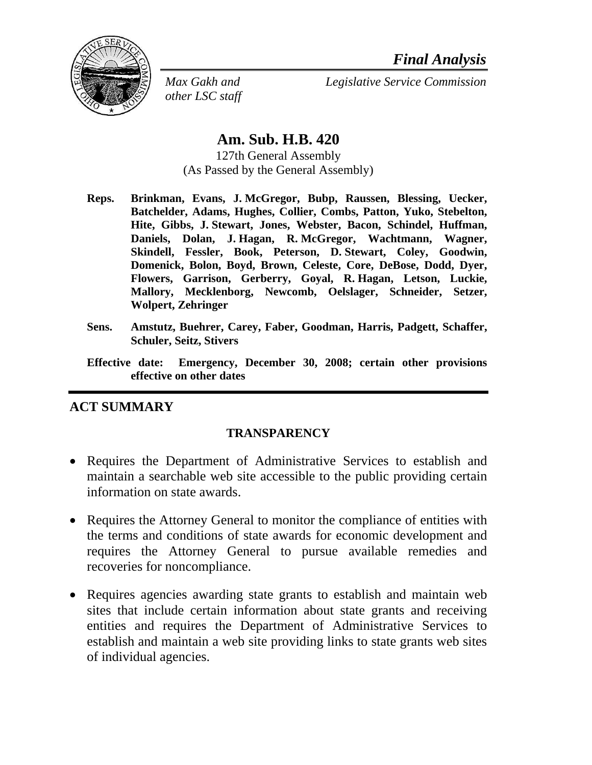*Final Analysis*

*Max Gakh and other LSC staff* *Legislative Service Commission*

# Am. Sub. H.B. 420

127th General Assembly
(As Passed by the General Assembly)

**Reps.** **Brinkman, Evans, J. McGregor, Bubp, Raussen, Blessing, Uecker, Batchelder, Adams, Hughes, Collier, Combs, Patton, Yuko, Stebelton, Hite, Gibbs, J. Stewart, Jones, Webster, Bacon, Schindel, Huffman, Daniels, Dolan, J. Hagan, R. McGregor, Wachtmann, Wagner, Skindell, Fessler, Book, Peterson, D. Stewart, Coley, Goodwin, Domenick, Bolon, Boyd, Brown, Celeste, Core, DeBose, Dodd, Dyer, Flowers, Garrison, Gerberry, Goyal, R. Hagan, Letson, Luckie, Mallory, Mecklenborg, Newcomb, Oelslager, Schneider, Setzer, Wolpert, Zehringer**

**Sens.** **Amstutz, Buehrer, Carey, Faber, Goodman, Harris, Padgett, Schaffer, Schuler, Seitz, Stivers**

**Effective date:** **Emergency, December 30, 2008; certain other provisions effective on other dates**

## ACT SUMMARY

### TRANSPARENCY

- Requires the Department of Administrative Services to establish and maintain a searchable web site accessible to the public providing certain information on state awards.
- Requires the Attorney General to monitor the compliance of entities with the terms and conditions of state awards for economic development and requires the Attorney General to pursue available remedies and recoveries for noncompliance.
- Requires agencies awarding state grants to establish and maintain web sites that include certain information about state grants and receiving entities and requires the Department of Administrative Services to establish and maintain a web site providing links to state grants web sites of individual agencies.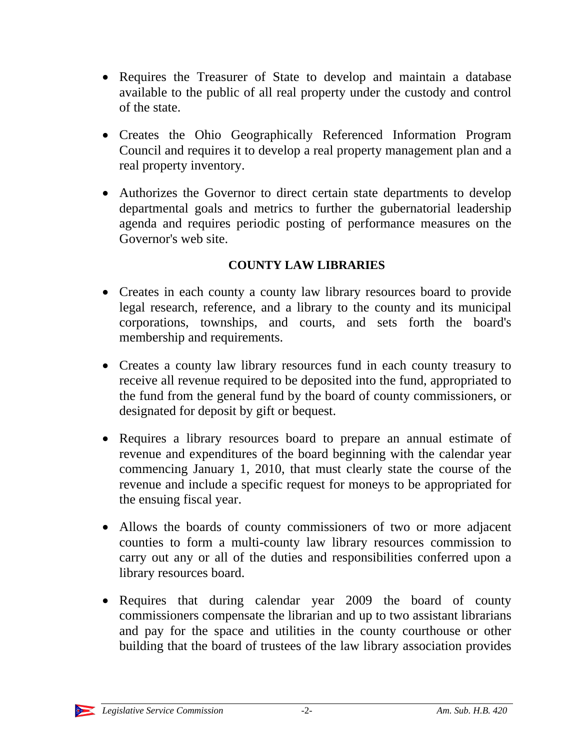- Requires the Treasurer of State to develop and maintain a database available to the public of all real property under the custody and control of the state.

- Creates the Ohio Geographically Referenced Information Program Council and requires it to develop a real property management plan and a real property inventory.

- Authorizes the Governor to direct certain state departments to develop departmental goals and metrics to further the gubernatorial leadership agenda and requires periodic posting of performance measures on the Governor's web site.

## COUNTY LAW LIBRARIES

- Creates in each county a county law library resources board to provide legal research, reference, and a library to the county and its municipal corporations, townships, and courts, and sets forth the board's membership and requirements.

- Creates a county law library resources fund in each county treasury to receive all revenue required to be deposited into the fund, appropriated to the fund from the general fund by the board of county commissioners, or designated for deposit by gift or bequest.

- Requires a library resources board to prepare an annual estimate of revenue and expenditures of the board beginning with the calendar year commencing January 1, 2010, that must clearly state the course of the revenue and include a specific request for moneys to be appropriated for the ensuing fiscal year.

- Allows the boards of county commissioners of two or more adjacent counties to form a multi-county law library resources commission to carry out any or all of the duties and responsibilities conferred upon a library resources board.

- Requires that during calendar year 2009 the board of county commissioners compensate the librarian and up to two assistant librarians and pay for the space and utilities in the county courthouse or other building that the board of trustees of the law library association provides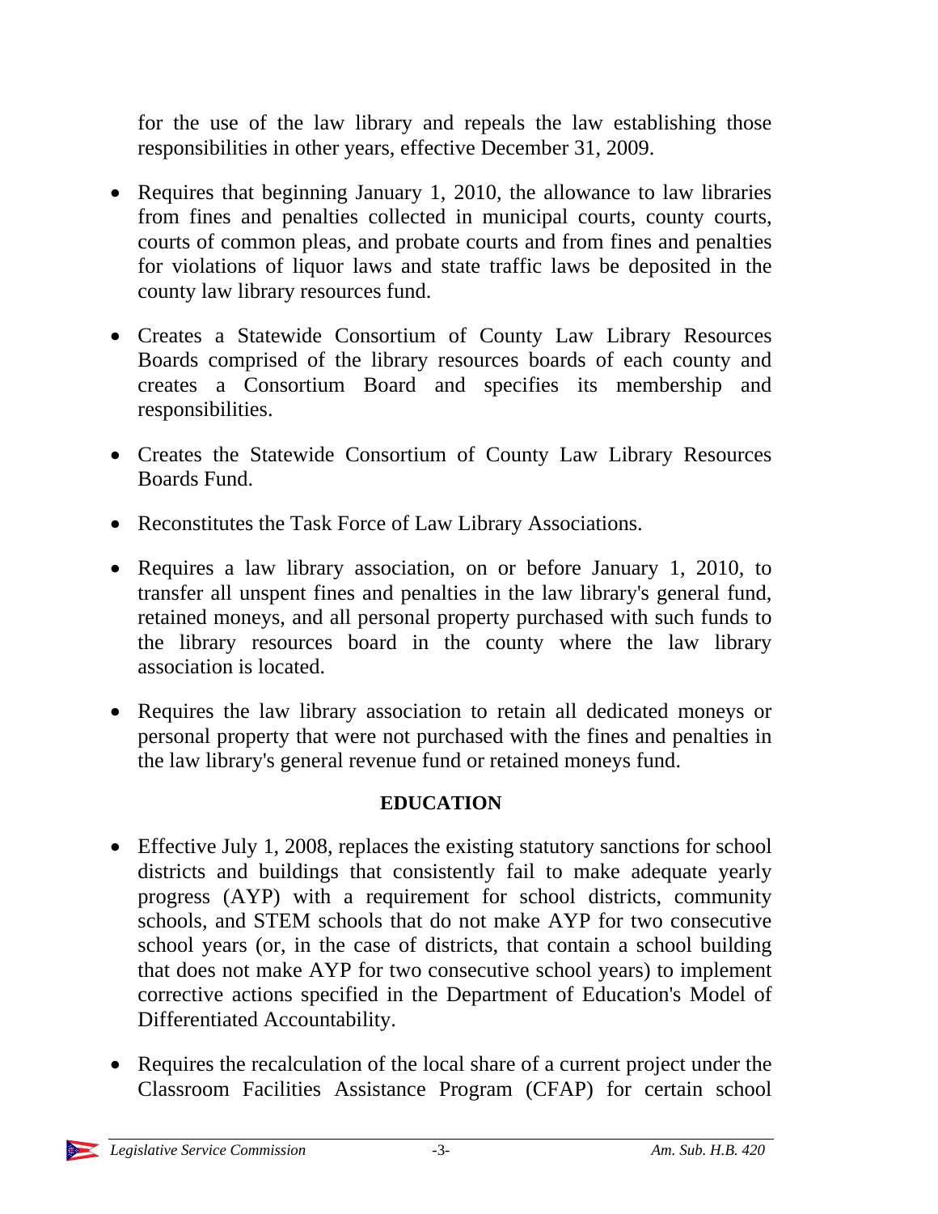for the use of the law library and repeals the law establishing those responsibilities in other years, effective December 31, 2009.

- Requires that beginning January 1, 2010, the allowance to law libraries from fines and penalties collected in municipal courts, county courts, courts of common pleas, and probate courts and from fines and penalties for violations of liquor laws and state traffic laws be deposited in the county law library resources fund.
- Creates a Statewide Consortium of County Law Library Resources Boards comprised of the library resources boards of each county and creates a Consortium Board and specifies its membership and responsibilities.
- Creates the Statewide Consortium of County Law Library Resources Boards Fund.
- Reconstitutes the Task Force of Law Library Associations.
- Requires a law library association, on or before January 1, 2010, to transfer all unspent fines and penalties in the law library's general fund, retained moneys, and all personal property purchased with such funds to the library resources board in the county where the law library association is located.
- Requires the law library association to retain all dedicated moneys or personal property that were not purchased with the fines and penalties in the law library's general revenue fund or retained moneys fund.

## EDUCATION

- Effective July 1, 2008, replaces the existing statutory sanctions for school districts and buildings that consistently fail to make adequate yearly progress (AYP) with a requirement for school districts, community schools, and STEM schools that do not make AYP for two consecutive school years (or, in the case of districts, that contain a school building that does not make AYP for two consecutive school years) to implement corrective actions specified in the Department of Education's Model of Differentiated Accountability.
- Requires the recalculation of the local share of a current project under the Classroom Facilities Assistance Program (CFAP) for certain school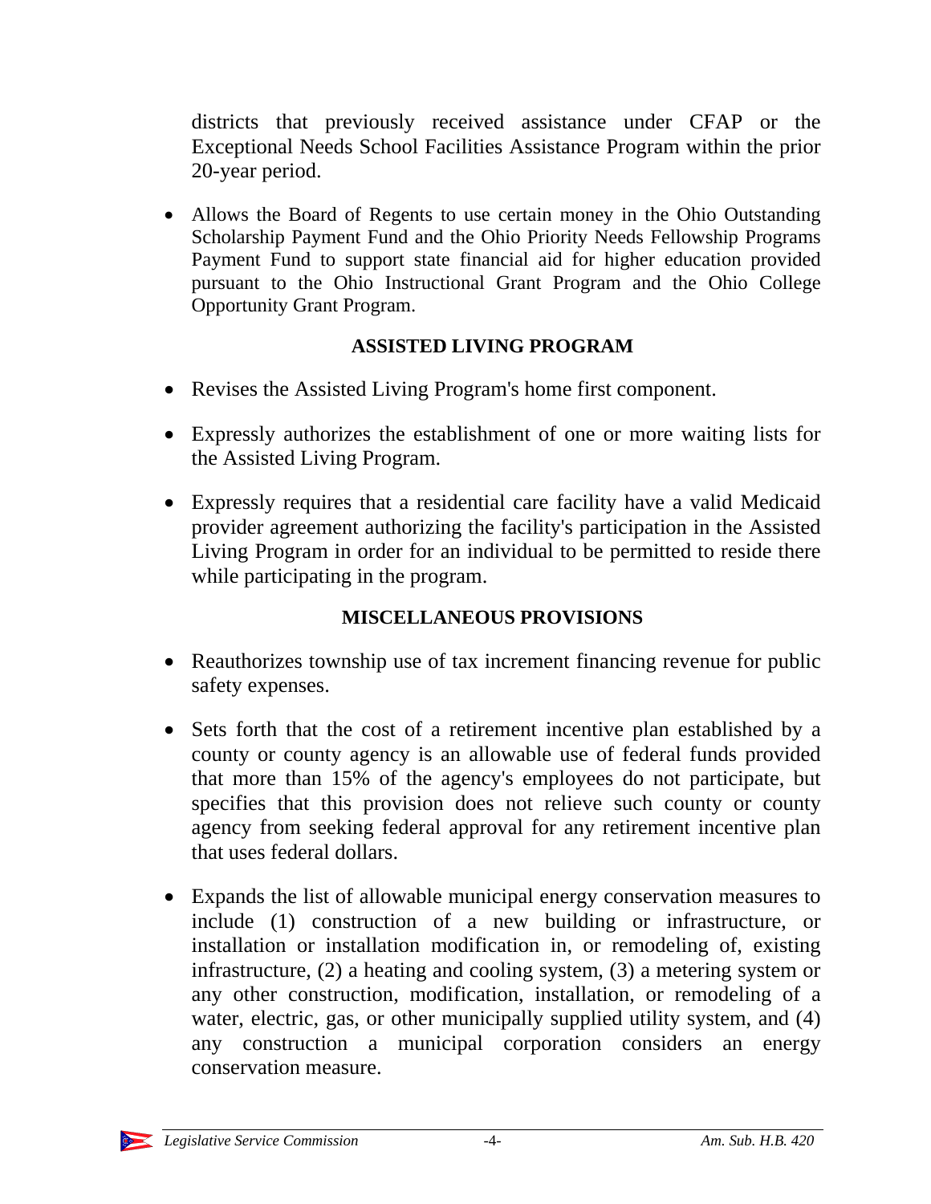districts that previously received assistance under CFAP or the Exceptional Needs School Facilities Assistance Program within the prior 20-year period.

- Allows the Board of Regents to use certain money in the Ohio Outstanding Scholarship Payment Fund and the Ohio Priority Needs Fellowship Programs Payment Fund to support state financial aid for higher education provided pursuant to the Ohio Instructional Grant Program and the Ohio College Opportunity Grant Program.

**ASSISTED LIVING PROGRAM**

- Revises the Assisted Living Program's home first component.
- Expressly authorizes the establishment of one or more waiting lists for the Assisted Living Program.
- Expressly requires that a residential care facility have a valid Medicaid provider agreement authorizing the facility's participation in the Assisted Living Program in order for an individual to be permitted to reside there while participating in the program.

**MISCELLANEOUS PROVISIONS**

- Reauthorizes township use of tax increment financing revenue for public safety expenses.
- Sets forth that the cost of a retirement incentive plan established by a county or county agency is an allowable use of federal funds provided that more than 15% of the agency's employees do not participate, but specifies that this provision does not relieve such county or county agency from seeking federal approval for any retirement incentive plan that uses federal dollars.
- Expands the list of allowable municipal energy conservation measures to include (1) construction of a new building or infrastructure, or installation or installation modification in, or remodeling of, existing infrastructure, (2) a heating and cooling system, (3) a metering system or any other construction, modification, installation, or remodeling of a water, electric, gas, or other municipally supplied utility system, and (4) any construction a municipal corporation considers an energy conservation measure.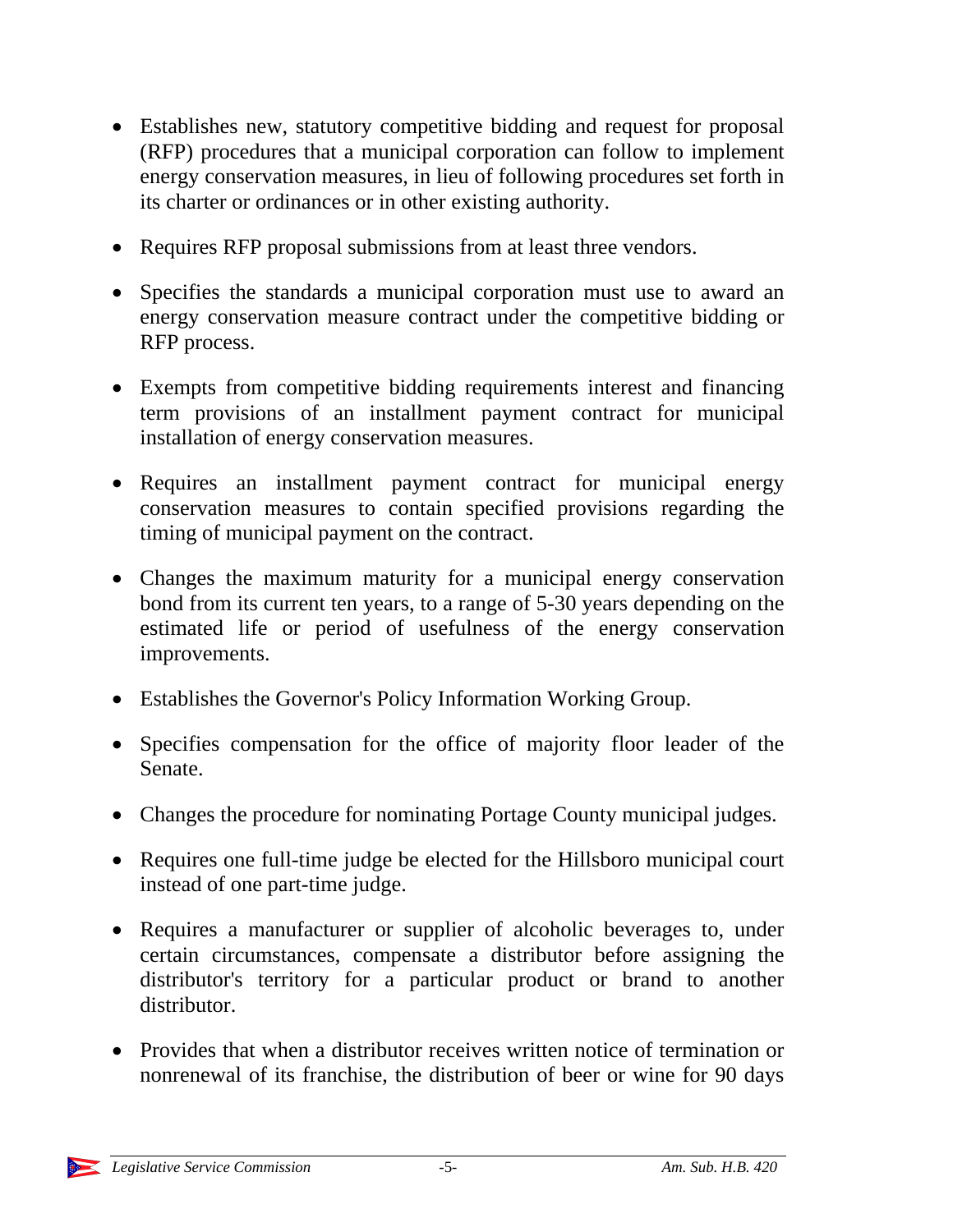- Establishes new, statutory competitive bidding and request for proposal (RFP) procedures that a municipal corporation can follow to implement energy conservation measures, in lieu of following procedures set forth in its charter or ordinances or in other existing authority.
- Requires RFP proposal submissions from at least three vendors.
- Specifies the standards a municipal corporation must use to award an energy conservation measure contract under the competitive bidding or RFP process.
- Exempts from competitive bidding requirements interest and financing term provisions of an installment payment contract for municipal installation of energy conservation measures.
- Requires an installment payment contract for municipal energy conservation measures to contain specified provisions regarding the timing of municipal payment on the contract.
- Changes the maximum maturity for a municipal energy conservation bond from its current ten years, to a range of 5-30 years depending on the estimated life or period of usefulness of the energy conservation improvements.
- Establishes the Governor's Policy Information Working Group.
- Specifies compensation for the office of majority floor leader of the Senate.
- Changes the procedure for nominating Portage County municipal judges.
- Requires one full-time judge be elected for the Hillsboro municipal court instead of one part-time judge.
- Requires a manufacturer or supplier of alcoholic beverages to, under certain circumstances, compensate a distributor before assigning the distributor's territory for a particular product or brand to another distributor.
- Provides that when a distributor receives written notice of termination or nonrenewal of its franchise, the distribution of beer or wine for 90 days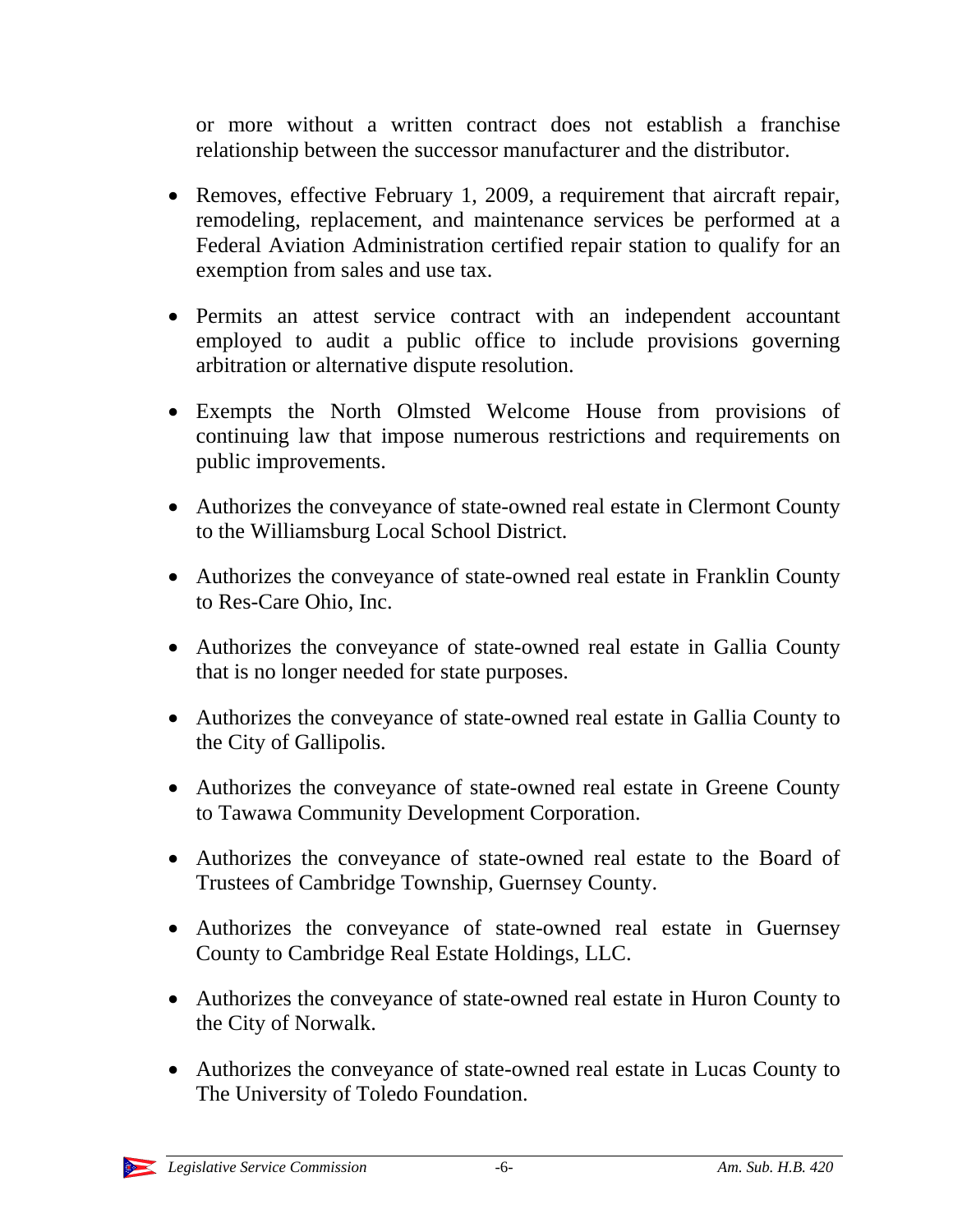or more without a written contract does not establish a franchise relationship between the successor manufacturer and the distributor.

- Removes, effective February 1, 2009, a requirement that aircraft repair, remodeling, replacement, and maintenance services be performed at a Federal Aviation Administration certified repair station to qualify for an exemption from sales and use tax.

- Permits an attest service contract with an independent accountant employed to audit a public office to include provisions governing arbitration or alternative dispute resolution.

- Exempts the North Olmsted Welcome House from provisions of continuing law that impose numerous restrictions and requirements on public improvements.

- Authorizes the conveyance of state-owned real estate in Clermont County to the Williamsburg Local School District.

- Authorizes the conveyance of state-owned real estate in Franklin County to Res-Care Ohio, Inc.

- Authorizes the conveyance of state-owned real estate in Gallia County that is no longer needed for state purposes.

- Authorizes the conveyance of state-owned real estate in Gallia County to the City of Gallipolis.

- Authorizes the conveyance of state-owned real estate in Greene County to Tawawa Community Development Corporation.

- Authorizes the conveyance of state-owned real estate to the Board of Trustees of Cambridge Township, Guernsey County.

- Authorizes the conveyance of state-owned real estate in Guernsey County to Cambridge Real Estate Holdings, LLC.

- Authorizes the conveyance of state-owned real estate in Huron County to the City of Norwalk.

- Authorizes the conveyance of state-owned real estate in Lucas County to The University of Toledo Foundation.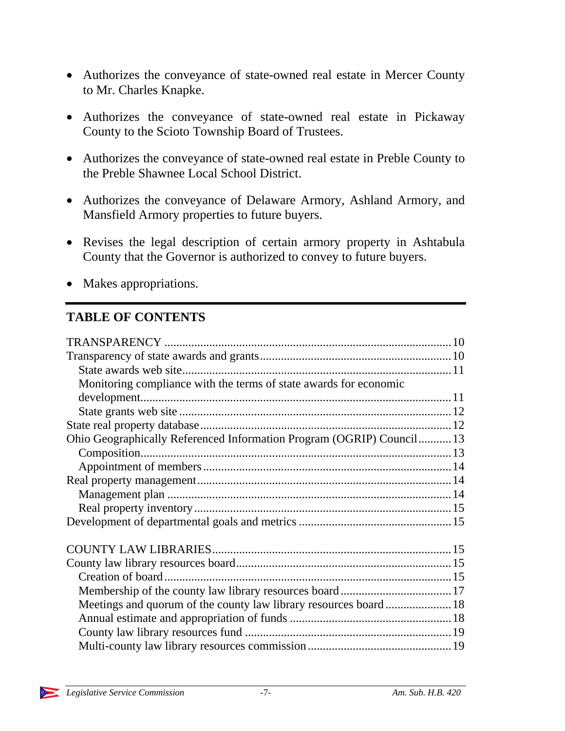- Authorizes the conveyance of state-owned real estate in Mercer County to Mr. Charles Knapke.
- Authorizes the conveyance of state-owned real estate in Pickaway County to the Scioto Township Board of Trustees.
- Authorizes the conveyance of state-owned real estate in Preble County to the Preble Shawnee Local School District.
- Authorizes the conveyance of Delaware Armory, Ashland Armory, and Mansfield Armory properties to future buyers.
- Revises the legal description of certain armory property in Ashtabula County that the Governor is authorized to convey to future buyers.
- Makes appropriations.

---

## TABLE OF CONTENTS

TRANSPARENCY ............................................................................................. 10
Transparency of state awards and grants ............................................................. 10
    State awards web site ...................................................................................... 11
    Monitoring compliance with the terms of state awards for economic development ...................................................................................................... 11
    State grants web site ....................................................................................... 12
State real property database ................................................................................ 12
Ohio Geographically Referenced Information Program (OGRIP) Council ........... 13
    Composition ..................................................................................................... 13
    Appointment of members ................................................................................ 14
Real property management .................................................................................. 14
    Management plan ............................................................................................ 14
    Real property inventory ................................................................................... 15
Development of departmental goals and metrics ................................................. 15

COUNTY LAW LIBRARIES ............................................................................. 15
County law library resources board ..................................................................... 15
    Creation of board ............................................................................................. 15
    Membership of the county law library resources board ................................... 17
    Meetings and quorum of the county law library resources board ..................... 18
    Annual estimate and appropriation of funds .................................................... 18
    County law library resources fund ................................................................... 19
    Multi-county law library resources commission .............................................. 19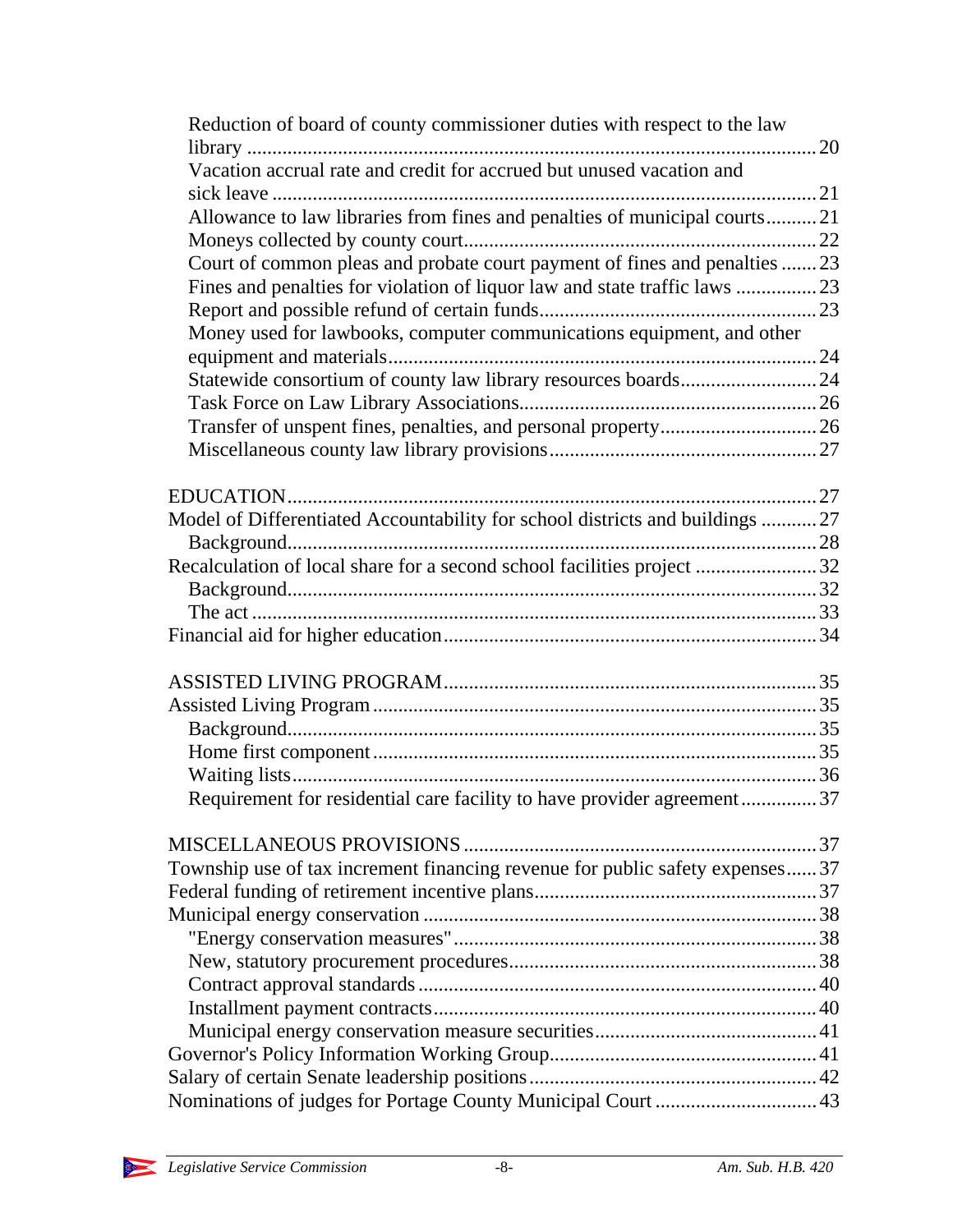Reduction of board of county commissioner duties with respect to the law library ... 20
Vacation accrual rate and credit for accrued but unused vacation and sick leave ... 21
Allowance to law libraries from fines and penalties of municipal courts ... 21
Moneys collected by county court ... 22
Court of common pleas and probate court payment of fines and penalties ... 23
Fines and penalties for violation of liquor law and state traffic laws ... 23
Report and possible refund of certain funds ... 23
Money used for lawbooks, computer communications equipment, and other equipment and materials ... 24
Statewide consortium of county law library resources boards ... 24
Task Force on Law Library Associations ... 26
Transfer of unspent fines, penalties, and personal property ... 26
Miscellaneous county law library provisions ... 27

EDUCATION ... 27
Model of Differentiated Accountability for school districts and buildings ... 27
Background ... 28
Recalculation of local share for a second school facilities project ... 32
Background ... 32
The act ... 33
Financial aid for higher education ... 34

ASSISTED LIVING PROGRAM ... 35
Assisted Living Program ... 35
Background ... 35
Home first component ... 35
Waiting lists ... 36
Requirement for residential care facility to have provider agreement ... 37

MISCELLANEOUS PROVISIONS ... 37
Township use of tax increment financing revenue for public safety expenses ... 37
Federal funding of retirement incentive plans ... 37
Municipal energy conservation ... 38
"Energy conservation measures" ... 38
New, statutory procurement procedures ... 38
Contract approval standards ... 40
Installment payment contracts ... 40
Municipal energy conservation measure securities ... 41
Governor's Policy Information Working Group ... 41
Salary of certain Senate leadership positions ... 42
Nominations of judges for Portage County Municipal Court ... 43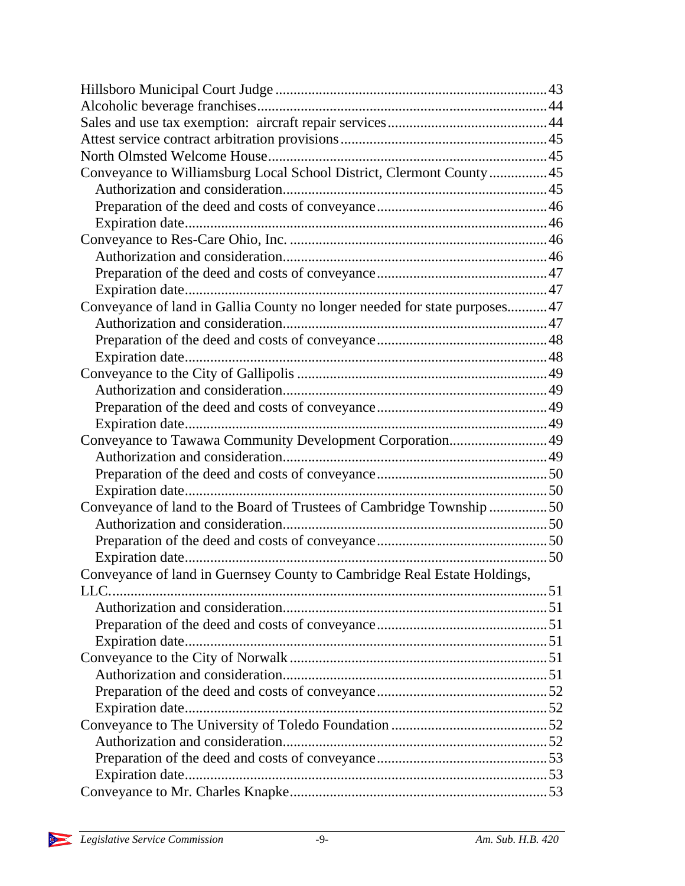Hillsboro Municipal Court Judge ........................................................................ 43
Alcoholic beverage franchises............................................................................. 44
Sales and use tax exemption: aircraft repair services........................................... 44
Attest service contract arbitration provisions....................................................... 45
North Olmsted Welcome House.......................................................................... 45
Conveyance to Williamsburg Local School District, Clermont County............... 45
&nbsp;&nbsp;&nbsp;&nbsp;Authorization and consideration...................................................................... 45
&nbsp;&nbsp;&nbsp;&nbsp;Preparation of the deed and costs of conveyance.............................................. 46
&nbsp;&nbsp;&nbsp;&nbsp;Expiration date.................................................................................................. 46
Conveyance to Res-Care Ohio, Inc. .................................................................... 46
&nbsp;&nbsp;&nbsp;&nbsp;Authorization and consideration...................................................................... 46
&nbsp;&nbsp;&nbsp;&nbsp;Preparation of the deed and costs of conveyance.............................................. 47
&nbsp;&nbsp;&nbsp;&nbsp;Expiration date.................................................................................................. 47
Conveyance of land in Gallia County no longer needed for state purposes........... 47
&nbsp;&nbsp;&nbsp;&nbsp;Authorization and consideration...................................................................... 47
&nbsp;&nbsp;&nbsp;&nbsp;Preparation of the deed and costs of conveyance.............................................. 48
&nbsp;&nbsp;&nbsp;&nbsp;Expiration date.................................................................................................. 48
Conveyance to the City of Gallipolis .................................................................... 49
&nbsp;&nbsp;&nbsp;&nbsp;Authorization and consideration...................................................................... 49
&nbsp;&nbsp;&nbsp;&nbsp;Preparation of the deed and costs of conveyance.............................................. 49
&nbsp;&nbsp;&nbsp;&nbsp;Expiration date.................................................................................................. 49
Conveyance to Tawawa Community Development Corporation.......................... 49
&nbsp;&nbsp;&nbsp;&nbsp;Authorization and consideration...................................................................... 49
&nbsp;&nbsp;&nbsp;&nbsp;Preparation of the deed and costs of conveyance.............................................. 50
&nbsp;&nbsp;&nbsp;&nbsp;Expiration date.................................................................................................. 50
Conveyance of land to the Board of Trustees of Cambridge Township ................ 50
&nbsp;&nbsp;&nbsp;&nbsp;Authorization and consideration...................................................................... 50
&nbsp;&nbsp;&nbsp;&nbsp;Preparation of the deed and costs of conveyance.............................................. 50
&nbsp;&nbsp;&nbsp;&nbsp;Expiration date.................................................................................................. 50
Conveyance of land in Guernsey County to Cambridge Real Estate Holdings, LLC....................................................................................................................... 51
&nbsp;&nbsp;&nbsp;&nbsp;Authorization and consideration...................................................................... 51
&nbsp;&nbsp;&nbsp;&nbsp;Preparation of the deed and costs of conveyance.............................................. 51
&nbsp;&nbsp;&nbsp;&nbsp;Expiration date.................................................................................................. 51
Conveyance to the City of Norwalk ..................................................................... 51
&nbsp;&nbsp;&nbsp;&nbsp;Authorization and consideration...................................................................... 51
&nbsp;&nbsp;&nbsp;&nbsp;Preparation of the deed and costs of conveyance.............................................. 52
&nbsp;&nbsp;&nbsp;&nbsp;Expiration date.................................................................................................. 52
Conveyance to The University of Toledo Foundation .......................................... 52
&nbsp;&nbsp;&nbsp;&nbsp;Authorization and consideration...................................................................... 52
&nbsp;&nbsp;&nbsp;&nbsp;Preparation of the deed and costs of conveyance.............................................. 53
&nbsp;&nbsp;&nbsp;&nbsp;Expiration date.................................................................................................. 53
Conveyance to Mr. Charles Knapke..................................................................... 53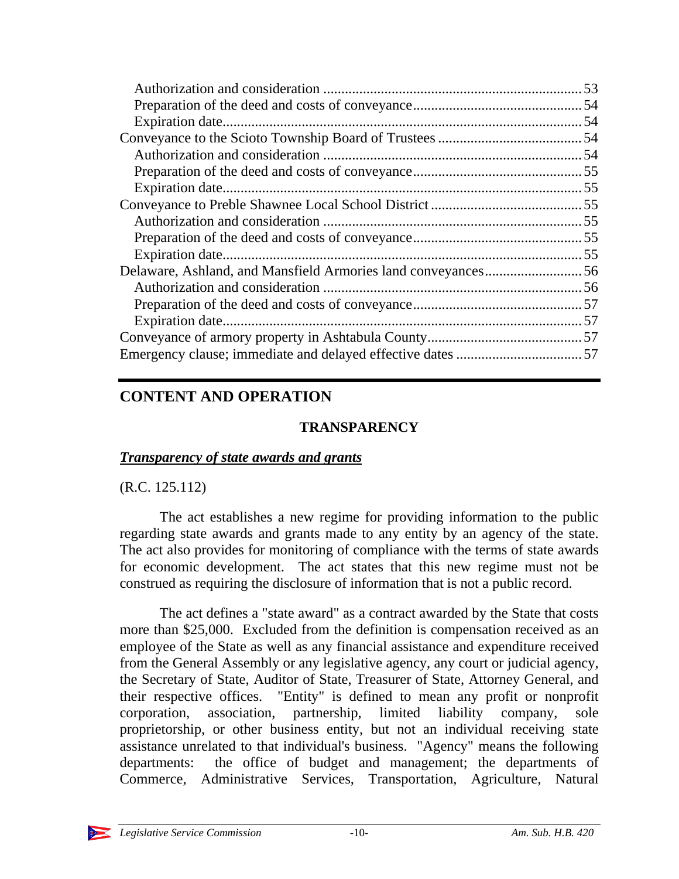Authorization and consideration ........................................................................ 53
Preparation of the deed and costs of conveyance................................................ 54
Expiration date..................................................................................................... 54
Conveyance to the Scioto Township Board of Trustees ......................................... 54
Authorization and consideration ........................................................................ 54
Preparation of the deed and costs of conveyance................................................ 55
Expiration date..................................................................................................... 55
Conveyance to Preble Shawnee Local School District ........................................... 55
Authorization and consideration ........................................................................ 55
Preparation of the deed and costs of conveyance................................................ 55
Expiration date..................................................................................................... 55
Delaware, Ashland, and Mansfield Armories land conveyances............................ 56
Authorization and consideration ........................................................................ 56
Preparation of the deed and costs of conveyance................................................ 57
Expiration date..................................................................................................... 57
Conveyance of armory property in Ashtabula County............................................ 57
Emergency clause; immediate and delayed effective dates .................................... 57

---

## CONTENT AND OPERATION

### TRANSPARENCY

***Transparency of state awards and grants***

(R.C. 125.112)

The act establishes a new regime for providing information to the public regarding state awards and grants made to any entity by an agency of the state. The act also provides for monitoring of compliance with the terms of state awards for economic development. The act states that this new regime must not be construed as requiring the disclosure of information that is not a public record.

The act defines a "state award" as a contract awarded by the State that costs more than $25,000. Excluded from the definition is compensation received as an employee of the State as well as any financial assistance and expenditure received from the General Assembly or any legislative agency, any court or judicial agency, the Secretary of State, Auditor of State, Treasurer of State, Attorney General, and their respective offices. "Entity" is defined to mean any profit or nonprofit corporation, association, partnership, limited liability company, sole proprietorship, or other business entity, but not an individual receiving state assistance unrelated to that individual's business. "Agency" means the following departments: the office of budget and management; the departments of Commerce, Administrative Services, Transportation, Agriculture, Natural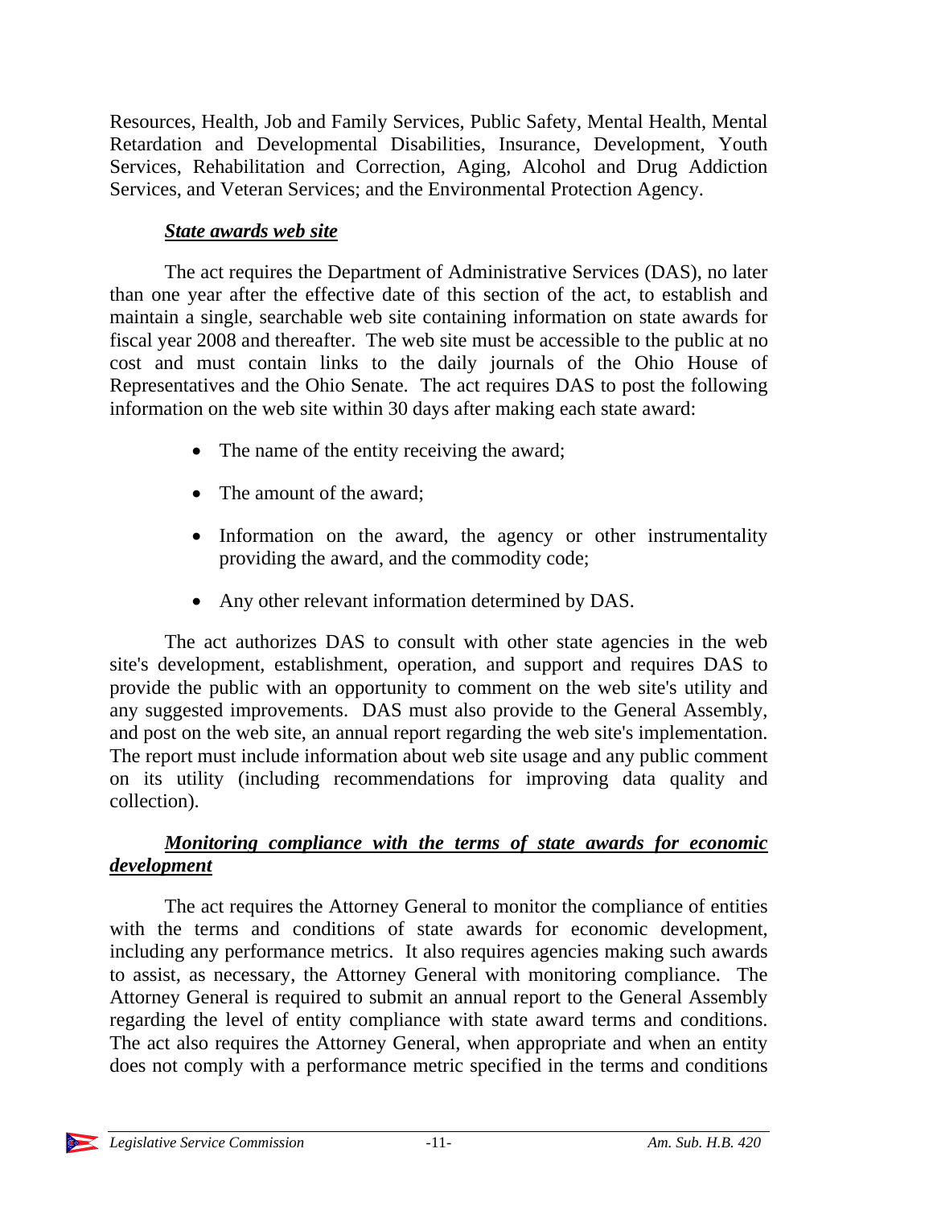Resources, Health, Job and Family Services, Public Safety, Mental Health, Mental Retardation and Developmental Disabilities, Insurance, Development, Youth Services, Rehabilitation and Correction, Aging, Alcohol and Drug Addiction Services, and Veteran Services; and the Environmental Protection Agency.

***State awards web site***

The act requires the Department of Administrative Services (DAS), no later than one year after the effective date of this section of the act, to establish and maintain a single, searchable web site containing information on state awards for fiscal year 2008 and thereafter. The web site must be accessible to the public at no cost and must contain links to the daily journals of the Ohio House of Representatives and the Ohio Senate. The act requires DAS to post the following information on the web site within 30 days after making each state award:

- The name of the entity receiving the award;
- The amount of the award;
- Information on the award, the agency or other instrumentality providing the award, and the commodity code;
- Any other relevant information determined by DAS.

The act authorizes DAS to consult with other state agencies in the web site's development, establishment, operation, and support and requires DAS to provide the public with an opportunity to comment on the web site's utility and any suggested improvements. DAS must also provide to the General Assembly, and post on the web site, an annual report regarding the web site's implementation. The report must include information about web site usage and any public comment on its utility (including recommendations for improving data quality and collection).

***Monitoring compliance with the terms of state awards for economic development***

The act requires the Attorney General to monitor the compliance of entities with the terms and conditions of state awards for economic development, including any performance metrics. It also requires agencies making such awards to assist, as necessary, the Attorney General with monitoring compliance. The Attorney General is required to submit an annual report to the General Assembly regarding the level of entity compliance with state award terms and conditions. The act also requires the Attorney General, when appropriate and when an entity does not comply with a performance metric specified in the terms and conditions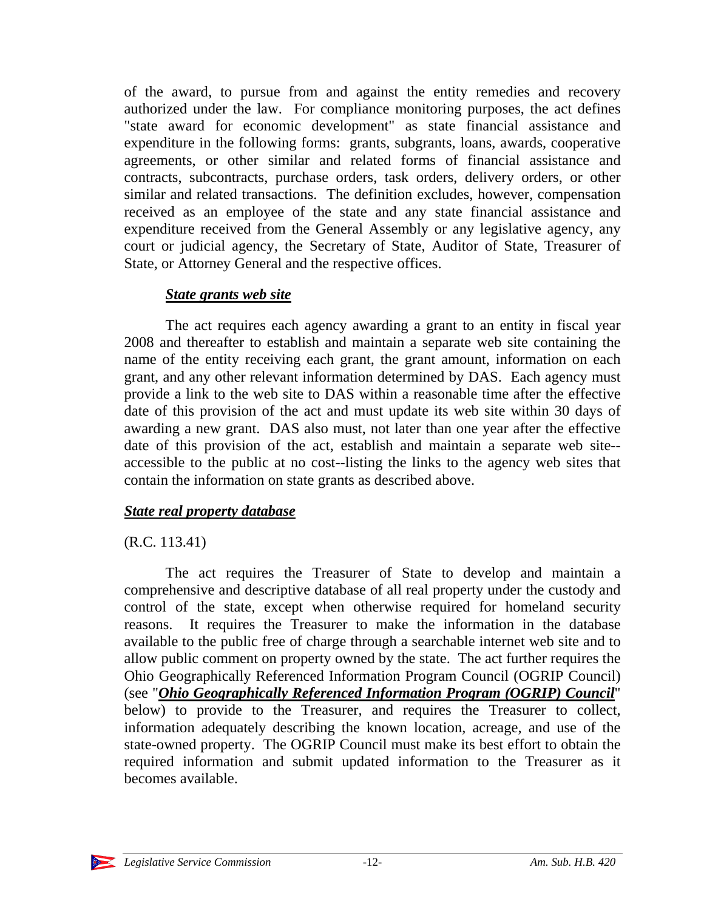of the award, to pursue from and against the entity remedies and recovery authorized under the law. For compliance monitoring purposes, the act defines "state award for economic development" as state financial assistance and expenditure in the following forms: grants, subgrants, loans, awards, cooperative agreements, or other similar and related forms of financial assistance and contracts, subcontracts, purchase orders, task orders, delivery orders, or other similar and related transactions. The definition excludes, however, compensation received as an employee of the state and any state financial assistance and expenditure received from the General Assembly or any legislative agency, any court or judicial agency, the Secretary of State, Auditor of State, Treasurer of State, or Attorney General and the respective offices.

#### ***State grants web site***

The act requires each agency awarding a grant to an entity in fiscal year 2008 and thereafter to establish and maintain a separate web site containing the name of the entity receiving each grant, the grant amount, information on each grant, and any other relevant information determined by DAS. Each agency must provide a link to the web site to DAS within a reasonable time after the effective date of this provision of the act and must update its web site within 30 days of awarding a new grant. DAS also must, not later than one year after the effective date of this provision of the act, establish and maintain a separate web site--accessible to the public at no cost--listing the links to the agency web sites that contain the information on state grants as described above.

### ***State real property database***

(R.C. 113.41)

The act requires the Treasurer of State to develop and maintain a comprehensive and descriptive database of all real property under the custody and control of the state, except when otherwise required for homeland security reasons. It requires the Treasurer to make the information in the database available to the public free of charge through a searchable internet web site and to allow public comment on property owned by the state. The act further requires the Ohio Geographically Referenced Information Program Council (OGRIP Council) (see "***Ohio Geographically Referenced Information Program (OGRIP) Council***" below) to provide to the Treasurer, and requires the Treasurer to collect, information adequately describing the known location, acreage, and use of the state-owned property. The OGRIP Council must make its best effort to obtain the required information and submit updated information to the Treasurer as it becomes available.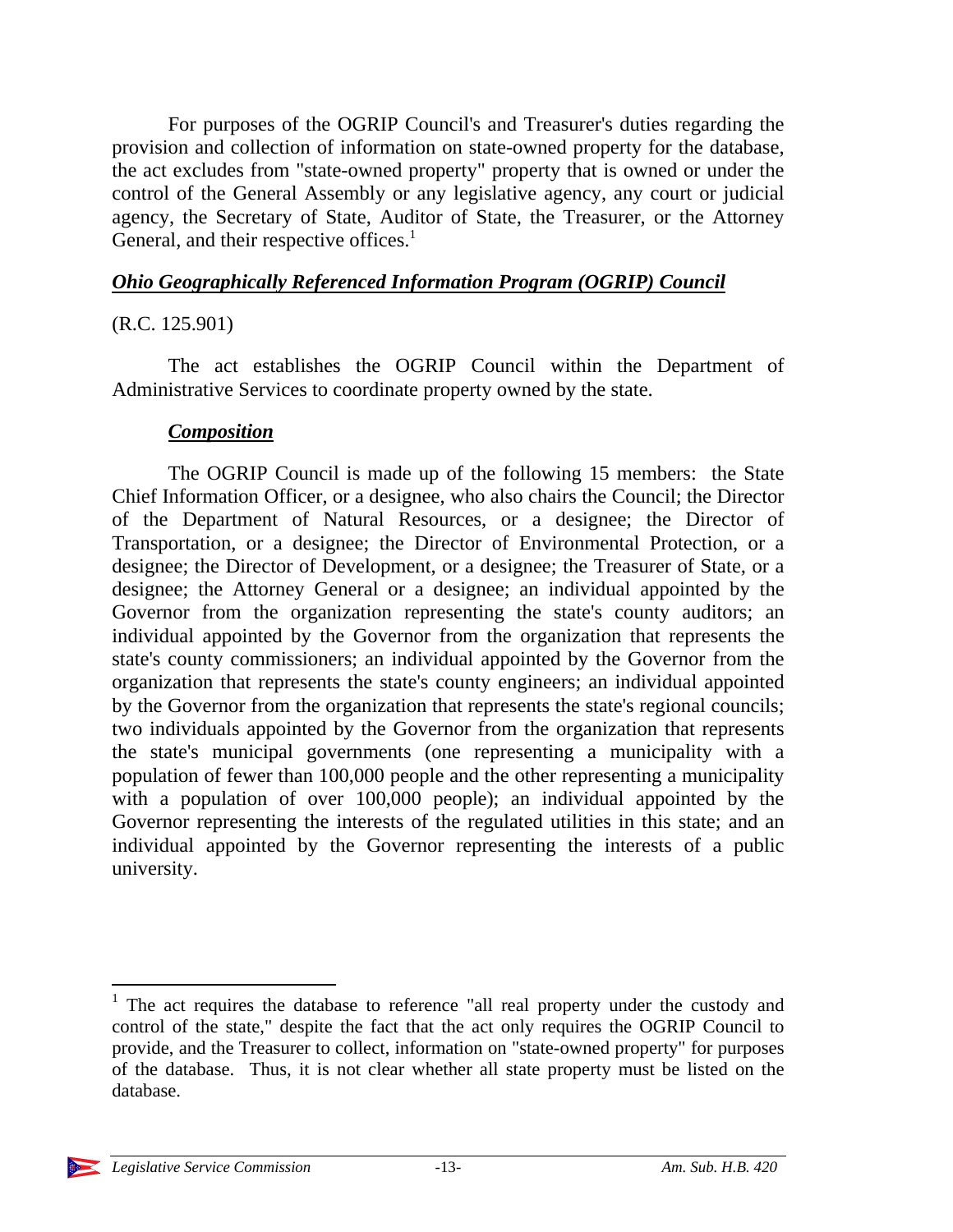For purposes of the OGRIP Council's and Treasurer's duties regarding the provision and collection of information on state-owned property for the database, the act excludes from "state-owned property" property that is owned or under the control of the General Assembly or any legislative agency, any court or judicial agency, the Secretary of State, Auditor of State, the Treasurer, or the Attorney General, and their respective offices.[1]

### ***Ohio Geographically Referenced Information Program (OGRIP) Council***

(R.C. 125.901)

The act establishes the OGRIP Council within the Department of Administrative Services to coordinate property owned by the state.

#### ***Composition***

The OGRIP Council is made up of the following 15 members: the State Chief Information Officer, or a designee, who also chairs the Council; the Director of the Department of Natural Resources, or a designee; the Director of Transportation, or a designee; the Director of Environmental Protection, or a designee; the Director of Development, or a designee; the Treasurer of State, or a designee; the Attorney General or a designee; an individual appointed by the Governor from the organization representing the state's county auditors; an individual appointed by the Governor from the organization that represents the state's county commissioners; an individual appointed by the Governor from the organization that represents the state's county engineers; an individual appointed by the Governor from the organization that represents the state's regional councils; two individuals appointed by the Governor from the organization that represents the state's municipal governments (one representing a municipality with a population of fewer than 100,000 people and the other representing a municipality with a population of over 100,000 people); an individual appointed by the Governor representing the interests of the regulated utilities in this state; and an individual appointed by the Governor representing the interests of a public university.

---

[1] The act requires the database to reference "all real property under the custody and control of the state," despite the fact that the act only requires the OGRIP Council to provide, and the Treasurer to collect, information on "state-owned property" for purposes of the database. Thus, it is not clear whether all state property must be listed on the database.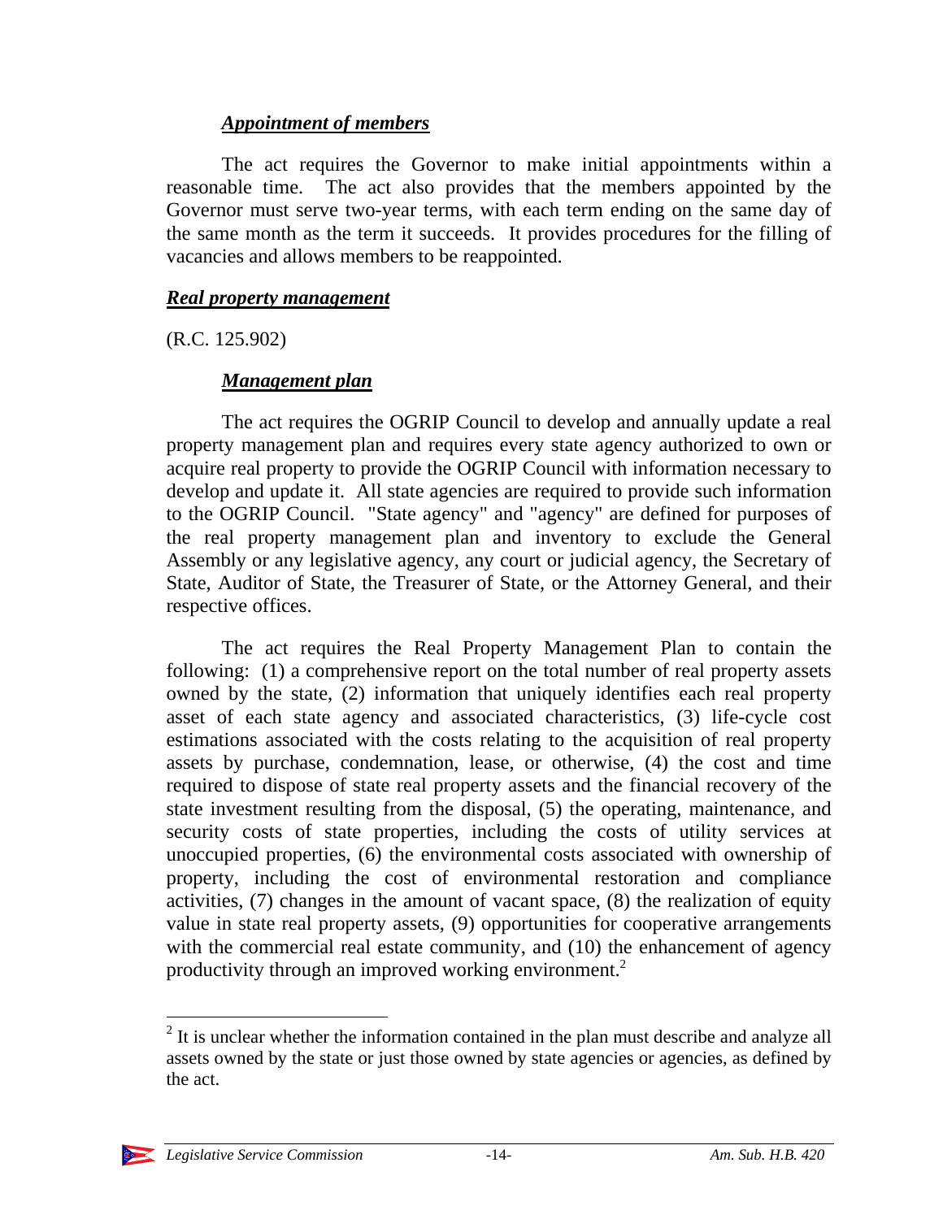#### ***Appointment of members***

The act requires the Governor to make initial appointments within a reasonable time. The act also provides that the members appointed by the Governor must serve two-year terms, with each term ending on the same day of the same month as the term it succeeds. It provides procedures for the filling of vacancies and allows members to be reappointed.

### ***Real property management***

(R.C. 125.902)

#### ***Management plan***

The act requires the OGRIP Council to develop and annually update a real property management plan and requires every state agency authorized to own or acquire real property to provide the OGRIP Council with information necessary to develop and update it. All state agencies are required to provide such information to the OGRIP Council. "State agency" and "agency" are defined for purposes of the real property management plan and inventory to exclude the General Assembly or any legislative agency, any court or judicial agency, the Secretary of State, Auditor of State, the Treasurer of State, or the Attorney General, and their respective offices.

The act requires the Real Property Management Plan to contain the following: (1) a comprehensive report on the total number of real property assets owned by the state, (2) information that uniquely identifies each real property asset of each state agency and associated characteristics, (3) life-cycle cost estimations associated with the costs relating to the acquisition of real property assets by purchase, condemnation, lease, or otherwise, (4) the cost and time required to dispose of state real property assets and the financial recovery of the state investment resulting from the disposal, (5) the operating, maintenance, and security costs of state properties, including the costs of utility services at unoccupied properties, (6) the environmental costs associated with ownership of property, including the cost of environmental restoration and compliance activities, (7) changes in the amount of vacant space, (8) the realization of equity value in state real property assets, (9) opportunities for cooperative arrangements with the commercial real estate community, and (10) the enhancement of agency productivity through an improved working environment.[2]

---

[2] It is unclear whether the information contained in the plan must describe and analyze all assets owned by the state or just those owned by state agencies or agencies, as defined by the act.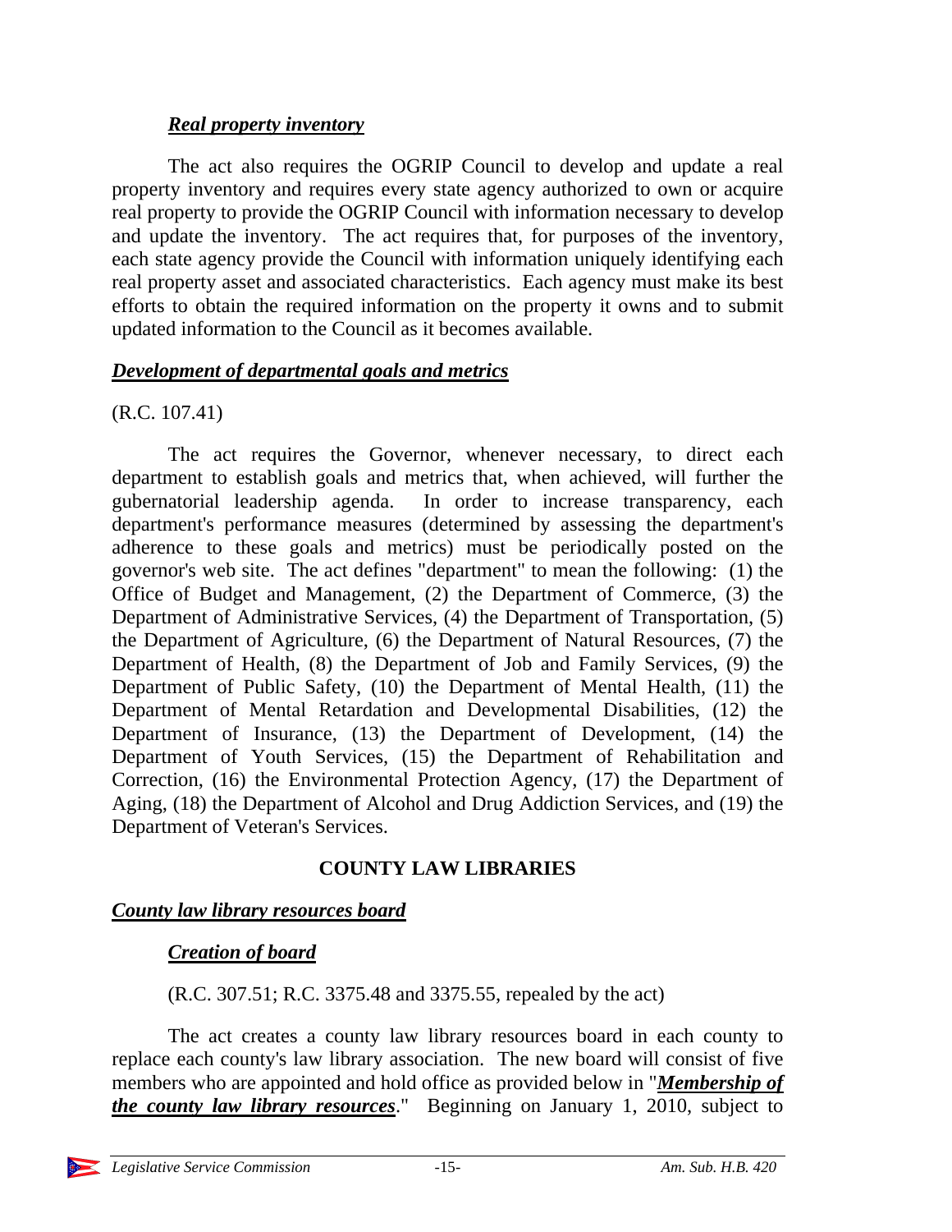#### ***Real property inventory***

The act also requires the OGRIP Council to develop and update a real property inventory and requires every state agency authorized to own or acquire real property to provide the OGRIP Council with information necessary to develop and update the inventory. The act requires that, for purposes of the inventory, each state agency provide the Council with information uniquely identifying each real property asset and associated characteristics. Each agency must make its best efforts to obtain the required information on the property it owns and to submit updated information to the Council as it becomes available.

### ***Development of departmental goals and metrics***

(R.C. 107.41)

The act requires the Governor, whenever necessary, to direct each department to establish goals and metrics that, when achieved, will further the gubernatorial leadership agenda. In order to increase transparency, each department's performance measures (determined by assessing the department's adherence to these goals and metrics) must be periodically posted on the governor's web site. The act defines "department" to mean the following: (1) the Office of Budget and Management, (2) the Department of Commerce, (3) the Department of Administrative Services, (4) the Department of Transportation, (5) the Department of Agriculture, (6) the Department of Natural Resources, (7) the Department of Health, (8) the Department of Job and Family Services, (9) the Department of Public Safety, (10) the Department of Mental Health, (11) the Department of Mental Retardation and Developmental Disabilities, (12) the Department of Insurance, (13) the Department of Development, (14) the Department of Youth Services, (15) the Department of Rehabilitation and Correction, (16) the Environmental Protection Agency, (17) the Department of Aging, (18) the Department of Alcohol and Drug Addiction Services, and (19) the Department of Veteran's Services.

## COUNTY LAW LIBRARIES

### ***County law library resources board***

#### ***Creation of board***

(R.C. 307.51; R.C. 3375.48 and 3375.55, repealed by the act)

The act creates a county law library resources board in each county to replace each county's law library association. The new board will consist of five members who are appointed and hold office as provided below in "***Membership of the county law library resources***." Beginning on January 1, 2010, subject to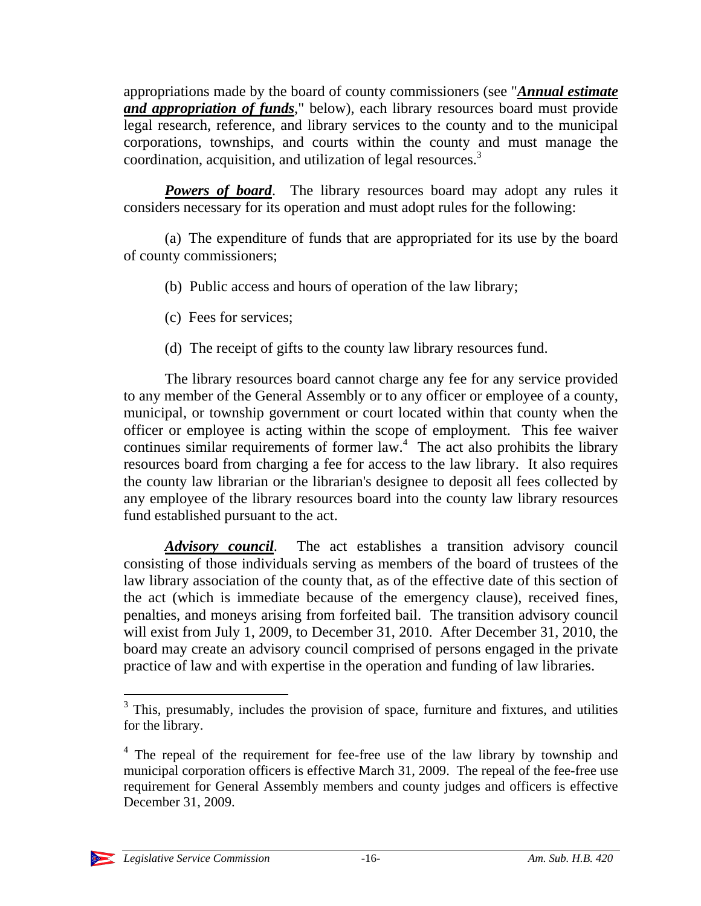appropriations made by the board of county commissioners (see "***Annual estimate and appropriation of funds***," below), each library resources board must provide legal research, reference, and library services to the county and to the municipal corporations, townships, and courts within the county and must manage the coordination, acquisition, and utilization of legal resources.[3]

***Powers of board***. The library resources board may adopt any rules it considers necessary for its operation and must adopt rules for the following:

(a) The expenditure of funds that are appropriated for its use by the board of county commissioners;

(b) Public access and hours of operation of the law library;

(c) Fees for services;

(d) The receipt of gifts to the county law library resources fund.

The library resources board cannot charge any fee for any service provided to any member of the General Assembly or to any officer or employee of a county, municipal, or township government or court located within that county when the officer or employee is acting within the scope of employment. This fee waiver continues similar requirements of former law.[4] The act also prohibits the library resources board from charging a fee for access to the law library. It also requires the county law librarian or the librarian's designee to deposit all fees collected by any employee of the library resources board into the county law library resources fund established pursuant to the act.

***Advisory council***. The act establishes a transition advisory council consisting of those individuals serving as members of the board of trustees of the law library association of the county that, as of the effective date of this section of the act (which is immediate because of the emergency clause), received fines, penalties, and moneys arising from forfeited bail. The transition advisory council will exist from July 1, 2009, to December 31, 2010. After December 31, 2010, the board may create an advisory council comprised of persons engaged in the private practice of law and with expertise in the operation and funding of law libraries.

---

[3] This, presumably, includes the provision of space, furniture and fixtures, and utilities for the library.

[4] The repeal of the requirement for fee-free use of the law library by township and municipal corporation officers is effective March 31, 2009. The repeal of the fee-free use requirement for General Assembly members and county judges and officers is effective December 31, 2009.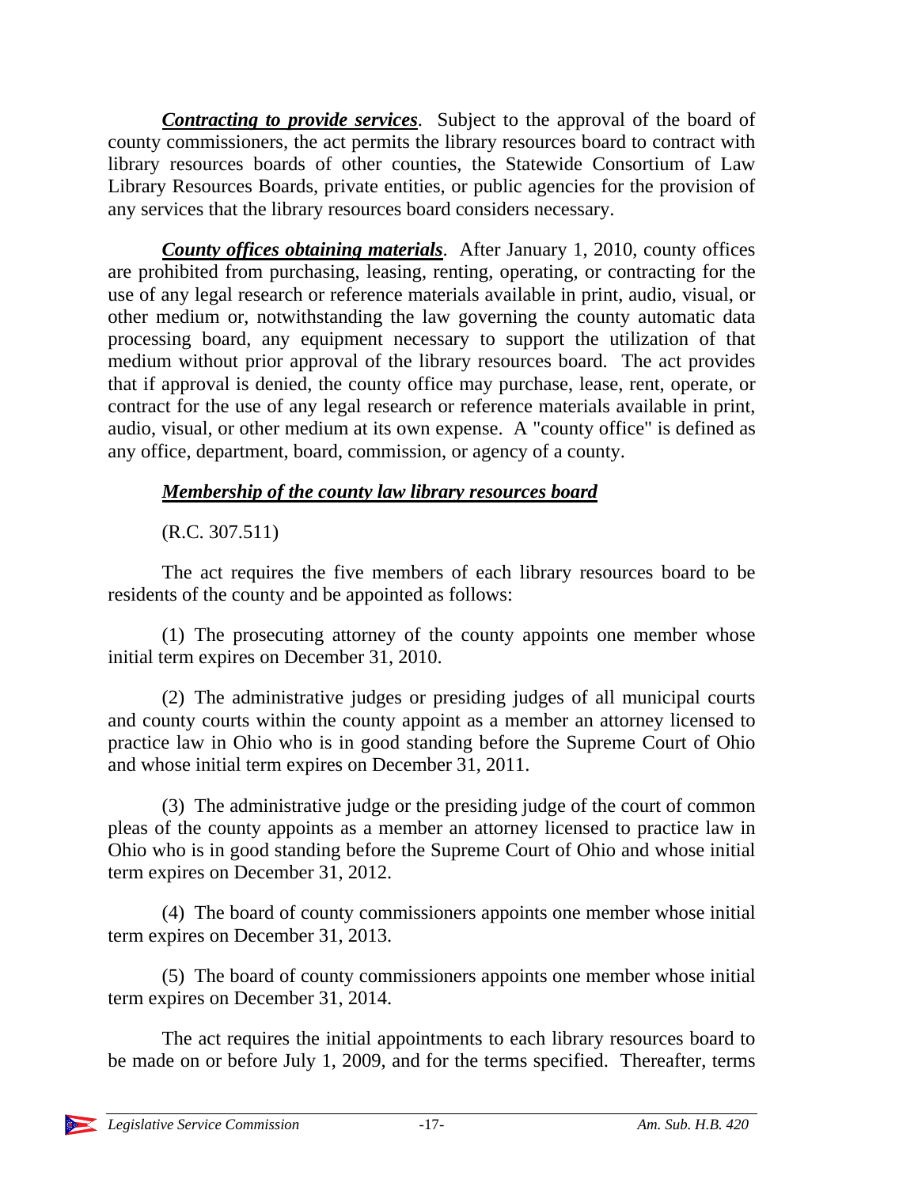***Contracting to provide services***. Subject to the approval of the board of county commissioners, the act permits the library resources board to contract with library resources boards of other counties, the Statewide Consortium of Law Library Resources Boards, private entities, or public agencies for the provision of any services that the library resources board considers necessary.

***County offices obtaining materials***. After January 1, 2010, county offices are prohibited from purchasing, leasing, renting, operating, or contracting for the use of any legal research or reference materials available in print, audio, visual, or other medium or, notwithstanding the law governing the county automatic data processing board, any equipment necessary to support the utilization of that medium without prior approval of the library resources board. The act provides that if approval is denied, the county office may purchase, lease, rent, operate, or contract for the use of any legal research or reference materials available in print, audio, visual, or other medium at its own expense. A "county office" is defined as any office, department, board, commission, or agency of a county.

***Membership of the county law library resources board***

(R.C. 307.511)

The act requires the five members of each library resources board to be residents of the county and be appointed as follows:

(1) The prosecuting attorney of the county appoints one member whose initial term expires on December 31, 2010.

(2) The administrative judges or presiding judges of all municipal courts and county courts within the county appoint as a member an attorney licensed to practice law in Ohio who is in good standing before the Supreme Court of Ohio and whose initial term expires on December 31, 2011.

(3) The administrative judge or the presiding judge of the court of common pleas of the county appoints as a member an attorney licensed to practice law in Ohio who is in good standing before the Supreme Court of Ohio and whose initial term expires on December 31, 2012.

(4) The board of county commissioners appoints one member whose initial term expires on December 31, 2013.

(5) The board of county commissioners appoints one member whose initial term expires on December 31, 2014.

The act requires the initial appointments to each library resources board to be made on or before July 1, 2009, and for the terms specified. Thereafter, terms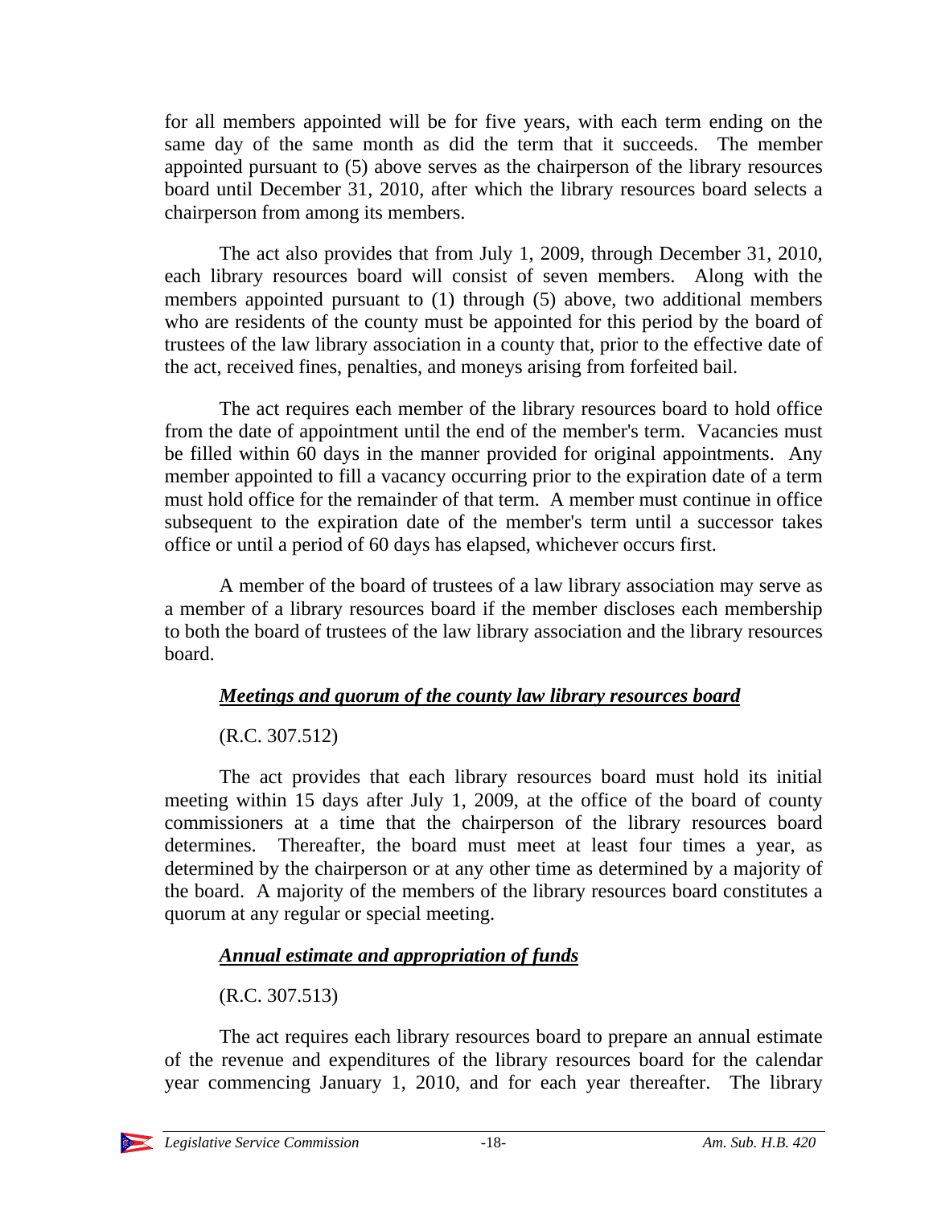for all members appointed will be for five years, with each term ending on the same day of the same month as did the term that it succeeds. The member appointed pursuant to (5) above serves as the chairperson of the library resources board until December 31, 2010, after which the library resources board selects a chairperson from among its members.

The act also provides that from July 1, 2009, through December 31, 2010, each library resources board will consist of seven members. Along with the members appointed pursuant to (1) through (5) above, two additional members who are residents of the county must be appointed for this period by the board of trustees of the law library association in a county that, prior to the effective date of the act, received fines, penalties, and moneys arising from forfeited bail.

The act requires each member of the library resources board to hold office from the date of appointment until the end of the member's term. Vacancies must be filled within 60 days in the manner provided for original appointments. Any member appointed to fill a vacancy occurring prior to the expiration date of a term must hold office for the remainder of that term. A member must continue in office subsequent to the expiration date of the member's term until a successor takes office or until a period of 60 days has elapsed, whichever occurs first.

A member of the board of trustees of a law library association may serve as a member of a library resources board if the member discloses each membership to both the board of trustees of the law library association and the library resources board.

***Meetings and quorum of the county law library resources board***

(R.C. 307.512)

The act provides that each library resources board must hold its initial meeting within 15 days after July 1, 2009, at the office of the board of county commissioners at a time that the chairperson of the library resources board determines. Thereafter, the board must meet at least four times a year, as determined by the chairperson or at any other time as determined by a majority of the board. A majority of the members of the library resources board constitutes a quorum at any regular or special meeting.

***Annual estimate and appropriation of funds***

(R.C. 307.513)

The act requires each library resources board to prepare an annual estimate of the revenue and expenditures of the library resources board for the calendar year commencing January 1, 2010, and for each year thereafter. The library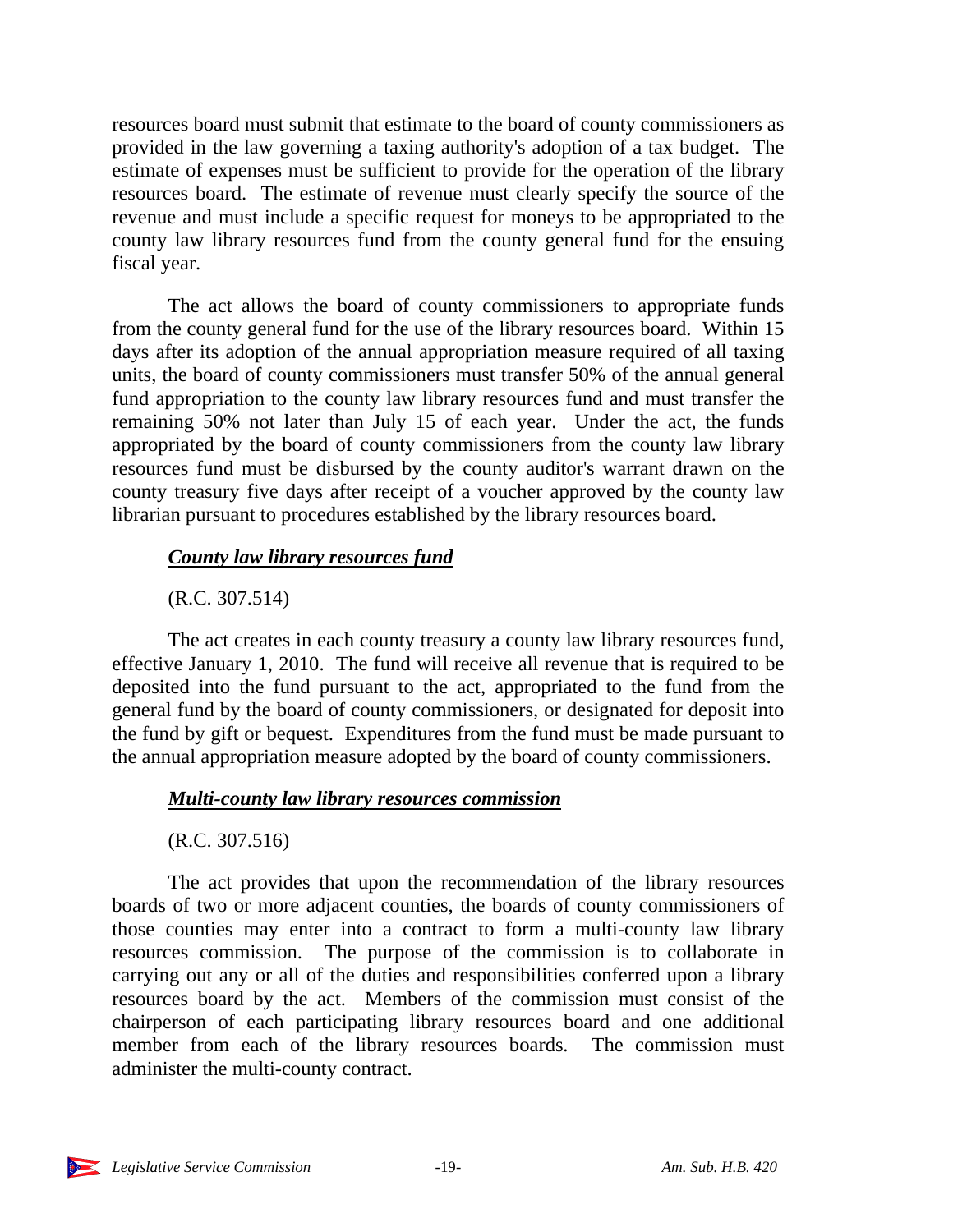resources board must submit that estimate to the board of county commissioners as provided in the law governing a taxing authority's adoption of a tax budget. The estimate of expenses must be sufficient to provide for the operation of the library resources board. The estimate of revenue must clearly specify the source of the revenue and must include a specific request for moneys to be appropriated to the county law library resources fund from the county general fund for the ensuing fiscal year.

The act allows the board of county commissioners to appropriate funds from the county general fund for the use of the library resources board. Within 15 days after its adoption of the annual appropriation measure required of all taxing units, the board of county commissioners must transfer 50% of the annual general fund appropriation to the county law library resources fund and must transfer the remaining 50% not later than July 15 of each year. Under the act, the funds appropriated by the board of county commissioners from the county law library resources fund must be disbursed by the county auditor's warrant drawn on the county treasury five days after receipt of a voucher approved by the county law librarian pursuant to procedures established by the library resources board.

### ***County law library resources fund***

(R.C. 307.514)

The act creates in each county treasury a county law library resources fund, effective January 1, 2010. The fund will receive all revenue that is required to be deposited into the fund pursuant to the act, appropriated to the fund from the general fund by the board of county commissioners, or designated for deposit into the fund by gift or bequest. Expenditures from the fund must be made pursuant to the annual appropriation measure adopted by the board of county commissioners.

### ***Multi-county law library resources commission***

(R.C. 307.516)

The act provides that upon the recommendation of the library resources boards of two or more adjacent counties, the boards of county commissioners of those counties may enter into a contract to form a multi-county law library resources commission. The purpose of the commission is to collaborate in carrying out any or all of the duties and responsibilities conferred upon a library resources board by the act. Members of the commission must consist of the chairperson of each participating library resources board and one additional member from each of the library resources boards. The commission must administer the multi-county contract.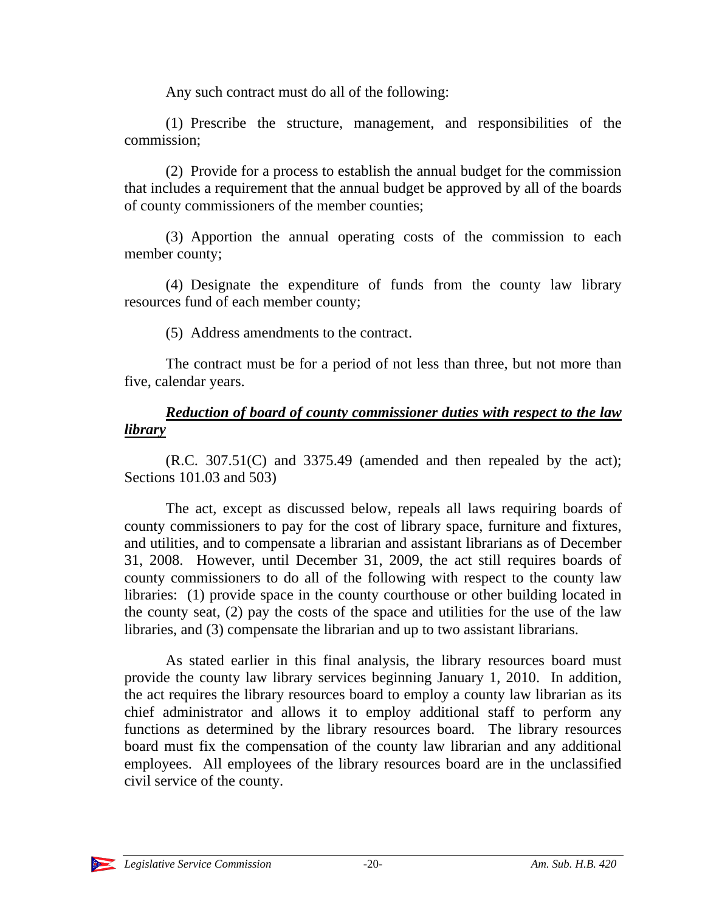Any such contract must do all of the following:

(1) Prescribe the structure, management, and responsibilities of the commission;

(2) Provide for a process to establish the annual budget for the commission that includes a requirement that the annual budget be approved by all of the boards of county commissioners of the member counties;

(3) Apportion the annual operating costs of the commission to each member county;

(4) Designate the expenditure of funds from the county law library resources fund of each member county;

(5) Address amendments to the contract.

The contract must be for a period of not less than three, but not more than five, calendar years.

***Reduction of board of county commissioner duties with respect to the law library***

(R.C. 307.51(C) and 3375.49 (amended and then repealed by the act); Sections 101.03 and 503)

The act, except as discussed below, repeals all laws requiring boards of county commissioners to pay for the cost of library space, furniture and fixtures, and utilities, and to compensate a librarian and assistant librarians as of December 31, 2008. However, until December 31, 2009, the act still requires boards of county commissioners to do all of the following with respect to the county law libraries: (1) provide space in the county courthouse or other building located in the county seat, (2) pay the costs of the space and utilities for the use of the law libraries, and (3) compensate the librarian and up to two assistant librarians.

As stated earlier in this final analysis, the library resources board must provide the county law library services beginning January 1, 2010. In addition, the act requires the library resources board to employ a county law librarian as its chief administrator and allows it to employ additional staff to perform any functions as determined by the library resources board. The library resources board must fix the compensation of the county law librarian and any additional employees. All employees of the library resources board are in the unclassified civil service of the county.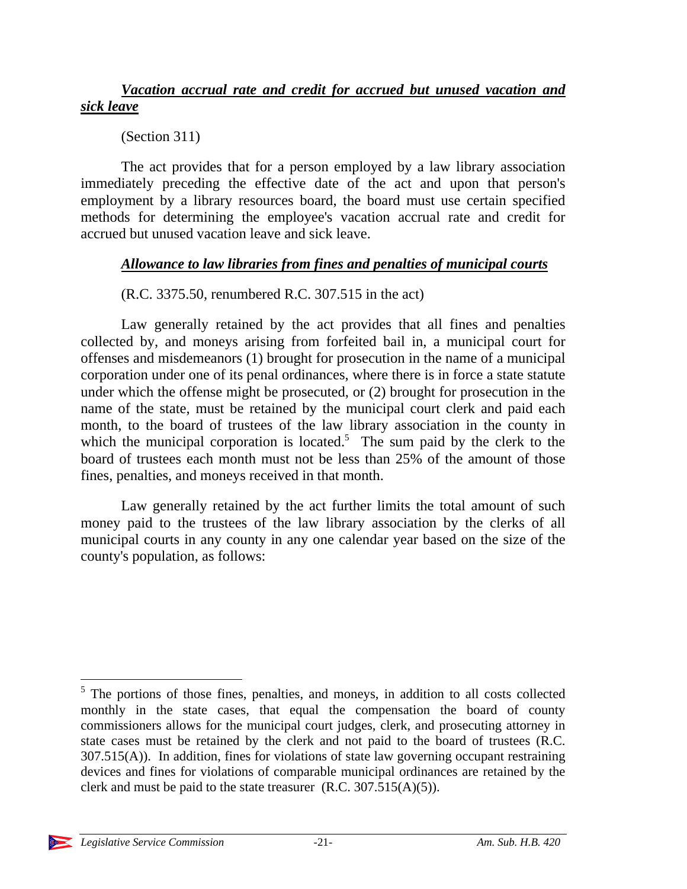***Vacation accrual rate and credit for accrued but unused vacation and sick leave***

(Section 311)

The act provides that for a person employed by a law library association immediately preceding the effective date of the act and upon that person's employment by a library resources board, the board must use certain specified methods for determining the employee's vacation accrual rate and credit for accrued but unused vacation leave and sick leave.

***Allowance to law libraries from fines and penalties of municipal courts***

(R.C. 3375.50, renumbered R.C. 307.515 in the act)

Law generally retained by the act provides that all fines and penalties collected by, and moneys arising from forfeited bail in, a municipal court for offenses and misdemeanors (1) brought for prosecution in the name of a municipal corporation under one of its penal ordinances, where there is in force a state statute under which the offense might be prosecuted, or (2) brought for prosecution in the name of the state, must be retained by the municipal court clerk and paid each month, to the board of trustees of the law library association in the county in which the municipal corporation is located.[5] The sum paid by the clerk to the board of trustees each month must not be less than 25% of the amount of those fines, penalties, and moneys received in that month.

Law generally retained by the act further limits the total amount of such money paid to the trustees of the law library association by the clerks of all municipal courts in any county in any one calendar year based on the size of the county's population, as follows:

---

[5] The portions of those fines, penalties, and moneys, in addition to all costs collected monthly in the state cases, that equal the compensation the board of county commissioners allows for the municipal court judges, clerk, and prosecuting attorney in state cases must be retained by the clerk and not paid to the board of trustees (R.C. 307.515(A)). In addition, fines for violations of state law governing occupant restraining devices and fines for violations of comparable municipal ordinances are retained by the clerk and must be paid to the state treasurer (R.C. 307.515(A)(5)).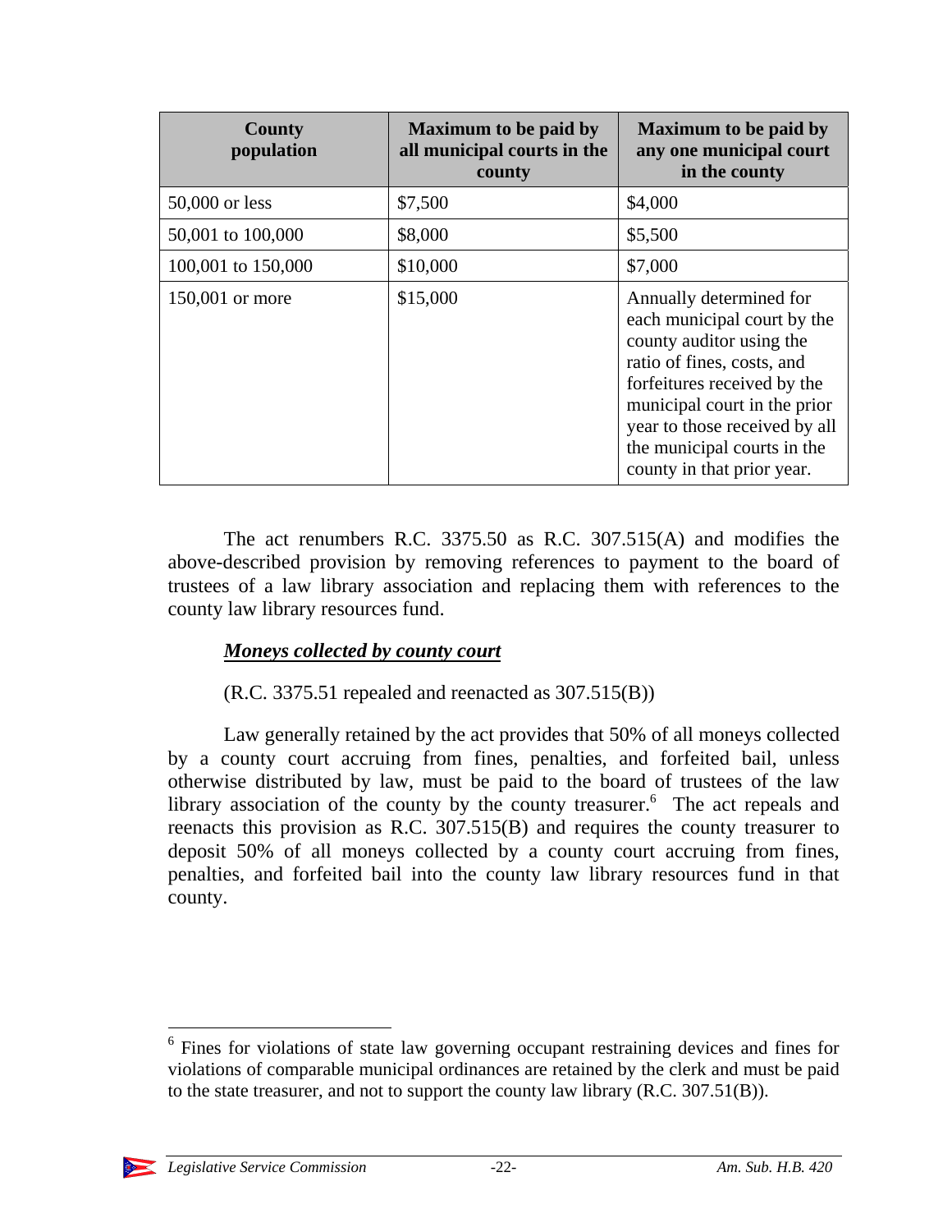| County population | Maximum to be paid by all municipal courts in the county | Maximum to be paid by any one municipal court in the county |
|---|---|---|
| 50,000 or less | $7,500 | $4,000 |
| 50,001 to 100,000 | $8,000 | $5,500 |
| 100,001 to 150,000 | $10,000 | $7,000 |
| 150,001 or more | $15,000 | Annually determined for each municipal court by the county auditor using the ratio of fines, costs, and forfeitures received by the municipal court in the prior year to those received by all the municipal courts in the county in that prior year. |

The act renumbers R.C. 3375.50 as R.C. 307.515(A) and modifies the above-described provision by removing references to payment to the board of trustees of a law library association and replacing them with references to the county law library resources fund.

***Moneys collected by county court***

(R.C. 3375.51 repealed and reenacted as 307.515(B))

Law generally retained by the act provides that 50% of all moneys collected by a county court accruing from fines, penalties, and forfeited bail, unless otherwise distributed by law, must be paid to the board of trustees of the law library association of the county by the county treasurer.[6] The act repeals and reenacts this provision as R.C. 307.515(B) and requires the county treasurer to deposit 50% of all moneys collected by a county court accruing from fines, penalties, and forfeited bail into the county law library resources fund in that county.

[6] Fines for violations of state law governing occupant restraining devices and fines for violations of comparable municipal ordinances are retained by the clerk and must be paid to the state treasurer, and not to support the county law library (R.C. 307.51(B)).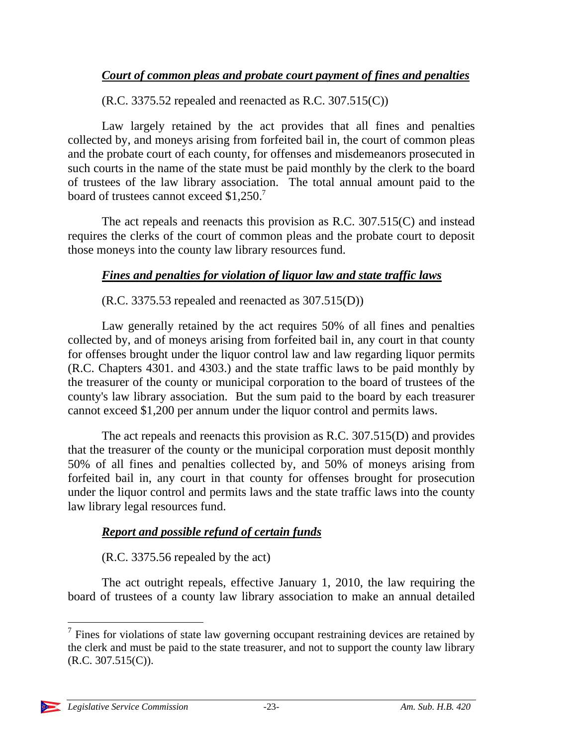***Court of common pleas and probate court payment of fines and penalties***

(R.C. 3375.52 repealed and reenacted as R.C. 307.515(C))

Law largely retained by the act provides that all fines and penalties collected by, and moneys arising from forfeited bail in, the court of common pleas and the probate court of each county, for offenses and misdemeanors prosecuted in such courts in the name of the state must be paid monthly by the clerk to the board of trustees of the law library association. The total annual amount paid to the board of trustees cannot exceed $1,250.[7]

The act repeals and reenacts this provision as R.C. 307.515(C) and instead requires the clerks of the court of common pleas and the probate court to deposit those moneys into the county law library resources fund.

***Fines and penalties for violation of liquor law and state traffic laws***

(R.C. 3375.53 repealed and reenacted as 307.515(D))

Law generally retained by the act requires 50% of all fines and penalties collected by, and of moneys arising from forfeited bail in, any court in that county for offenses brought under the liquor control law and law regarding liquor permits (R.C. Chapters 4301. and 4303.) and the state traffic laws to be paid monthly by the treasurer of the county or municipal corporation to the board of trustees of the county's law library association. But the sum paid to the board by each treasurer cannot exceed $1,200 per annum under the liquor control and permits laws.

The act repeals and reenacts this provision as R.C. 307.515(D) and provides that the treasurer of the county or the municipal corporation must deposit monthly 50% of all fines and penalties collected by, and 50% of moneys arising from forfeited bail in, any court in that county for offenses brought for prosecution under the liquor control and permits laws and the state traffic laws into the county law library legal resources fund.

***Report and possible refund of certain funds***

(R.C. 3375.56 repealed by the act)

The act outright repeals, effective January 1, 2010, the law requiring the board of trustees of a county law library association to make an annual detailed

---

[7] Fines for violations of state law governing occupant restraining devices are retained by the clerk and must be paid to the state treasurer, and not to support the county law library (R.C. 307.515(C)).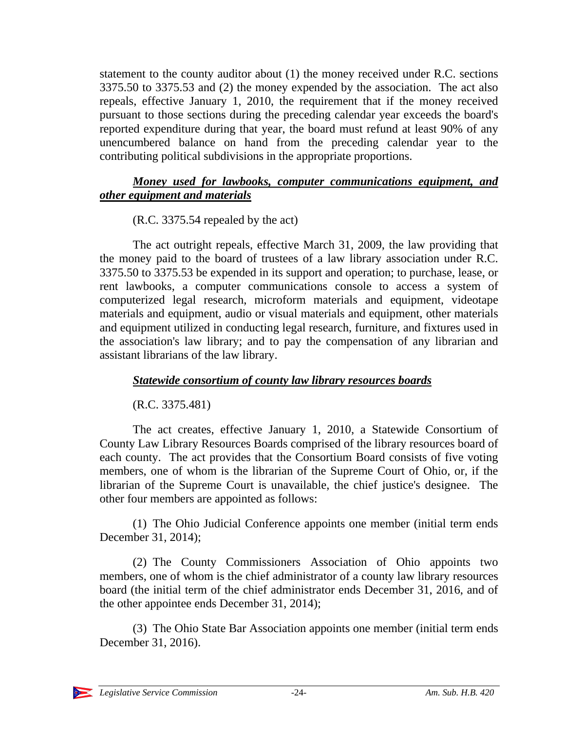statement to the county auditor about (1) the money received under R.C. sections 3375.50 to 3375.53 and (2) the money expended by the association. The act also repeals, effective January 1, 2010, the requirement that if the money received pursuant to those sections during the preceding calendar year exceeds the board's reported expenditure during that year, the board must refund at least 90% of any unencumbered balance on hand from the preceding calendar year to the contributing political subdivisions in the appropriate proportions.

***Money used for lawbooks, computer communications equipment, and other equipment and materials***

(R.C. 3375.54 repealed by the act)

The act outright repeals, effective March 31, 2009, the law providing that the money paid to the board of trustees of a law library association under R.C. 3375.50 to 3375.53 be expended in its support and operation; to purchase, lease, or rent lawbooks, a computer communications console to access a system of computerized legal research, microform materials and equipment, videotape materials and equipment, audio or visual materials and equipment, other materials and equipment utilized in conducting legal research, furniture, and fixtures used in the association's law library; and to pay the compensation of any librarian and assistant librarians of the law library.

***Statewide consortium of county law library resources boards***

(R.C. 3375.481)

The act creates, effective January 1, 2010, a Statewide Consortium of County Law Library Resources Boards comprised of the library resources board of each county. The act provides that the Consortium Board consists of five voting members, one of whom is the librarian of the Supreme Court of Ohio, or, if the librarian of the Supreme Court is unavailable, the chief justice's designee. The other four members are appointed as follows:

(1) The Ohio Judicial Conference appoints one member (initial term ends December 31, 2014);

(2) The County Commissioners Association of Ohio appoints two members, one of whom is the chief administrator of a county law library resources board (the initial term of the chief administrator ends December 31, 2016, and of the other appointee ends December 31, 2014);

(3) The Ohio State Bar Association appoints one member (initial term ends December 31, 2016).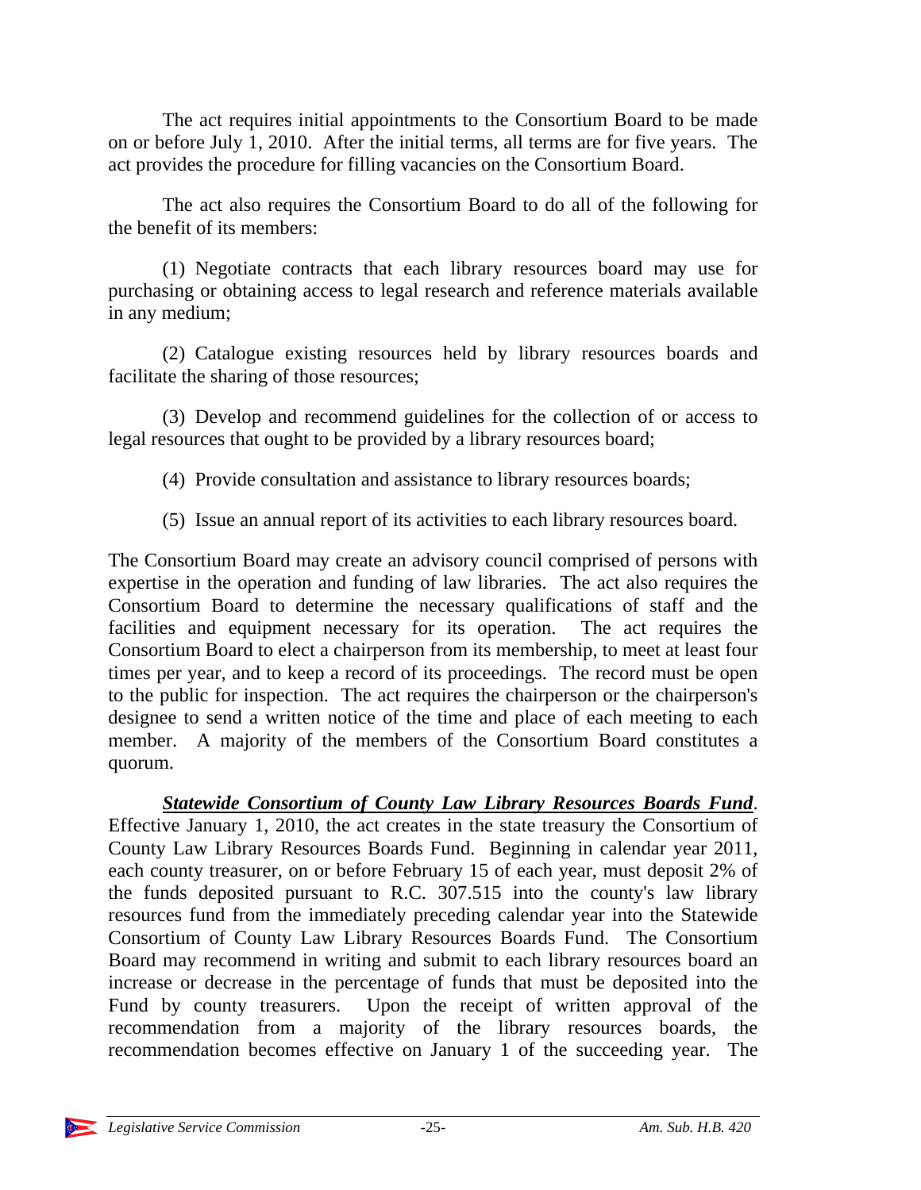The act requires initial appointments to the Consortium Board to be made on or before July 1, 2010. After the initial terms, all terms are for five years. The act provides the procedure for filling vacancies on the Consortium Board.

The act also requires the Consortium Board to do all of the following for the benefit of its members:

(1) Negotiate contracts that each library resources board may use for purchasing or obtaining access to legal research and reference materials available in any medium;

(2) Catalogue existing resources held by library resources boards and facilitate the sharing of those resources;

(3) Develop and recommend guidelines for the collection of or access to legal resources that ought to be provided by a library resources board;

(4) Provide consultation and assistance to library resources boards;

(5) Issue an annual report of its activities to each library resources board.

The Consortium Board may create an advisory council comprised of persons with expertise in the operation and funding of law libraries. The act also requires the Consortium Board to determine the necessary qualifications of staff and the facilities and equipment necessary for its operation. The act requires the Consortium Board to elect a chairperson from its membership, to meet at least four times per year, and to keep a record of its proceedings. The record must be open to the public for inspection. The act requires the chairperson or the chairperson's designee to send a written notice of the time and place of each meeting to each member. A majority of the members of the Consortium Board constitutes a quorum.

***Statewide Consortium of County Law Library Resources Boards Fund***. Effective January 1, 2010, the act creates in the state treasury the Consortium of County Law Library Resources Boards Fund. Beginning in calendar year 2011, each county treasurer, on or before February 15 of each year, must deposit 2% of the funds deposited pursuant to R.C. 307.515 into the county's law library resources fund from the immediately preceding calendar year into the Statewide Consortium of County Law Library Resources Boards Fund. The Consortium Board may recommend in writing and submit to each library resources board an increase or decrease in the percentage of funds that must be deposited into the Fund by county treasurers. Upon the receipt of written approval of the recommendation from a majority of the library resources boards, the recommendation becomes effective on January 1 of the succeeding year. The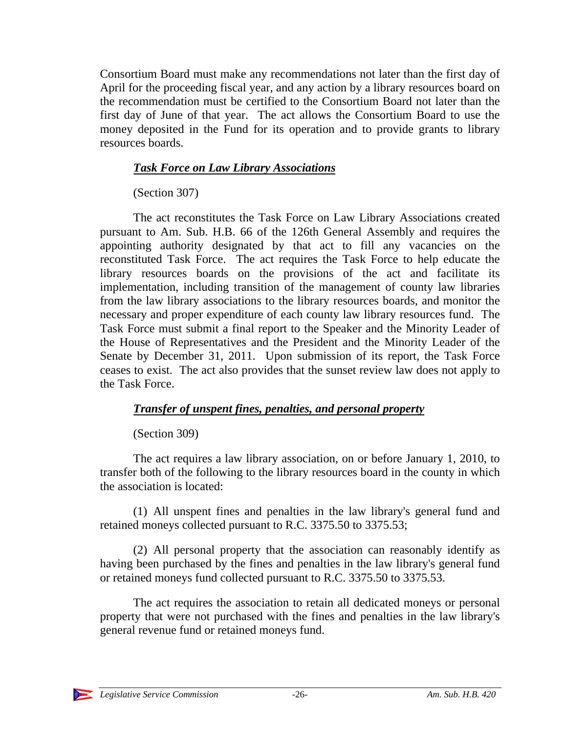Consortium Board must make any recommendations not later than the first day of April for the proceeding fiscal year, and any action by a library resources board on the recommendation must be certified to the Consortium Board not later than the first day of June of that year. The act allows the Consortium Board to use the money deposited in the Fund for its operation and to provide grants to library resources boards.

### ***Task Force on Law Library Associations***

(Section 307)

The act reconstitutes the Task Force on Law Library Associations created pursuant to Am. Sub. H.B. 66 of the 126th General Assembly and requires the appointing authority designated by that act to fill any vacancies on the reconstituted Task Force. The act requires the Task Force to help educate the library resources boards on the provisions of the act and facilitate its implementation, including transition of the management of county law libraries from the law library associations to the library resources boards, and monitor the necessary and proper expenditure of each county law library resources fund. The Task Force must submit a final report to the Speaker and the Minority Leader of the House of Representatives and the President and the Minority Leader of the Senate by December 31, 2011. Upon submission of its report, the Task Force ceases to exist. The act also provides that the sunset review law does not apply to the Task Force.

### ***Transfer of unspent fines, penalties, and personal property***

(Section 309)

The act requires a law library association, on or before January 1, 2010, to transfer both of the following to the library resources board in the county in which the association is located:

(1) All unspent fines and penalties in the law library's general fund and retained moneys collected pursuant to R.C. 3375.50 to 3375.53;

(2) All personal property that the association can reasonably identify as having been purchased by the fines and penalties in the law library's general fund or retained moneys fund collected pursuant to R.C. 3375.50 to 3375.53.

The act requires the association to retain all dedicated moneys or personal property that were not purchased with the fines and penalties in the law library's general revenue fund or retained moneys fund.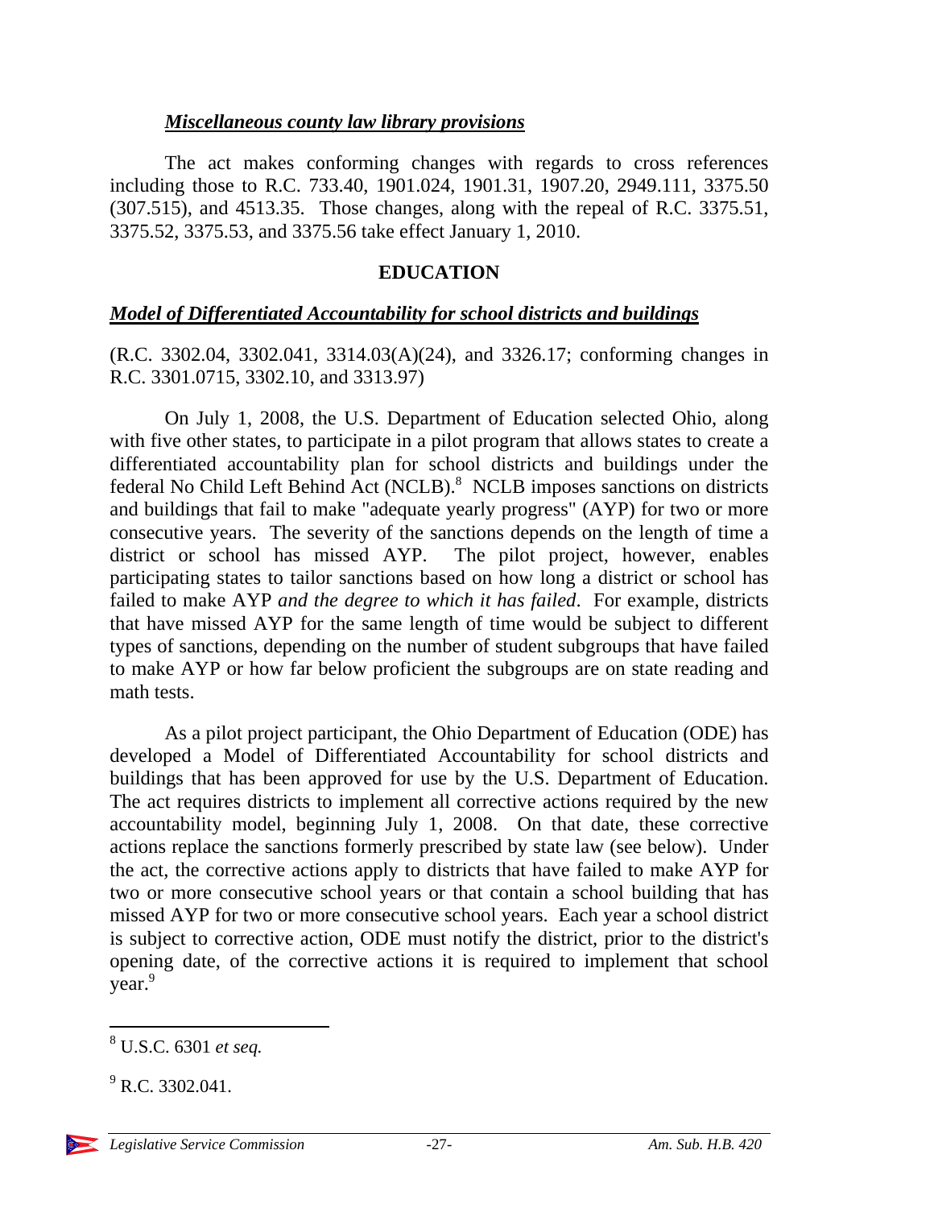***Miscellaneous county law library provisions***

The act makes conforming changes with regards to cross references including those to R.C. 733.40, 1901.024, 1901.31, 1907.20, 2949.111, 3375.50 (307.515), and 4513.35. Those changes, along with the repeal of R.C. 3375.51, 3375.52, 3375.53, and 3375.56 take effect January 1, 2010.

## EDUCATION

***Model of Differentiated Accountability for school districts and buildings***

(R.C. 3302.04, 3302.041, 3314.03(A)(24), and 3326.17; conforming changes in R.C. 3301.0715, 3302.10, and 3313.97)

On July 1, 2008, the U.S. Department of Education selected Ohio, along with five other states, to participate in a pilot program that allows states to create a differentiated accountability plan for school districts and buildings under the federal No Child Left Behind Act (NCLB).[8] NCLB imposes sanctions on districts and buildings that fail to make "adequate yearly progress" (AYP) for two or more consecutive years. The severity of the sanctions depends on the length of time a district or school has missed AYP. The pilot project, however, enables participating states to tailor sanctions based on how long a district or school has failed to make AYP *and the degree to which it has failed*. For example, districts that have missed AYP for the same length of time would be subject to different types of sanctions, depending on the number of student subgroups that have failed to make AYP or how far below proficient the subgroups are on state reading and math tests.

As a pilot project participant, the Ohio Department of Education (ODE) has developed a Model of Differentiated Accountability for school districts and buildings that has been approved for use by the U.S. Department of Education. The act requires districts to implement all corrective actions required by the new accountability model, beginning July 1, 2008. On that date, these corrective actions replace the sanctions formerly prescribed by state law (see below). Under the act, the corrective actions apply to districts that have failed to make AYP for two or more consecutive school years or that contain a school building that has missed AYP for two or more consecutive school years. Each year a school district is subject to corrective action, ODE must notify the district, prior to the district's opening date, of the corrective actions it is required to implement that school year.[9]

---

[8] U.S.C. 6301 *et seq.*

[9] R.C. 3302.041.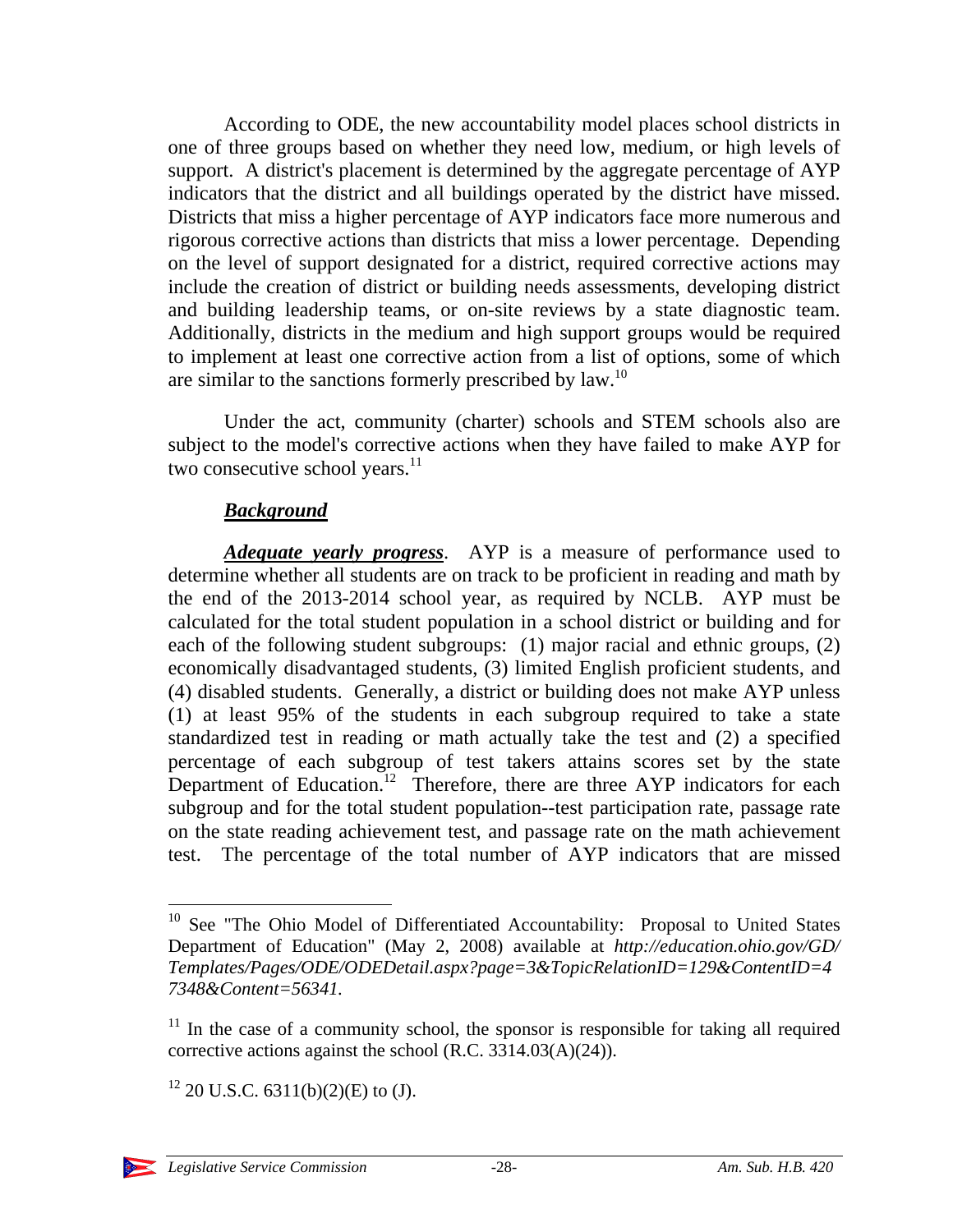According to ODE, the new accountability model places school districts in one of three groups based on whether they need low, medium, or high levels of support. A district's placement is determined by the aggregate percentage of AYP indicators that the district and all buildings operated by the district have missed. Districts that miss a higher percentage of AYP indicators face more numerous and rigorous corrective actions than districts that miss a lower percentage. Depending on the level of support designated for a district, required corrective actions may include the creation of district or building needs assessments, developing district and building leadership teams, or on-site reviews by a state diagnostic team. Additionally, districts in the medium and high support groups would be required to implement at least one corrective action from a list of options, some of which are similar to the sanctions formerly prescribed by law.[10]

Under the act, community (charter) schools and STEM schools also are subject to the model's corrective actions when they have failed to make AYP for two consecutive school years.[11]

### ***Background***

***Adequate yearly progress***. AYP is a measure of performance used to determine whether all students are on track to be proficient in reading and math by the end of the 2013-2014 school year, as required by NCLB. AYP must be calculated for the total student population in a school district or building and for each of the following student subgroups: (1) major racial and ethnic groups, (2) economically disadvantaged students, (3) limited English proficient students, and (4) disabled students. Generally, a district or building does not make AYP unless (1) at least 95% of the students in each subgroup required to take a state standardized test in reading or math actually take the test and (2) a specified percentage of each subgroup of test takers attains scores set by the state Department of Education.[12] Therefore, there are three AYP indicators for each subgroup and for the total student population--test participation rate, passage rate on the state reading achievement test, and passage rate on the math achievement test. The percentage of the total number of AYP indicators that are missed

---

[10] See "The Ohio Model of Differentiated Accountability: Proposal to United States Department of Education" (May 2, 2008) available at *http://education.ohio.gov/GD/Templates/Pages/ODE/ODEDetail.aspx?page=3&TopicRelationID=129&ContentID=47348&Content=56341.*

[11] In the case of a community school, the sponsor is responsible for taking all required corrective actions against the school (R.C. 3314.03(A)(24)).

[12] 20 U.S.C. 6311(b)(2)(E) to (J).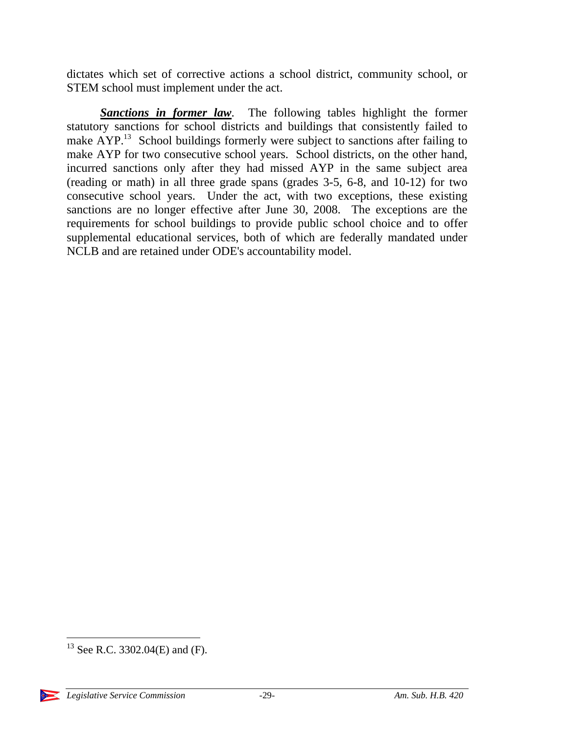dictates which set of corrective actions a school district, community school, or STEM school must implement under the act.

***Sanctions in former law***. The following tables highlight the former statutory sanctions for school districts and buildings that consistently failed to make AYP.[13] School buildings formerly were subject to sanctions after failing to make AYP for two consecutive school years. School districts, on the other hand, incurred sanctions only after they had missed AYP in the same subject area (reading or math) in all three grade spans (grades 3-5, 6-8, and 10-12) for two consecutive school years. Under the act, with two exceptions, these existing sanctions are no longer effective after June 30, 2008. The exceptions are the requirements for school buildings to provide public school choice and to offer supplemental educational services, both of which are federally mandated under NCLB and are retained under ODE's accountability model.

---

[13] See R.C. 3302.04(E) and (F).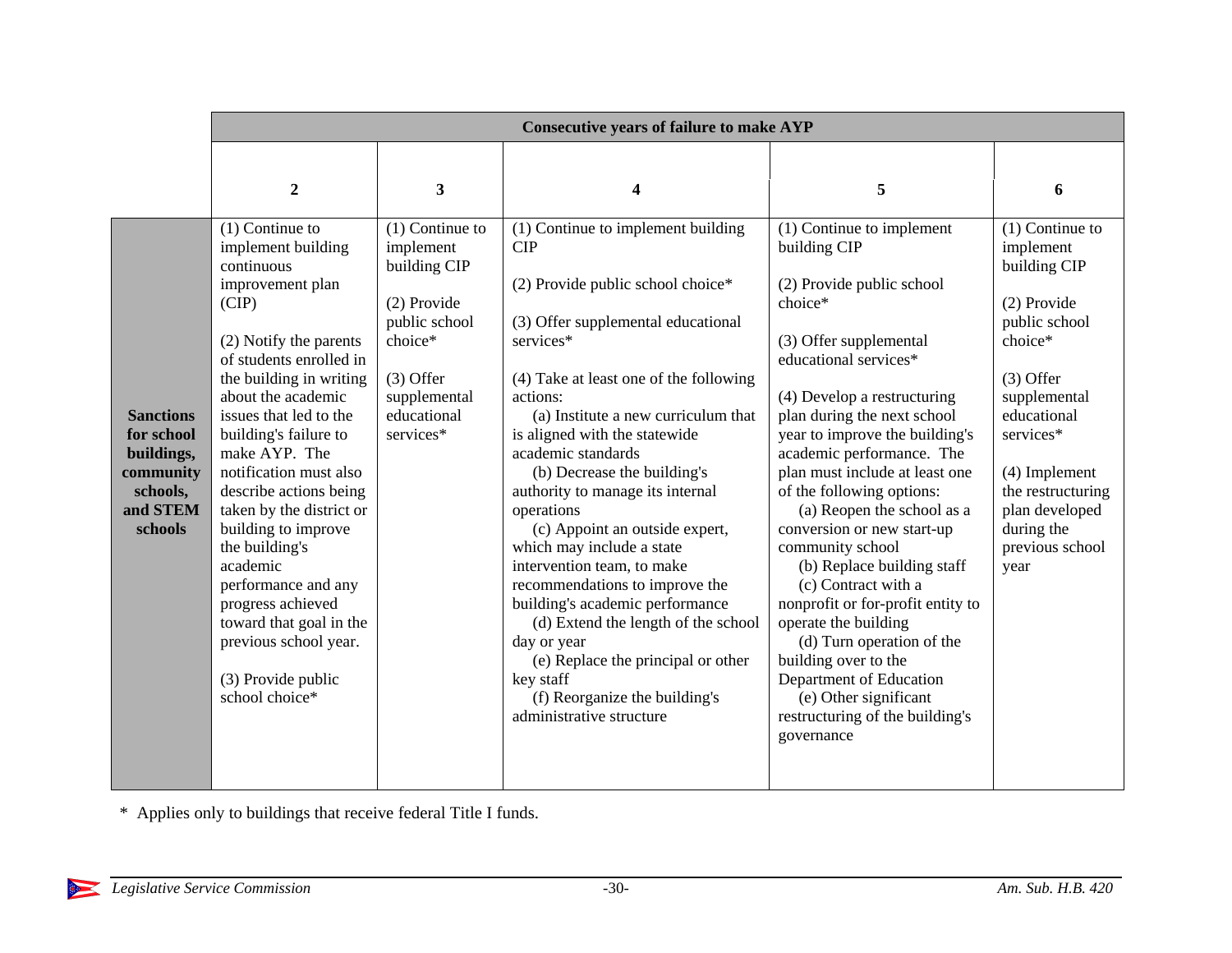| | Consecutive years of failure to make AYP | | | | |
|---|---|---|---|---|---|
| | **2** | **3** | **4** | **5** | **6** |
| **Sanctions for school buildings, community schools, and STEM schools** | (1) Continue to implement building continuous improvement plan (CIP)<br><br>(2) Notify the parents of students enrolled in the building in writing about the academic issues that led to the building's failure to make AYP. The notification must also describe actions being taken by the district or building to improve the building's academic performance and any progress achieved toward that goal in the previous school year.<br><br>(3) Provide public school choice* | (1) Continue to implement building CIP<br><br>(2) Provide public school choice*<br><br>(3) Offer supplemental educational services* | (1) Continue to implement building CIP<br><br>(2) Provide public school choice*<br><br>(3) Offer supplemental educational services*<br><br>(4) Take at least one of the following actions:<br>(a) Institute a new curriculum that is aligned with the statewide academic standards<br>(b) Decrease the building's authority to manage its internal operations<br>(c) Appoint an outside expert, which may include a state intervention team, to make recommendations to improve the building's academic performance<br>(d) Extend the length of the school day or year<br>(e) Replace the principal or other key staff<br>(f) Reorganize the building's administrative structure | (1) Continue to implement building CIP<br><br>(2) Provide public school choice*<br><br>(3) Offer supplemental educational services*<br><br>(4) Develop a restructuring plan during the next school year to improve the building's academic performance. The plan must include at least one of the following options:<br>(a) Reopen the school as a conversion or new start-up community school<br>(b) Replace building staff<br>(c) Contract with a nonprofit or for-profit entity to operate the building<br>(d) Turn operation of the building over to the Department of Education<br>(e) Other significant restructuring of the building's governance | (1) Continue to implement building CIP<br><br>(2) Provide public school choice*<br><br>(3) Offer supplemental educational services*<br><br>(4) Implement the restructuring plan developed during the previous school year |

\* Applies only to buildings that receive federal Title I funds.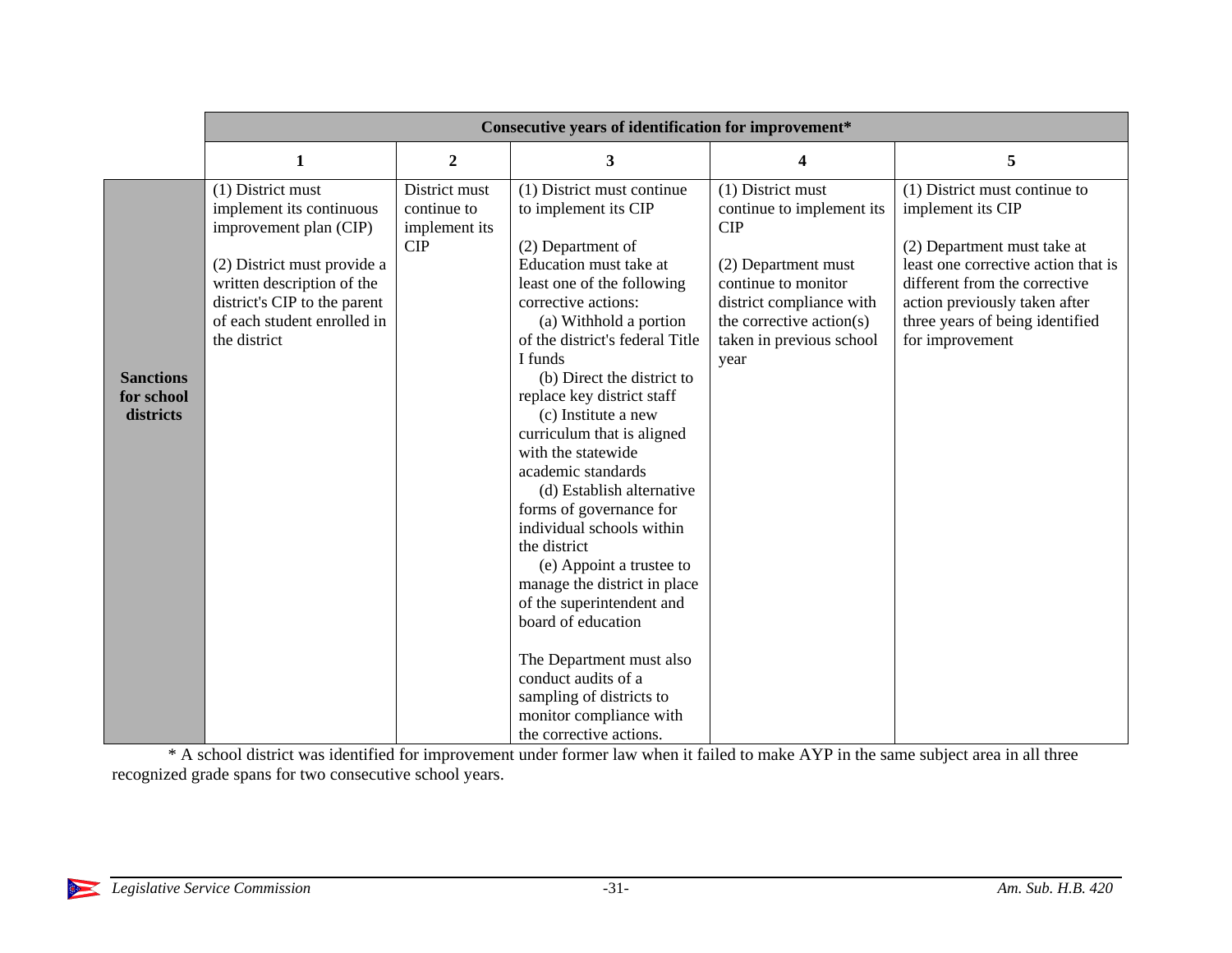| | Consecutive years of identification for improvement* | | | | |
|---|---|---|---|---|---|
| | **1** | **2** | **3** | **4** | **5** |
| **Sanctions for school districts** | (1) District must implement its continuous improvement plan (CIP)<br><br>(2) District must provide a written description of the district's CIP to the parent of each student enrolled in the district | District must continue to implement its CIP | (1) District must continue to implement its CIP<br><br>(2) Department of Education must take at least one of the following corrective actions:<br>(a) Withhold a portion of the district's federal Title I funds<br>(b) Direct the district to replace key district staff<br>(c) Institute a new curriculum that is aligned with the statewide academic standards<br>(d) Establish alternative forms of governance for individual schools within the district<br>(e) Appoint a trustee to manage the district in place of the superintendent and board of education<br><br>The Department must also conduct audits of a sampling of districts to monitor compliance with the corrective actions. | (1) District must continue to implement its CIP<br><br>(2) Department must continue to monitor district compliance with the corrective action(s) taken in previous school year | (1) District must continue to implement its CIP<br><br>(2) Department must take at least one corrective action that is different from the corrective action previously taken after three years of being identified for improvement |

* A school district was identified for improvement under former law when it failed to make AYP in the same subject area in all three recognized grade spans for two consecutive school years.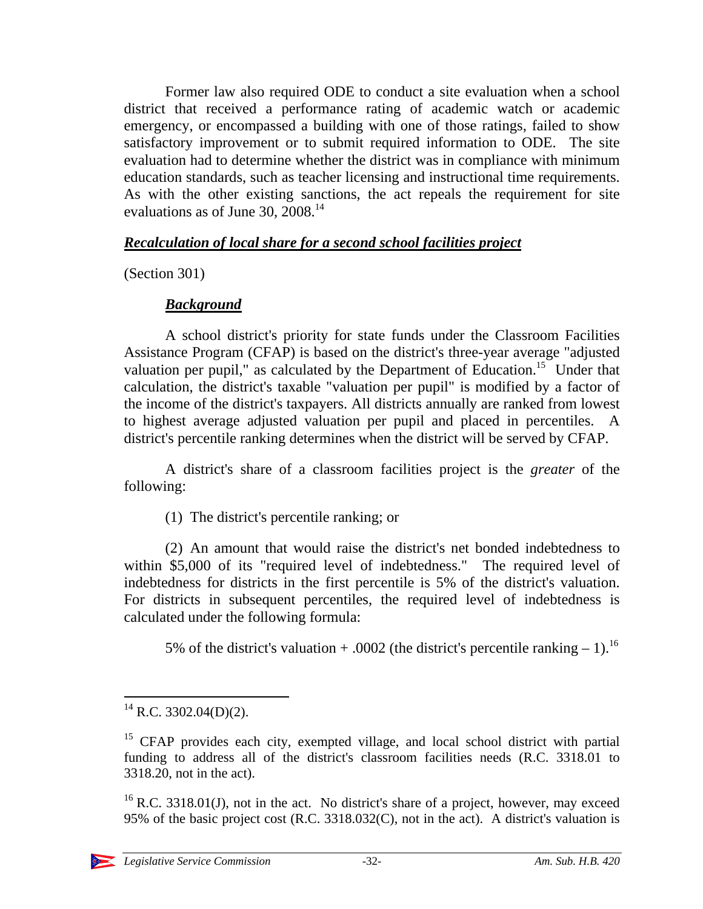Former law also required ODE to conduct a site evaluation when a school district that received a performance rating of academic watch or academic emergency, or encompassed a building with one of those ratings, failed to show satisfactory improvement or to submit required information to ODE. The site evaluation had to determine whether the district was in compliance with minimum education standards, such as teacher licensing and instructional time requirements. As with the other existing sanctions, the act repeals the requirement for site evaluations as of June 30, 2008.[14]

## ***Recalculation of local share for a second school facilities project***

(Section 301)

### ***Background***

A school district's priority for state funds under the Classroom Facilities Assistance Program (CFAP) is based on the district's three-year average "adjusted valuation per pupil," as calculated by the Department of Education.[15] Under that calculation, the district's taxable "valuation per pupil" is modified by a factor of the income of the district's taxpayers. All districts annually are ranked from lowest to highest average adjusted valuation per pupil and placed in percentiles. A district's percentile ranking determines when the district will be served by CFAP.

A district's share of a classroom facilities project is the *greater* of the following:

(1) The district's percentile ranking; or

(2) An amount that would raise the district's net bonded indebtedness to within \$5,000 of its "required level of indebtedness." The required level of indebtedness for districts in the first percentile is 5% of the district's valuation. For districts in subsequent percentiles, the required level of indebtedness is calculated under the following formula:

5% of the district's valuation + .0002 (the district's percentile ranking – 1).[16]

---

[14] R.C. 3302.04(D)(2).

[15] CFAP provides each city, exempted village, and local school district with partial funding to address all of the district's classroom facilities needs (R.C. 3318.01 to 3318.20, not in the act).

[16] R.C. 3318.01(J), not in the act. No district's share of a project, however, may exceed 95% of the basic project cost (R.C. 3318.032(C), not in the act). A district's valuation is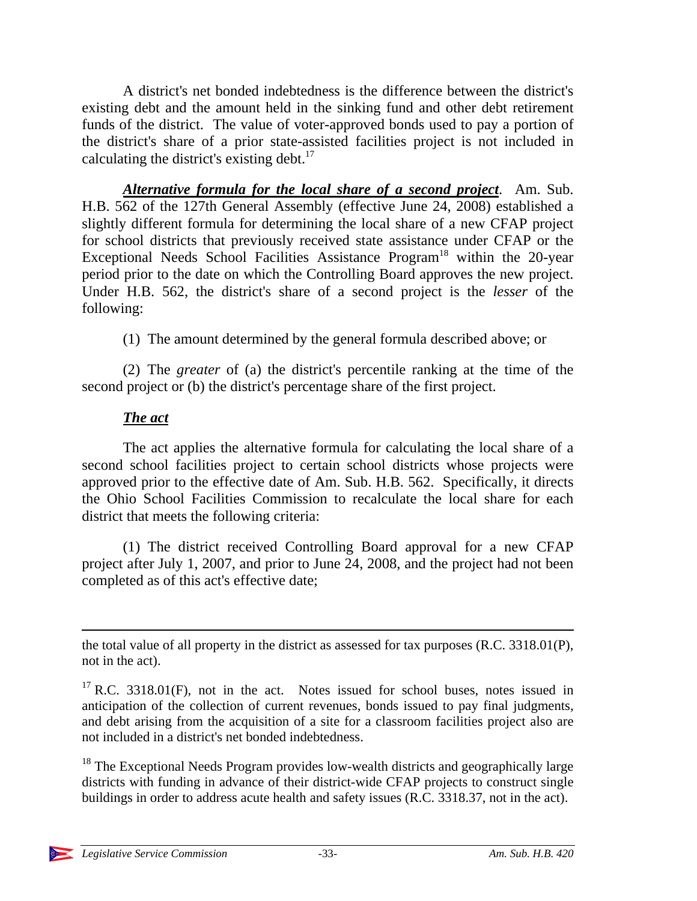A district's net bonded indebtedness is the difference between the district's existing debt and the amount held in the sinking fund and other debt retirement funds of the district. The value of voter-approved bonds used to pay a portion of the district's share of a prior state-assisted facilities project is not included in calculating the district's existing debt.[17]

***Alternative formula for the local share of a second project***. Am. Sub. H.B. 562 of the 127th General Assembly (effective June 24, 2008) established a slightly different formula for determining the local share of a new CFAP project for school districts that previously received state assistance under CFAP or the Exceptional Needs School Facilities Assistance Program[18] within the 20-year period prior to the date on which the Controlling Board approves the new project. Under H.B. 562, the district's share of a second project is the *lesser* of the following:

(1) The amount determined by the general formula described above; or

(2) The *greater* of (a) the district's percentile ranking at the time of the second project or (b) the district's percentage share of the first project.

***The act***

The act applies the alternative formula for calculating the local share of a second school facilities project to certain school districts whose projects were approved prior to the effective date of Am. Sub. H.B. 562. Specifically, it directs the Ohio School Facilities Commission to recalculate the local share for each district that meets the following criteria:

(1) The district received Controlling Board approval for a new CFAP project after July 1, 2007, and prior to June 24, 2008, and the project had not been completed as of this act's effective date;

---

the total value of all property in the district as assessed for tax purposes (R.C. 3318.01(P), not in the act).

[17] R.C. 3318.01(F), not in the act. Notes issued for school buses, notes issued in anticipation of the collection of current revenues, bonds issued to pay final judgments, and debt arising from the acquisition of a site for a classroom facilities project also are not included in a district's net bonded indebtedness.

[18] The Exceptional Needs Program provides low-wealth districts and geographically large districts with funding in advance of their district-wide CFAP projects to construct single buildings in order to address acute health and safety issues (R.C. 3318.37, not in the act).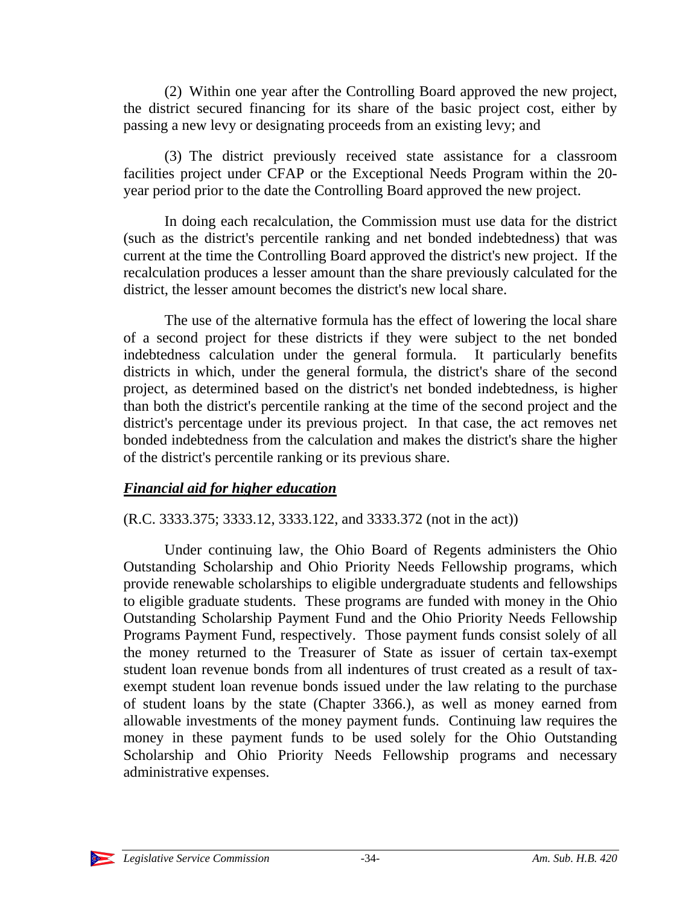(2) Within one year after the Controlling Board approved the new project, the district secured financing for its share of the basic project cost, either by passing a new levy or designating proceeds from an existing levy; and

(3) The district previously received state assistance for a classroom facilities project under CFAP or the Exceptional Needs Program within the 20-year period prior to the date the Controlling Board approved the new project.

In doing each recalculation, the Commission must use data for the district (such as the district's percentile ranking and net bonded indebtedness) that was current at the time the Controlling Board approved the district's new project. If the recalculation produces a lesser amount than the share previously calculated for the district, the lesser amount becomes the district's new local share.

The use of the alternative formula has the effect of lowering the local share of a second project for these districts if they were subject to the net bonded indebtedness calculation under the general formula. It particularly benefits districts in which, under the general formula, the district's share of the second project, as determined based on the district's net bonded indebtedness, is higher than both the district's percentile ranking at the time of the second project and the district's percentage under its previous project. In that case, the act removes net bonded indebtedness from the calculation and makes the district's share the higher of the district's percentile ranking or its previous share.

***Financial aid for higher education***

(R.C. 3333.375; 3333.12, 3333.122, and 3333.372 (not in the act))

Under continuing law, the Ohio Board of Regents administers the Ohio Outstanding Scholarship and Ohio Priority Needs Fellowship programs, which provide renewable scholarships to eligible undergraduate students and fellowships to eligible graduate students. These programs are funded with money in the Ohio Outstanding Scholarship Payment Fund and the Ohio Priority Needs Fellowship Programs Payment Fund, respectively. Those payment funds consist solely of all the money returned to the Treasurer of State as issuer of certain tax-exempt student loan revenue bonds from all indentures of trust created as a result of tax-exempt student loan revenue bonds issued under the law relating to the purchase of student loans by the state (Chapter 3366.), as well as money earned from allowable investments of the money payment funds. Continuing law requires the money in these payment funds to be used solely for the Ohio Outstanding Scholarship and Ohio Priority Needs Fellowship programs and necessary administrative expenses.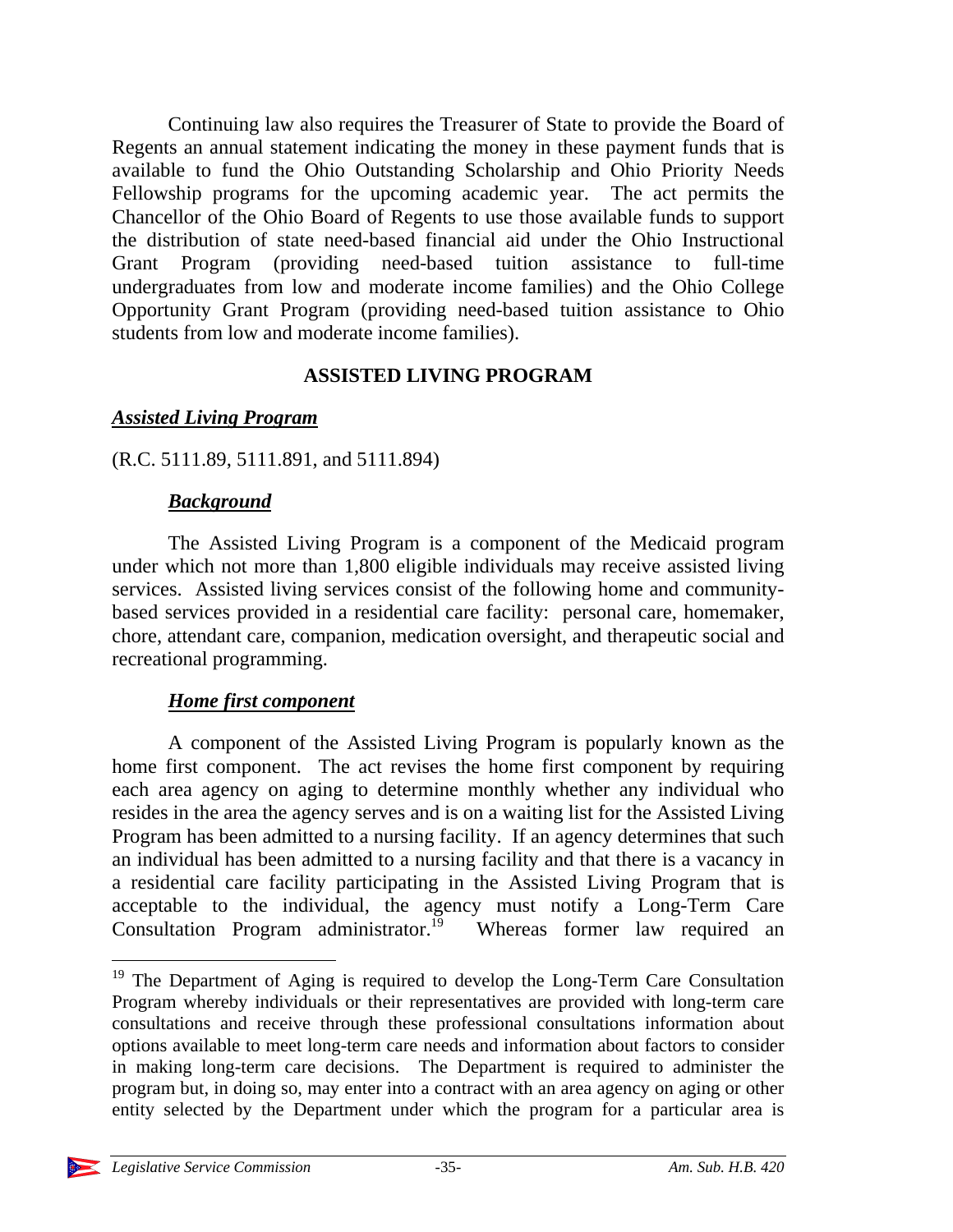Continuing law also requires the Treasurer of State to provide the Board of Regents an annual statement indicating the money in these payment funds that is available to fund the Ohio Outstanding Scholarship and Ohio Priority Needs Fellowship programs for the upcoming academic year. The act permits the Chancellor of the Ohio Board of Regents to use those available funds to support the distribution of state need-based financial aid under the Ohio Instructional Grant Program (providing need-based tuition assistance to full-time undergraduates from low and moderate income families) and the Ohio College Opportunity Grant Program (providing need-based tuition assistance to Ohio students from low and moderate income families).

## ASSISTED LIVING PROGRAM

### *Assisted Living Program*

(R.C. 5111.89, 5111.891, and 5111.894)

#### *Background*

The Assisted Living Program is a component of the Medicaid program under which not more than 1,800 eligible individuals may receive assisted living services. Assisted living services consist of the following home and community-based services provided in a residential care facility: personal care, homemaker, chore, attendant care, companion, medication oversight, and therapeutic social and recreational programming.

#### *Home first component*

A component of the Assisted Living Program is popularly known as the home first component. The act revises the home first component by requiring each area agency on aging to determine monthly whether any individual who resides in the area the agency serves and is on a waiting list for the Assisted Living Program has been admitted to a nursing facility. If an agency determines that such an individual has been admitted to a nursing facility and that there is a vacancy in a residential care facility participating in the Assisted Living Program that is acceptable to the individual, the agency must notify a Long-Term Care Consultation Program administrator.[19] Whereas former law required an

---

[19] The Department of Aging is required to develop the Long-Term Care Consultation Program whereby individuals or their representatives are provided with long-term care consultations and receive through these professional consultations information about options available to meet long-term care needs and information about factors to consider in making long-term care decisions. The Department is required to administer the program but, in doing so, may enter into a contract with an area agency on aging or other entity selected by the Department under which the program for a particular area is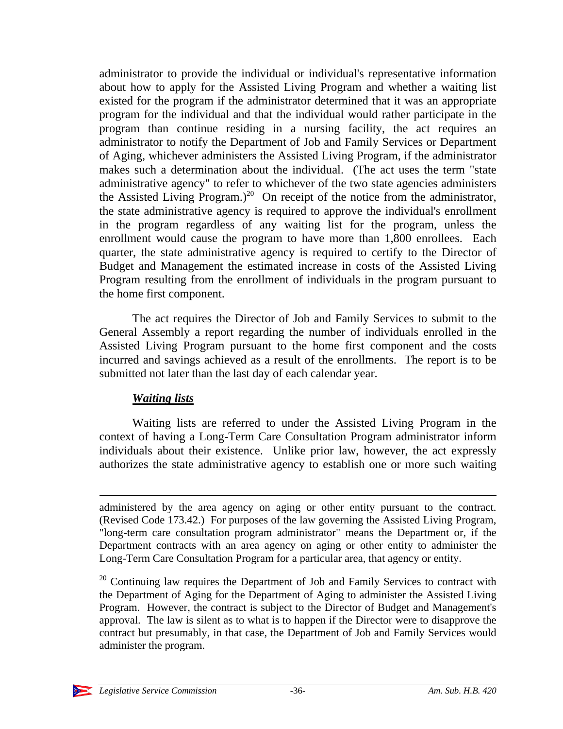administrator to provide the individual or individual's representative information about how to apply for the Assisted Living Program and whether a waiting list existed for the program if the administrator determined that it was an appropriate program for the individual and that the individual would rather participate in the program than continue residing in a nursing facility, the act requires an administrator to notify the Department of Job and Family Services or Department of Aging, whichever administers the Assisted Living Program, if the administrator makes such a determination about the individual. (The act uses the term "state administrative agency" to refer to whichever of the two state agencies administers the Assisted Living Program.)[20] On receipt of the notice from the administrator, the state administrative agency is required to approve the individual's enrollment in the program regardless of any waiting list for the program, unless the enrollment would cause the program to have more than 1,800 enrollees. Each quarter, the state administrative agency is required to certify to the Director of Budget and Management the estimated increase in costs of the Assisted Living Program resulting from the enrollment of individuals in the program pursuant to the home first component.

The act requires the Director of Job and Family Services to submit to the General Assembly a report regarding the number of individuals enrolled in the Assisted Living Program pursuant to the home first component and the costs incurred and savings achieved as a result of the enrollments. The report is to be submitted not later than the last day of each calendar year.

***Waiting lists***

Waiting lists are referred to under the Assisted Living Program in the context of having a Long-Term Care Consultation Program administrator inform individuals about their existence. Unlike prior law, however, the act expressly authorizes the state administrative agency to establish one or more such waiting

---

administered by the area agency on aging or other entity pursuant to the contract. (Revised Code 173.42.) For purposes of the law governing the Assisted Living Program, "long-term care consultation program administrator" means the Department or, if the Department contracts with an area agency on aging or other entity to administer the Long-Term Care Consultation Program for a particular area, that agency or entity.

[20] Continuing law requires the Department of Job and Family Services to contract with the Department of Aging for the Department of Aging to administer the Assisted Living Program. However, the contract is subject to the Director of Budget and Management's approval. The law is silent as to what is to happen if the Director were to disapprove the contract but presumably, in that case, the Department of Job and Family Services would administer the program.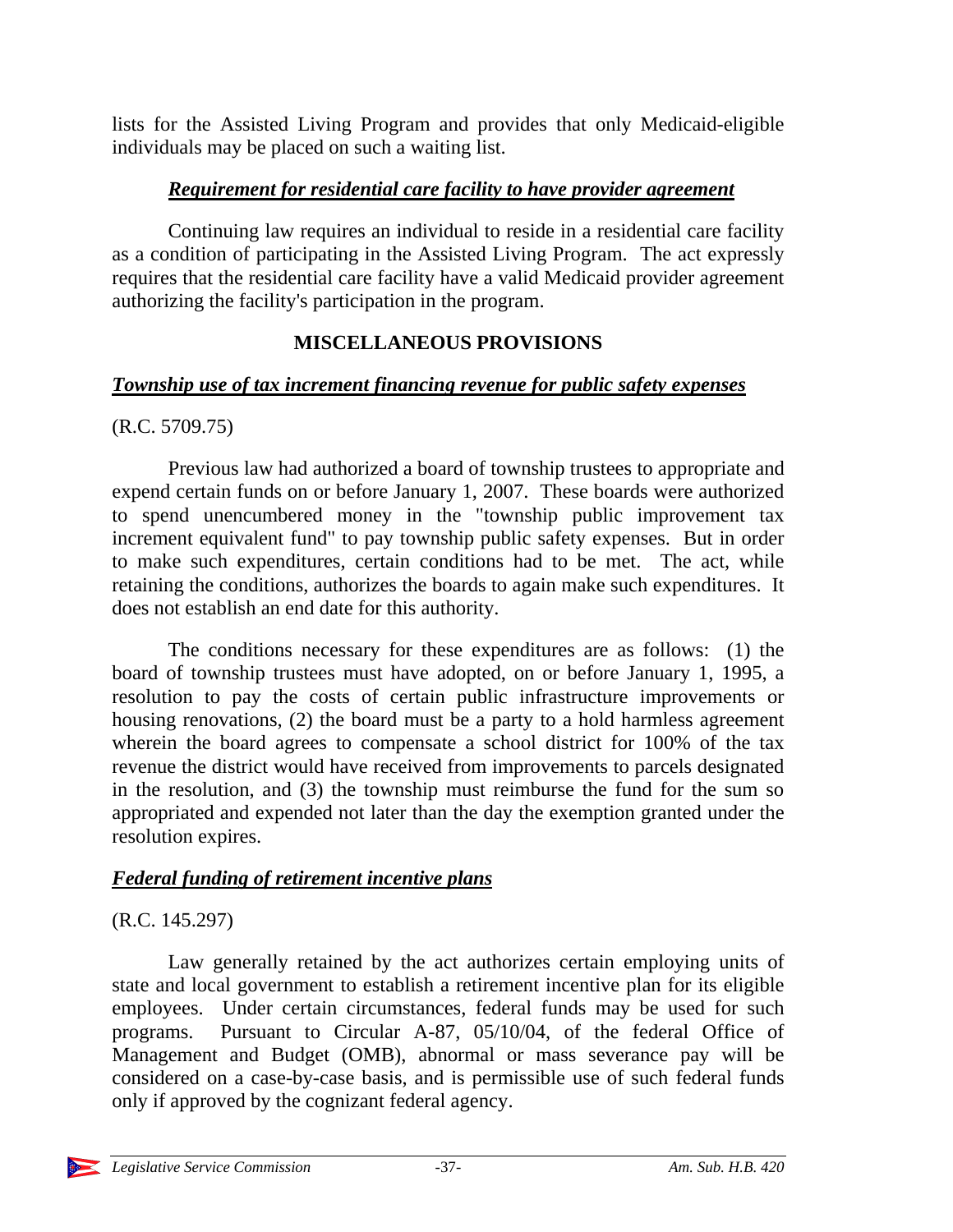lists for the Assisted Living Program and provides that only Medicaid-eligible individuals may be placed on such a waiting list.

### *Requirement for residential care facility to have provider agreement*

Continuing law requires an individual to reside in a residential care facility as a condition of participating in the Assisted Living Program. The act expressly requires that the residential care facility have a valid Medicaid provider agreement authorizing the facility's participation in the program.

## MISCELLANEOUS PROVISIONS

### *Township use of tax increment financing revenue for public safety expenses*

(R.C. 5709.75)

Previous law had authorized a board of township trustees to appropriate and expend certain funds on or before January 1, 2007. These boards were authorized to spend unencumbered money in the "township public improvement tax increment equivalent fund" to pay township public safety expenses. But in order to make such expenditures, certain conditions had to be met. The act, while retaining the conditions, authorizes the boards to again make such expenditures. It does not establish an end date for this authority.

The conditions necessary for these expenditures are as follows: (1) the board of township trustees must have adopted, on or before January 1, 1995, a resolution to pay the costs of certain public infrastructure improvements or housing renovations, (2) the board must be a party to a hold harmless agreement wherein the board agrees to compensate a school district for 100% of the tax revenue the district would have received from improvements to parcels designated in the resolution, and (3) the township must reimburse the fund for the sum so appropriated and expended not later than the day the exemption granted under the resolution expires.

### *Federal funding of retirement incentive plans*

(R.C. 145.297)

Law generally retained by the act authorizes certain employing units of state and local government to establish a retirement incentive plan for its eligible employees. Under certain circumstances, federal funds may be used for such programs. Pursuant to Circular A-87, 05/10/04, of the federal Office of Management and Budget (OMB), abnormal or mass severance pay will be considered on a case-by-case basis, and is permissible use of such federal funds only if approved by the cognizant federal agency.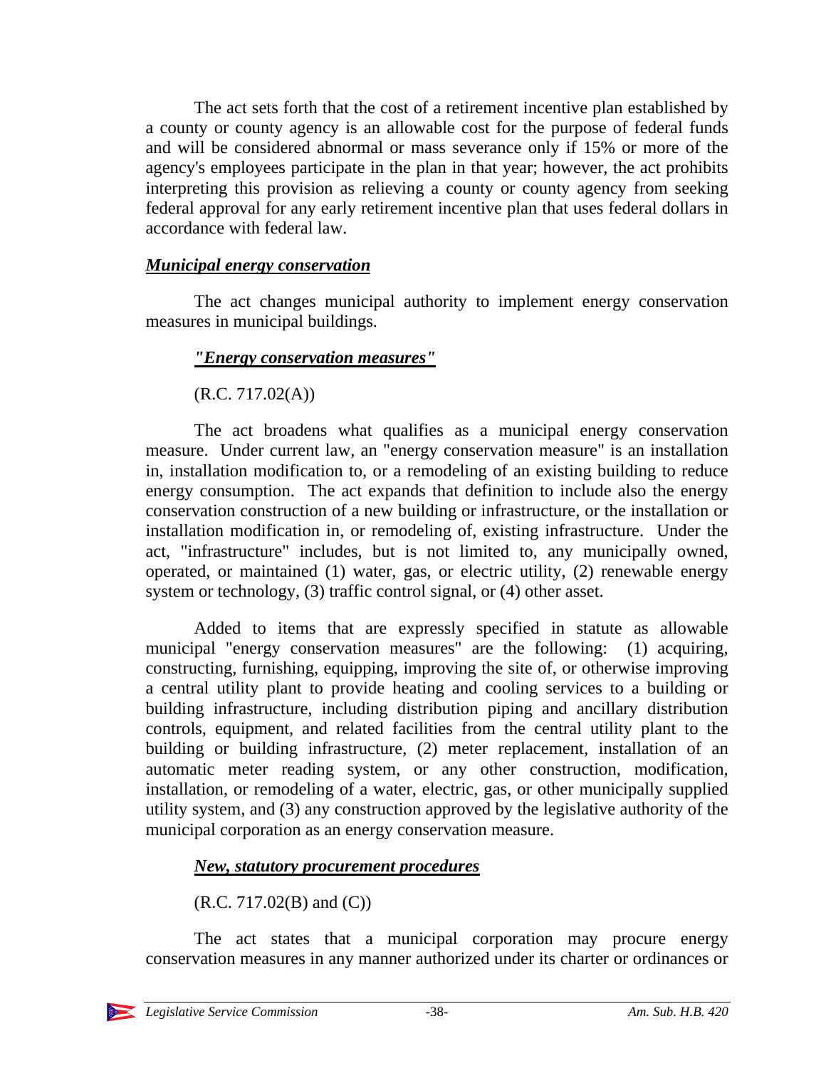The act sets forth that the cost of a retirement incentive plan established by a county or county agency is an allowable cost for the purpose of federal funds and will be considered abnormal or mass severance only if 15% or more of the agency's employees participate in the plan in that year; however, the act prohibits interpreting this provision as relieving a county or county agency from seeking federal approval for any early retirement incentive plan that uses federal dollars in accordance with federal law.

### ***Municipal energy conservation***

The act changes municipal authority to implement energy conservation measures in municipal buildings.

#### ***"Energy conservation measures"***

(R.C. 717.02(A))

The act broadens what qualifies as a municipal energy conservation measure. Under current law, an "energy conservation measure" is an installation in, installation modification to, or a remodeling of an existing building to reduce energy consumption. The act expands that definition to include also the energy conservation construction of a new building or infrastructure, or the installation or installation modification in, or remodeling of, existing infrastructure. Under the act, "infrastructure" includes, but is not limited to, any municipally owned, operated, or maintained (1) water, gas, or electric utility, (2) renewable energy system or technology, (3) traffic control signal, or (4) other asset.

Added to items that are expressly specified in statute as allowable municipal "energy conservation measures" are the following: (1) acquiring, constructing, furnishing, equipping, improving the site of, or otherwise improving a central utility plant to provide heating and cooling services to a building or building infrastructure, including distribution piping and ancillary distribution controls, equipment, and related facilities from the central utility plant to the building or building infrastructure, (2) meter replacement, installation of an automatic meter reading system, or any other construction, modification, installation, or remodeling of a water, electric, gas, or other municipally supplied utility system, and (3) any construction approved by the legislative authority of the municipal corporation as an energy conservation measure.

#### ***New, statutory procurement procedures***

(R.C. 717.02(B) and (C))

The act states that a municipal corporation may procure energy conservation measures in any manner authorized under its charter or ordinances or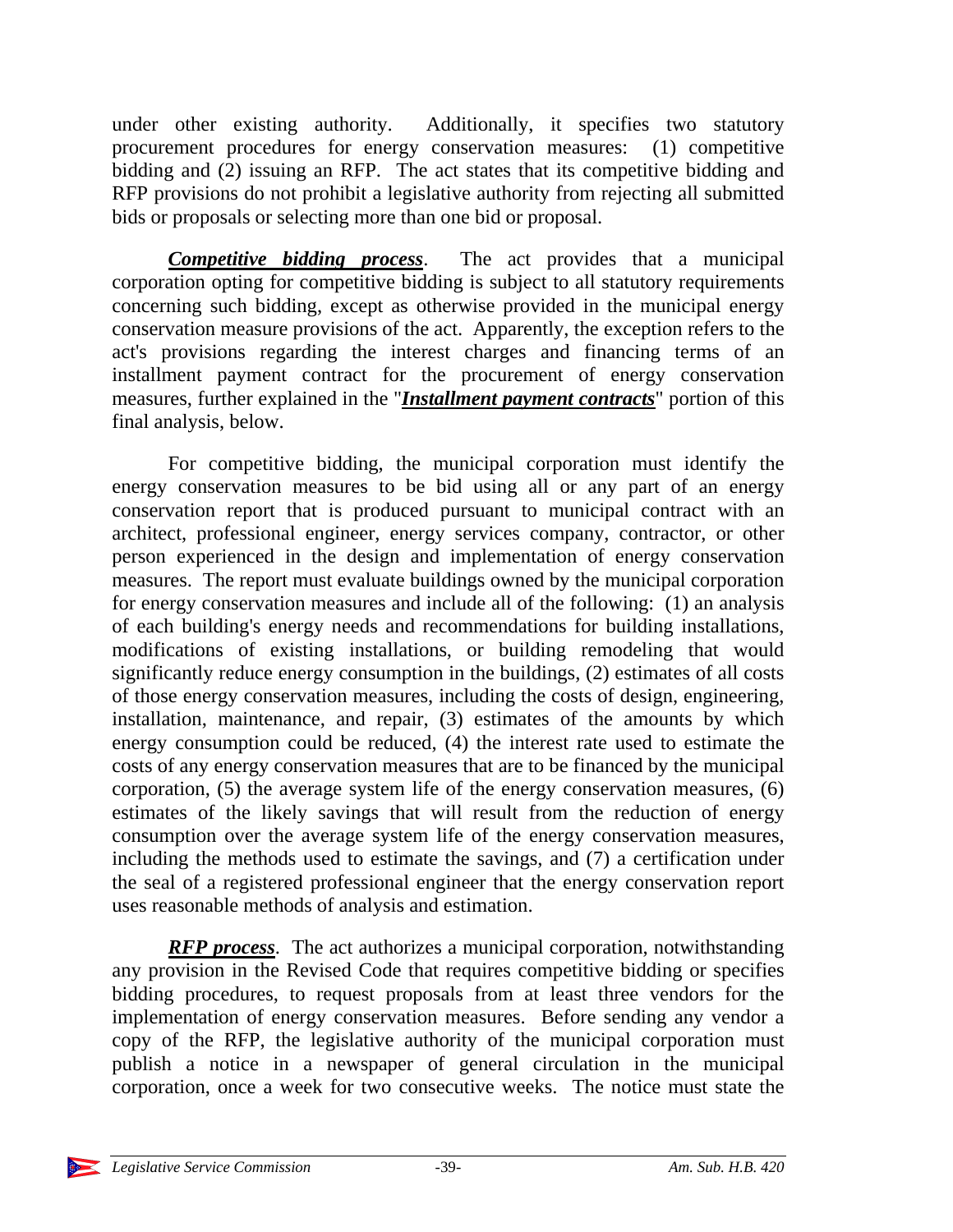under other existing authority. Additionally, it specifies two statutory procurement procedures for energy conservation measures: (1) competitive bidding and (2) issuing an RFP. The act states that its competitive bidding and RFP provisions do not prohibit a legislative authority from rejecting all submitted bids or proposals or selecting more than one bid or proposal.

***Competitive bidding process***. The act provides that a municipal corporation opting for competitive bidding is subject to all statutory requirements concerning such bidding, except as otherwise provided in the municipal energy conservation measure provisions of the act. Apparently, the exception refers to the act's provisions regarding the interest charges and financing terms of an installment payment contract for the procurement of energy conservation measures, further explained in the "***Installment payment contracts***" portion of this final analysis, below.

For competitive bidding, the municipal corporation must identify the energy conservation measures to be bid using all or any part of an energy conservation report that is produced pursuant to municipal contract with an architect, professional engineer, energy services company, contractor, or other person experienced in the design and implementation of energy conservation measures. The report must evaluate buildings owned by the municipal corporation for energy conservation measures and include all of the following: (1) an analysis of each building's energy needs and recommendations for building installations, modifications of existing installations, or building remodeling that would significantly reduce energy consumption in the buildings, (2) estimates of all costs of those energy conservation measures, including the costs of design, engineering, installation, maintenance, and repair, (3) estimates of the amounts by which energy consumption could be reduced, (4) the interest rate used to estimate the costs of any energy conservation measures that are to be financed by the municipal corporation, (5) the average system life of the energy conservation measures, (6) estimates of the likely savings that will result from the reduction of energy consumption over the average system life of the energy conservation measures, including the methods used to estimate the savings, and (7) a certification under the seal of a registered professional engineer that the energy conservation report uses reasonable methods of analysis and estimation.

***RFP process***. The act authorizes a municipal corporation, notwithstanding any provision in the Revised Code that requires competitive bidding or specifies bidding procedures, to request proposals from at least three vendors for the implementation of energy conservation measures. Before sending any vendor a copy of the RFP, the legislative authority of the municipal corporation must publish a notice in a newspaper of general circulation in the municipal corporation, once a week for two consecutive weeks. The notice must state the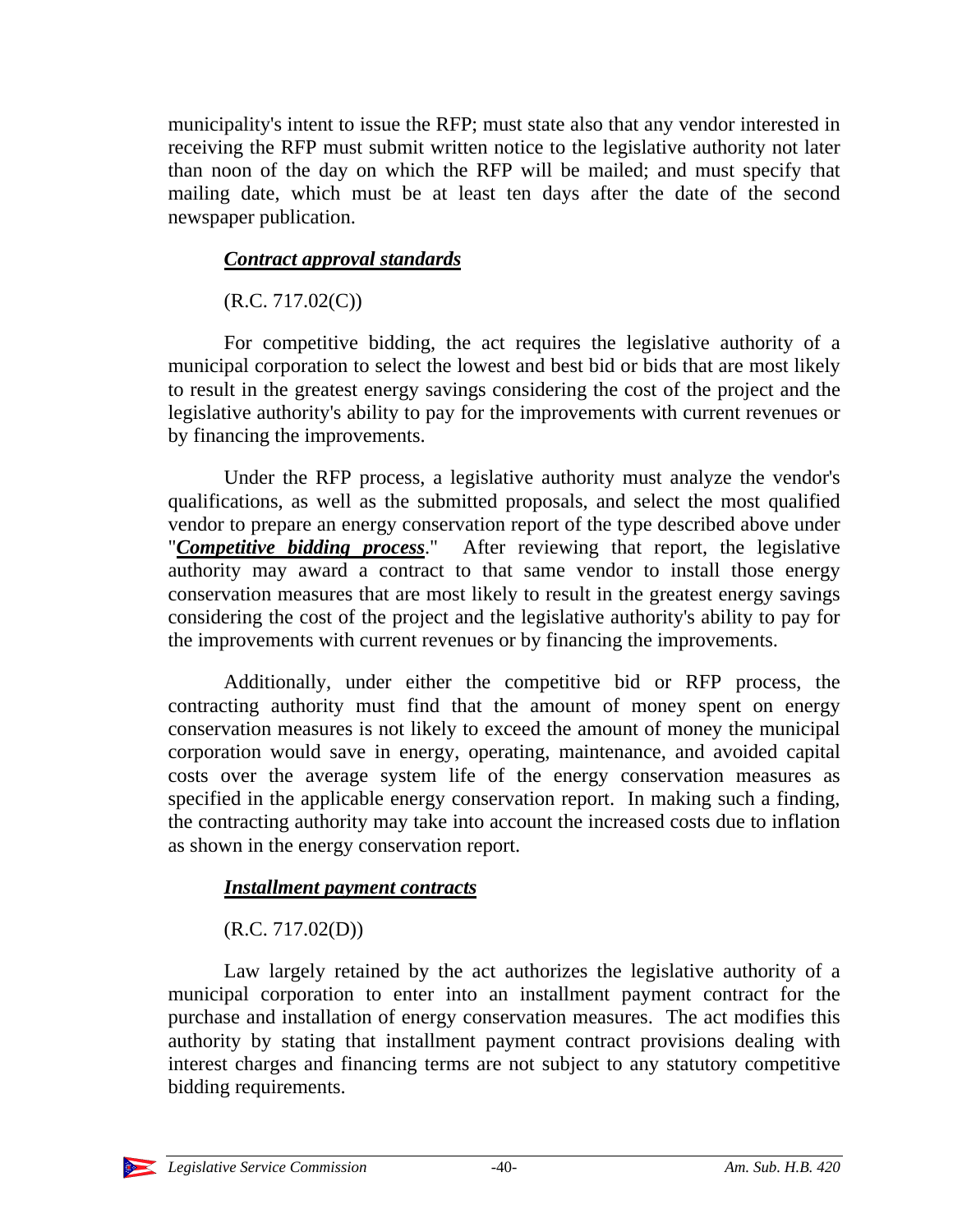municipality's intent to issue the RFP; must state also that any vendor interested in receiving the RFP must submit written notice to the legislative authority not later than noon of the day on which the RFP will be mailed; and must specify that mailing date, which must be at least ten days after the date of the second newspaper publication.

### ***Contract approval standards***

(R.C. 717.02(C))

For competitive bidding, the act requires the legislative authority of a municipal corporation to select the lowest and best bid or bids that are most likely to result in the greatest energy savings considering the cost of the project and the legislative authority's ability to pay for the improvements with current revenues or by financing the improvements.

Under the RFP process, a legislative authority must analyze the vendor's qualifications, as well as the submitted proposals, and select the most qualified vendor to prepare an energy conservation report of the type described above under "***Competitive bidding process***." After reviewing that report, the legislative authority may award a contract to that same vendor to install those energy conservation measures that are most likely to result in the greatest energy savings considering the cost of the project and the legislative authority's ability to pay for the improvements with current revenues or by financing the improvements.

Additionally, under either the competitive bid or RFP process, the contracting authority must find that the amount of money spent on energy conservation measures is not likely to exceed the amount of money the municipal corporation would save in energy, operating, maintenance, and avoided capital costs over the average system life of the energy conservation measures as specified in the applicable energy conservation report. In making such a finding, the contracting authority may take into account the increased costs due to inflation as shown in the energy conservation report.

### ***Installment payment contracts***

(R.C. 717.02(D))

Law largely retained by the act authorizes the legislative authority of a municipal corporation to enter into an installment payment contract for the purchase and installation of energy conservation measures. The act modifies this authority by stating that installment payment contract provisions dealing with interest charges and financing terms are not subject to any statutory competitive bidding requirements.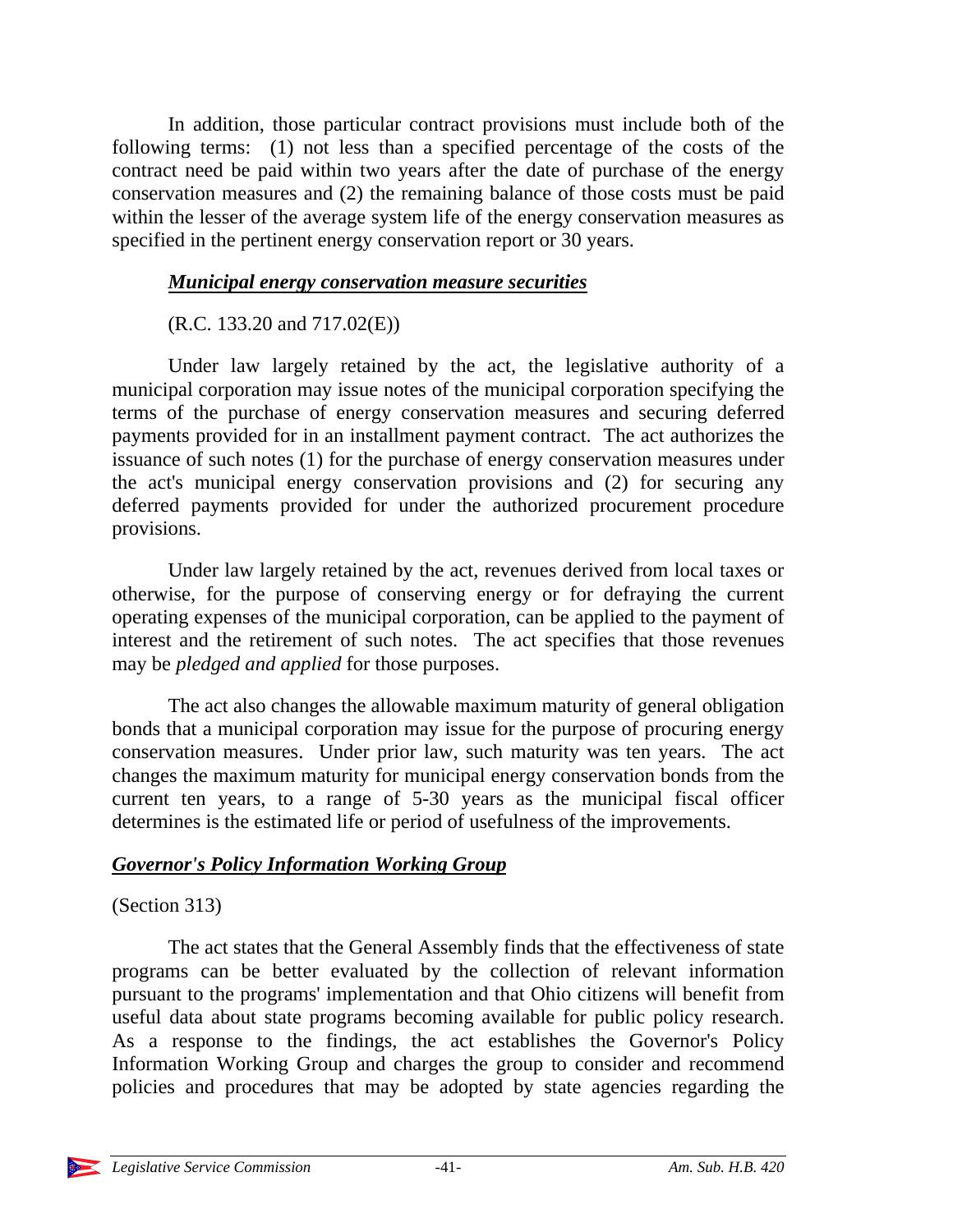In addition, those particular contract provisions must include both of the following terms: (1) not less than a specified percentage of the costs of the contract need be paid within two years after the date of purchase of the energy conservation measures and (2) the remaining balance of those costs must be paid within the lesser of the average system life of the energy conservation measures as specified in the pertinent energy conservation report or 30 years.

### ***Municipal energy conservation measure securities***

(R.C. 133.20 and 717.02(E))

Under law largely retained by the act, the legislative authority of a municipal corporation may issue notes of the municipal corporation specifying the terms of the purchase of energy conservation measures and securing deferred payments provided for in an installment payment contract. The act authorizes the issuance of such notes (1) for the purchase of energy conservation measures under the act's municipal energy conservation provisions and (2) for securing any deferred payments provided for under the authorized procurement procedure provisions.

Under law largely retained by the act, revenues derived from local taxes or otherwise, for the purpose of conserving energy or for defraying the current operating expenses of the municipal corporation, can be applied to the payment of interest and the retirement of such notes. The act specifies that those revenues may be *pledged and applied* for those purposes.

The act also changes the allowable maximum maturity of general obligation bonds that a municipal corporation may issue for the purpose of procuring energy conservation measures. Under prior law, such maturity was ten years. The act changes the maximum maturity for municipal energy conservation bonds from the current ten years, to a range of 5-30 years as the municipal fiscal officer determines is the estimated life or period of usefulness of the improvements.

## ***Governor's Policy Information Working Group***

(Section 313)

The act states that the General Assembly finds that the effectiveness of state programs can be better evaluated by the collection of relevant information pursuant to the programs' implementation and that Ohio citizens will benefit from useful data about state programs becoming available for public policy research. As a response to the findings, the act establishes the Governor's Policy Information Working Group and charges the group to consider and recommend policies and procedures that may be adopted by state agencies regarding the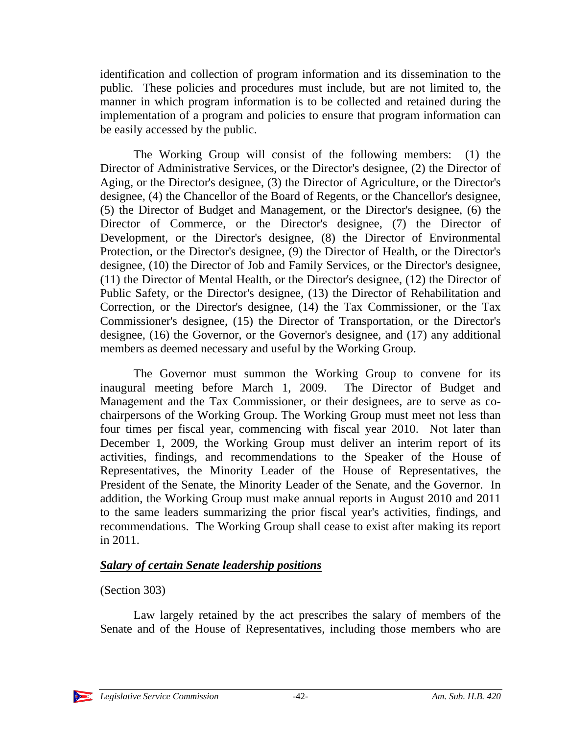identification and collection of program information and its dissemination to the public. These policies and procedures must include, but are not limited to, the manner in which program information is to be collected and retained during the implementation of a program and policies to ensure that program information can be easily accessed by the public.

The Working Group will consist of the following members: (1) the Director of Administrative Services, or the Director's designee, (2) the Director of Aging, or the Director's designee, (3) the Director of Agriculture, or the Director's designee, (4) the Chancellor of the Board of Regents, or the Chancellor's designee, (5) the Director of Budget and Management, or the Director's designee, (6) the Director of Commerce, or the Director's designee, (7) the Director of Development, or the Director's designee, (8) the Director of Environmental Protection, or the Director's designee, (9) the Director of Health, or the Director's designee, (10) the Director of Job and Family Services, or the Director's designee, (11) the Director of Mental Health, or the Director's designee, (12) the Director of Public Safety, or the Director's designee, (13) the Director of Rehabilitation and Correction, or the Director's designee, (14) the Tax Commissioner, or the Tax Commissioner's designee, (15) the Director of Transportation, or the Director's designee, (16) the Governor, or the Governor's designee, and (17) any additional members as deemed necessary and useful by the Working Group.

The Governor must summon the Working Group to convene for its inaugural meeting before March 1, 2009. The Director of Budget and Management and the Tax Commissioner, or their designees, are to serve as co-chairpersons of the Working Group. The Working Group must meet not less than four times per fiscal year, commencing with fiscal year 2010. Not later than December 1, 2009, the Working Group must deliver an interim report of its activities, findings, and recommendations to the Speaker of the House of Representatives, the Minority Leader of the House of Representatives, the President of the Senate, the Minority Leader of the Senate, and the Governor. In addition, the Working Group must make annual reports in August 2010 and 2011 to the same leaders summarizing the prior fiscal year's activities, findings, and recommendations. The Working Group shall cease to exist after making its report in 2011.

***Salary of certain Senate leadership positions***

(Section 303)

Law largely retained by the act prescribes the salary of members of the Senate and of the House of Representatives, including those members who are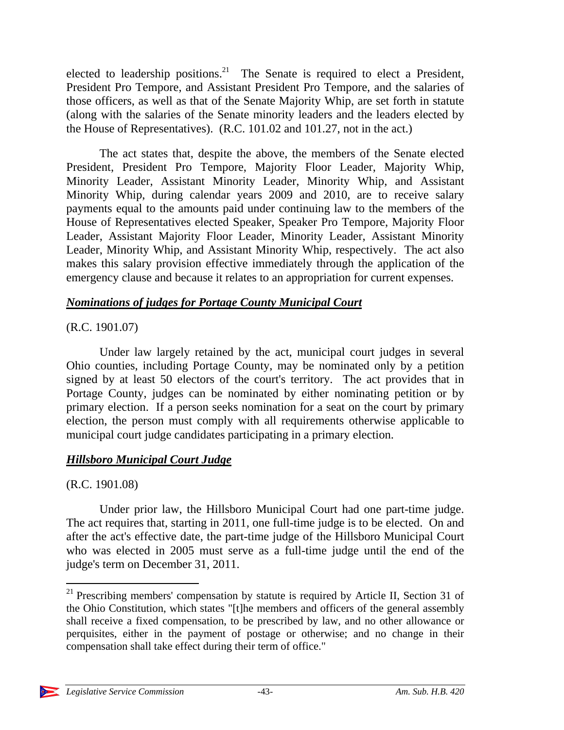elected to leadership positions.[21] The Senate is required to elect a President, President Pro Tempore, and Assistant President Pro Tempore, and the salaries of those officers, as well as that of the Senate Majority Whip, are set forth in statute (along with the salaries of the Senate minority leaders and the leaders elected by the House of Representatives). (R.C. 101.02 and 101.27, not in the act.)

The act states that, despite the above, the members of the Senate elected President, President Pro Tempore, Majority Floor Leader, Majority Whip, Minority Leader, Assistant Minority Leader, Minority Whip, and Assistant Minority Whip, during calendar years 2009 and 2010, are to receive salary payments equal to the amounts paid under continuing law to the members of the House of Representatives elected Speaker, Speaker Pro Tempore, Majority Floor Leader, Assistant Majority Floor Leader, Minority Leader, Assistant Minority Leader, Minority Whip, and Assistant Minority Whip, respectively. The act also makes this salary provision effective immediately through the application of the emergency clause and because it relates to an appropriation for current expenses.

### ***Nominations of judges for Portage County Municipal Court***

(R.C. 1901.07)

Under law largely retained by the act, municipal court judges in several Ohio counties, including Portage County, may be nominated only by a petition signed by at least 50 electors of the court's territory. The act provides that in Portage County, judges can be nominated by either nominating petition or by primary election. If a person seeks nomination for a seat on the court by primary election, the person must comply with all requirements otherwise applicable to municipal court judge candidates participating in a primary election.

### ***Hillsboro Municipal Court Judge***

(R.C. 1901.08)

Under prior law, the Hillsboro Municipal Court had one part-time judge. The act requires that, starting in 2011, one full-time judge is to be elected. On and after the act's effective date, the part-time judge of the Hillsboro Municipal Court who was elected in 2005 must serve as a full-time judge until the end of the judge's term on December 31, 2011.

---

[21] Prescribing members' compensation by statute is required by Article II, Section 31 of the Ohio Constitution, which states "[t]he members and officers of the general assembly shall receive a fixed compensation, to be prescribed by law, and no other allowance or perquisites, either in the payment of postage or otherwise; and no change in their compensation shall take effect during their term of office."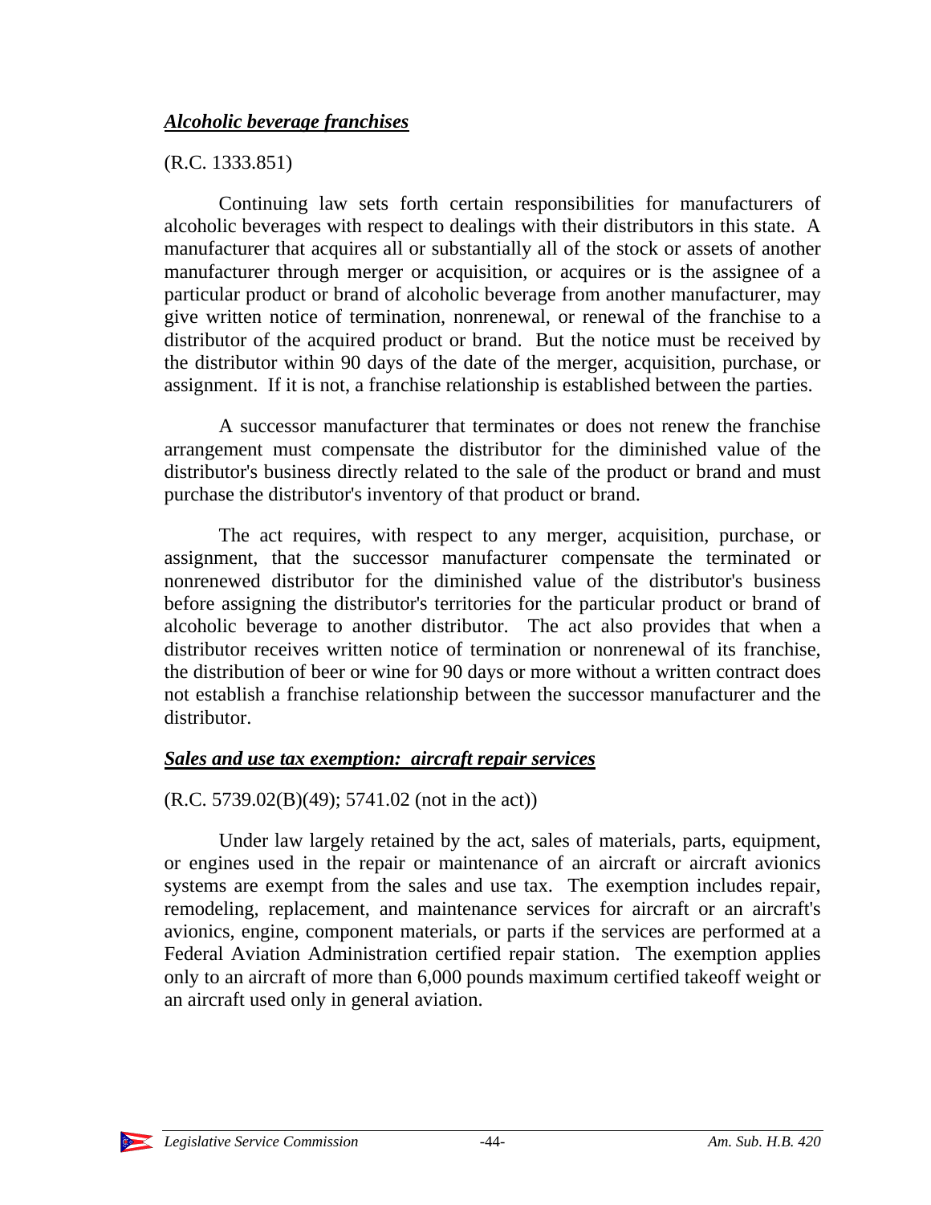### ***Alcoholic beverage franchises***

(R.C. 1333.851)

Continuing law sets forth certain responsibilities for manufacturers of alcoholic beverages with respect to dealings with their distributors in this state. A manufacturer that acquires all or substantially all of the stock or assets of another manufacturer through merger or acquisition, or acquires or is the assignee of a particular product or brand of alcoholic beverage from another manufacturer, may give written notice of termination, nonrenewal, or renewal of the franchise to a distributor of the acquired product or brand. But the notice must be received by the distributor within 90 days of the date of the merger, acquisition, purchase, or assignment. If it is not, a franchise relationship is established between the parties.

A successor manufacturer that terminates or does not renew the franchise arrangement must compensate the distributor for the diminished value of the distributor's business directly related to the sale of the product or brand and must purchase the distributor's inventory of that product or brand.

The act requires, with respect to any merger, acquisition, purchase, or assignment, that the successor manufacturer compensate the terminated or nonrenewed distributor for the diminished value of the distributor's business before assigning the distributor's territories for the particular product or brand of alcoholic beverage to another distributor. The act also provides that when a distributor receives written notice of termination or nonrenewal of its franchise, the distribution of beer or wine for 90 days or more without a written contract does not establish a franchise relationship between the successor manufacturer and the distributor.

### ***Sales and use tax exemption: aircraft repair services***

(R.C. 5739.02(B)(49); 5741.02 (not in the act))

Under law largely retained by the act, sales of materials, parts, equipment, or engines used in the repair or maintenance of an aircraft or aircraft avionics systems are exempt from the sales and use tax. The exemption includes repair, remodeling, replacement, and maintenance services for aircraft or an aircraft's avionics, engine, component materials, or parts if the services are performed at a Federal Aviation Administration certified repair station. The exemption applies only to an aircraft of more than 6,000 pounds maximum certified takeoff weight or an aircraft used only in general aviation.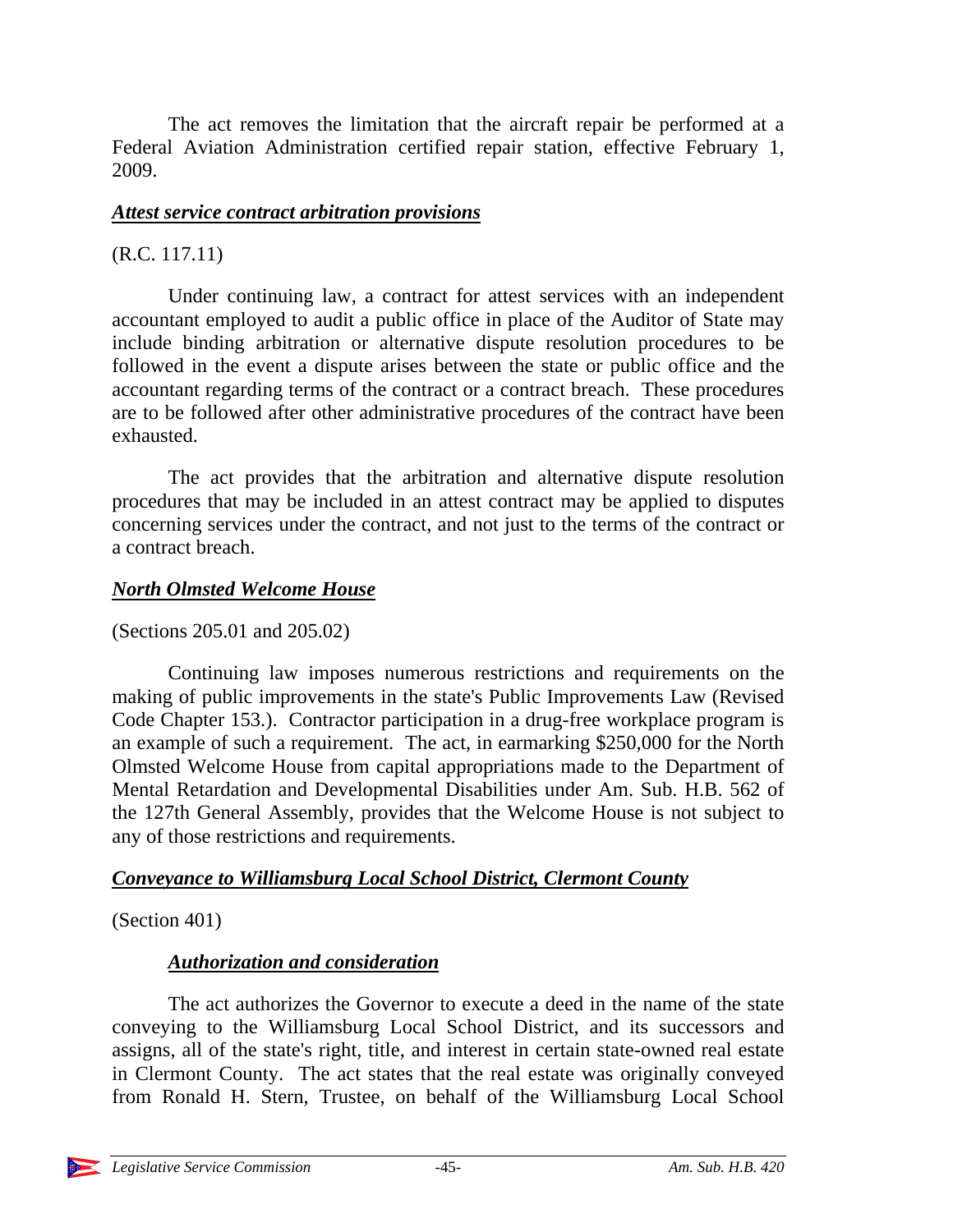The act removes the limitation that the aircraft repair be performed at a Federal Aviation Administration certified repair station, effective February 1, 2009.

### ***Attest service contract arbitration provisions***

(R.C. 117.11)

Under continuing law, a contract for attest services with an independent accountant employed to audit a public office in place of the Auditor of State may include binding arbitration or alternative dispute resolution procedures to be followed in the event a dispute arises between the state or public office and the accountant regarding terms of the contract or a contract breach. These procedures are to be followed after other administrative procedures of the contract have been exhausted.

The act provides that the arbitration and alternative dispute resolution procedures that may be included in an attest contract may be applied to disputes concerning services under the contract, and not just to the terms of the contract or a contract breach.

### ***North Olmsted Welcome House***

(Sections 205.01 and 205.02)

Continuing law imposes numerous restrictions and requirements on the making of public improvements in the state's Public Improvements Law (Revised Code Chapter 153.). Contractor participation in a drug-free workplace program is an example of such a requirement. The act, in earmarking $250,000 for the North Olmsted Welcome House from capital appropriations made to the Department of Mental Retardation and Developmental Disabilities under Am. Sub. H.B. 562 of the 127th General Assembly, provides that the Welcome House is not subject to any of those restrictions and requirements.

### ***Conveyance to Williamsburg Local School District, Clermont County***

(Section 401)

#### ***Authorization and consideration***

The act authorizes the Governor to execute a deed in the name of the state conveying to the Williamsburg Local School District, and its successors and assigns, all of the state's right, title, and interest in certain state-owned real estate in Clermont County. The act states that the real estate was originally conveyed from Ronald H. Stern, Trustee, on behalf of the Williamsburg Local School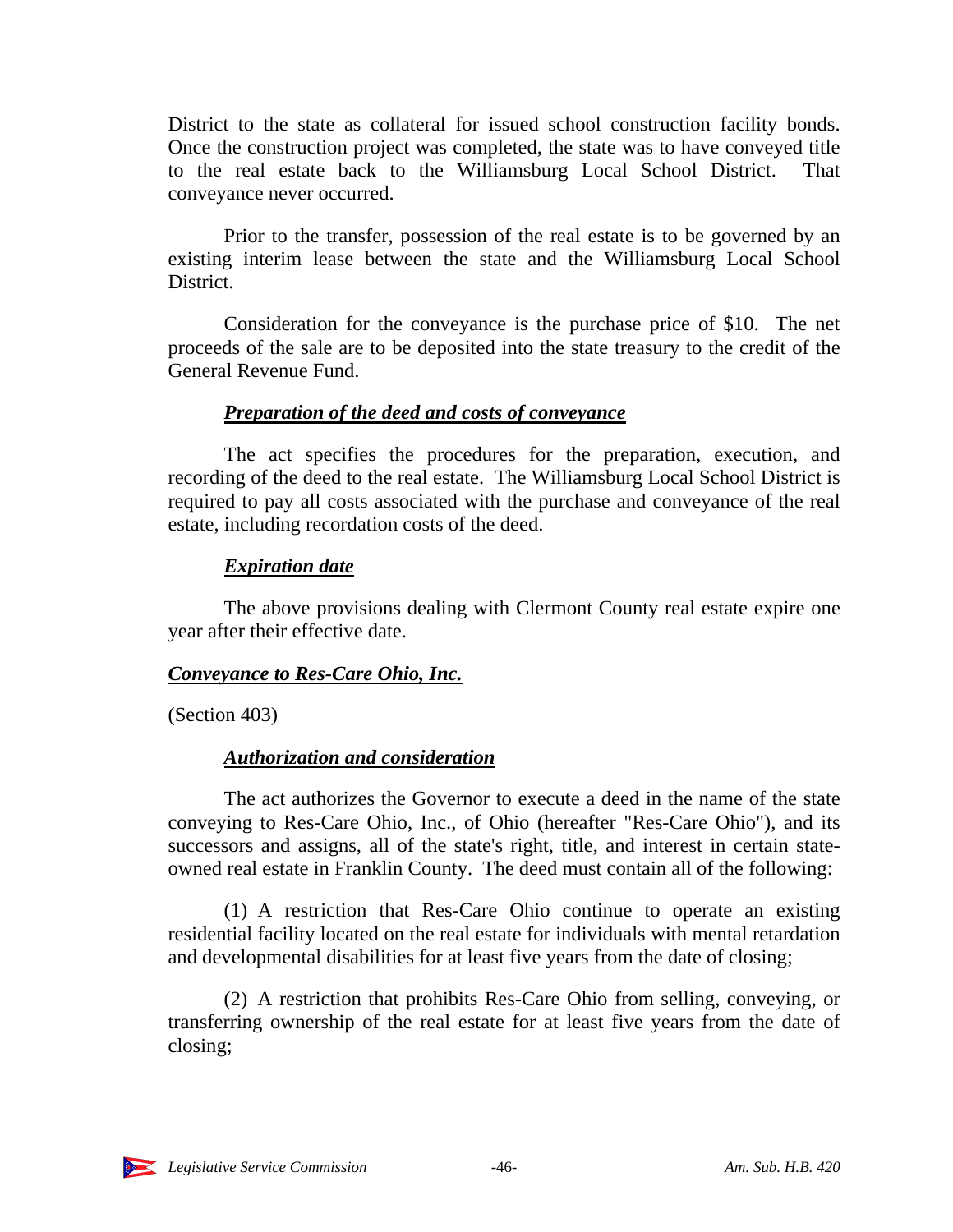District to the state as collateral for issued school construction facility bonds. Once the construction project was completed, the state was to have conveyed title to the real estate back to the Williamsburg Local School District. That conveyance never occurred.

Prior to the transfer, possession of the real estate is to be governed by an existing interim lease between the state and the Williamsburg Local School District.

Consideration for the conveyance is the purchase price of $10. The net proceeds of the sale are to be deposited into the state treasury to the credit of the General Revenue Fund.

#### *Preparation of the deed and costs of conveyance*

The act specifies the procedures for the preparation, execution, and recording of the deed to the real estate. The Williamsburg Local School District is required to pay all costs associated with the purchase and conveyance of the real estate, including recordation costs of the deed.

#### *Expiration date*

The above provisions dealing with Clermont County real estate expire one year after their effective date.

### *Conveyance to Res-Care Ohio, Inc.*

(Section 403)

#### *Authorization and consideration*

The act authorizes the Governor to execute a deed in the name of the state conveying to Res-Care Ohio, Inc., of Ohio (hereafter "Res-Care Ohio"), and its successors and assigns, all of the state's right, title, and interest in certain state-owned real estate in Franklin County. The deed must contain all of the following:

(1) A restriction that Res-Care Ohio continue to operate an existing residential facility located on the real estate for individuals with mental retardation and developmental disabilities for at least five years from the date of closing;

(2) A restriction that prohibits Res-Care Ohio from selling, conveying, or transferring ownership of the real estate for at least five years from the date of closing;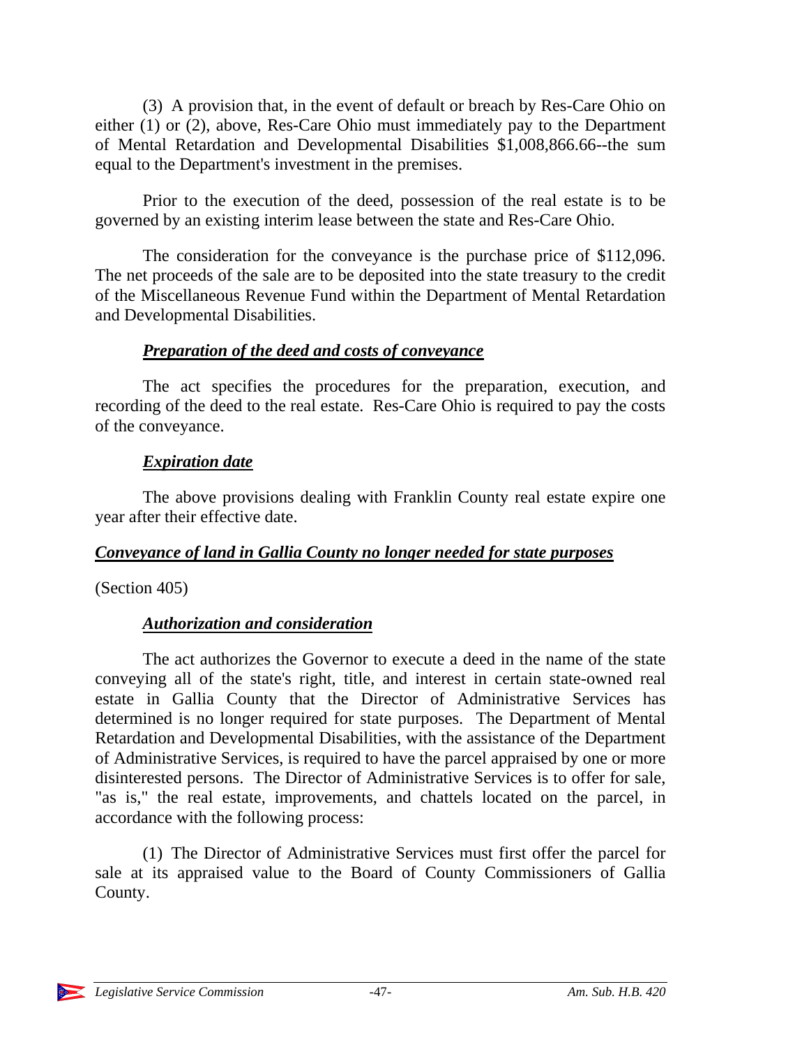(3) A provision that, in the event of default or breach by Res-Care Ohio on either (1) or (2), above, Res-Care Ohio must immediately pay to the Department of Mental Retardation and Developmental Disabilities $1,008,866.66--the sum equal to the Department's investment in the premises.

Prior to the execution of the deed, possession of the real estate is to be governed by an existing interim lease between the state and Res-Care Ohio.

The consideration for the conveyance is the purchase price of $112,096. The net proceeds of the sale are to be deposited into the state treasury to the credit of the Miscellaneous Revenue Fund within the Department of Mental Retardation and Developmental Disabilities.

#### *Preparation of the deed and costs of conveyance*

The act specifies the procedures for the preparation, execution, and recording of the deed to the real estate. Res-Care Ohio is required to pay the costs of the conveyance.

#### *Expiration date*

The above provisions dealing with Franklin County real estate expire one year after their effective date.

### *Conveyance of land in Gallia County no longer needed for state purposes*

(Section 405)

#### *Authorization and consideration*

The act authorizes the Governor to execute a deed in the name of the state conveying all of the state's right, title, and interest in certain state-owned real estate in Gallia County that the Director of Administrative Services has determined is no longer required for state purposes. The Department of Mental Retardation and Developmental Disabilities, with the assistance of the Department of Administrative Services, is required to have the parcel appraised by one or more disinterested persons. The Director of Administrative Services is to offer for sale, "as is," the real estate, improvements, and chattels located on the parcel, in accordance with the following process:

(1) The Director of Administrative Services must first offer the parcel for sale at its appraised value to the Board of County Commissioners of Gallia County.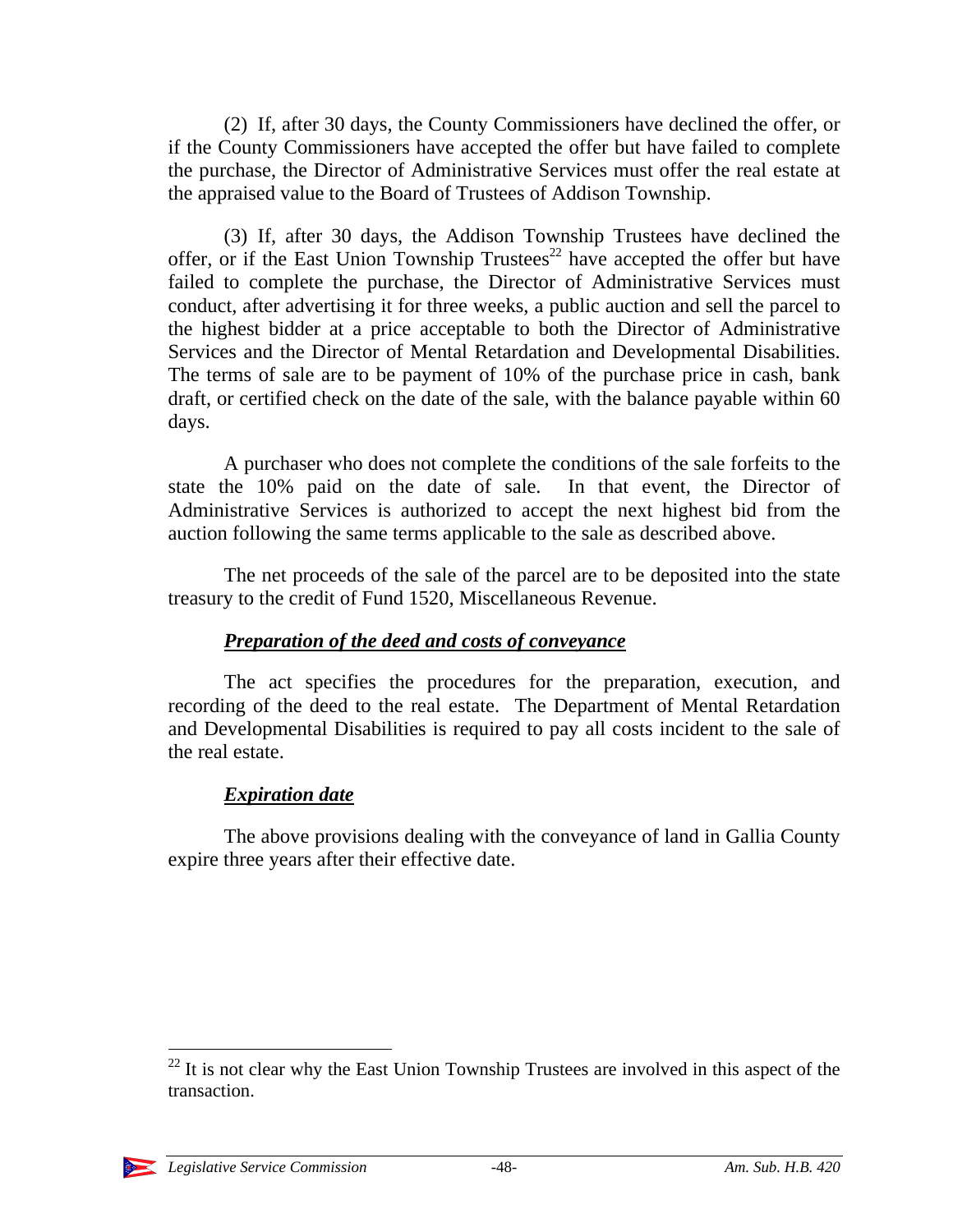(2) If, after 30 days, the County Commissioners have declined the offer, or if the County Commissioners have accepted the offer but have failed to complete the purchase, the Director of Administrative Services must offer the real estate at the appraised value to the Board of Trustees of Addison Township.

(3) If, after 30 days, the Addison Township Trustees have declined the offer, or if the East Union Township Trustees[22] have accepted the offer but have failed to complete the purchase, the Director of Administrative Services must conduct, after advertising it for three weeks, a public auction and sell the parcel to the highest bidder at a price acceptable to both the Director of Administrative Services and the Director of Mental Retardation and Developmental Disabilities. The terms of sale are to be payment of 10% of the purchase price in cash, bank draft, or certified check on the date of the sale, with the balance payable within 60 days.

A purchaser who does not complete the conditions of the sale forfeits to the state the 10% paid on the date of sale. In that event, the Director of Administrative Services is authorized to accept the next highest bid from the auction following the same terms applicable to the sale as described above.

The net proceeds of the sale of the parcel are to be deposited into the state treasury to the credit of Fund 1520, Miscellaneous Revenue.

***Preparation of the deed and costs of conveyance***

The act specifies the procedures for the preparation, execution, and recording of the deed to the real estate. The Department of Mental Retardation and Developmental Disabilities is required to pay all costs incident to the sale of the real estate.

***Expiration date***

The above provisions dealing with the conveyance of land in Gallia County expire three years after their effective date.

---

[22] It is not clear why the East Union Township Trustees are involved in this aspect of the transaction.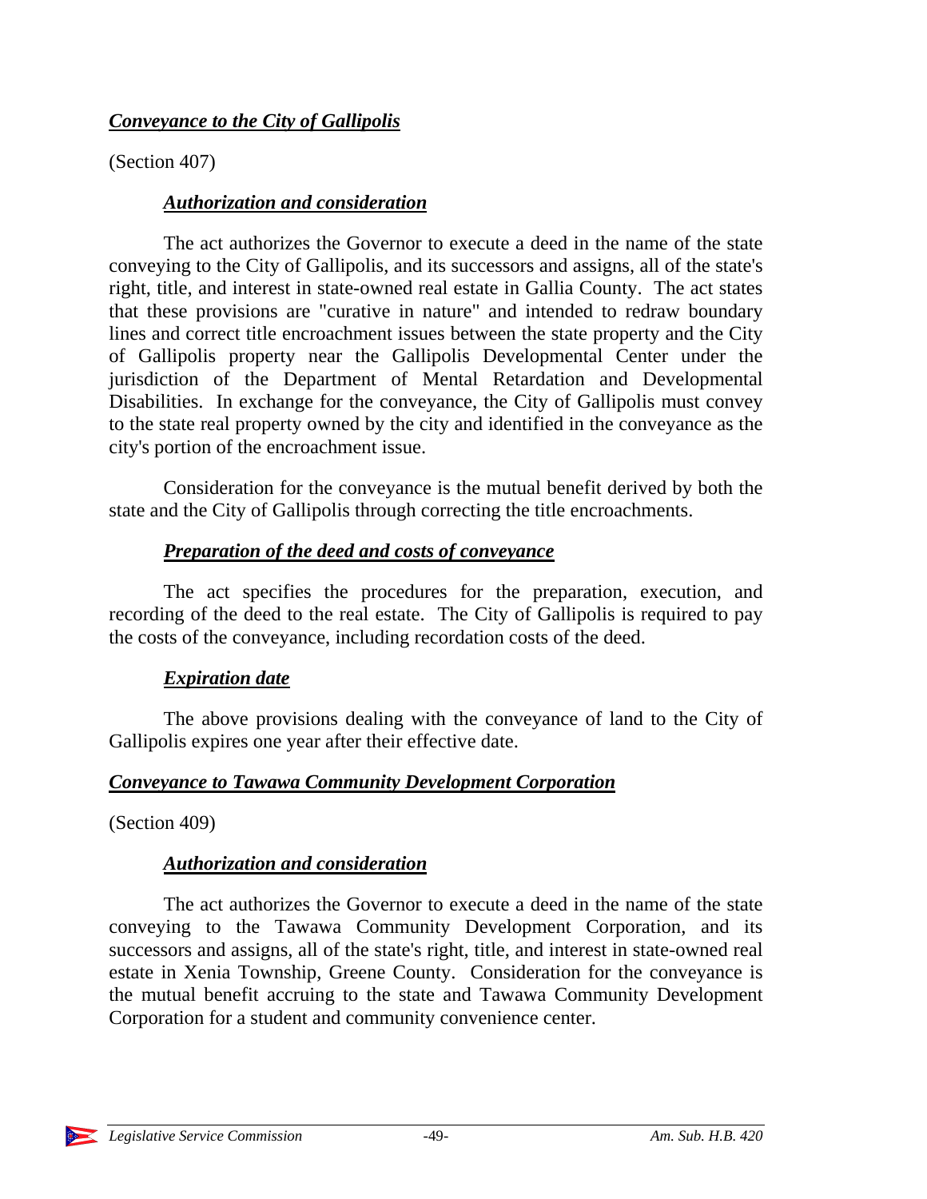## ***Conveyance to the City of Gallipolis***

(Section 407)

### ***Authorization and consideration***

The act authorizes the Governor to execute a deed in the name of the state conveying to the City of Gallipolis, and its successors and assigns, all of the state's right, title, and interest in state-owned real estate in Gallia County. The act states that these provisions are "curative in nature" and intended to redraw boundary lines and correct title encroachment issues between the state property and the City of Gallipolis property near the Gallipolis Developmental Center under the jurisdiction of the Department of Mental Retardation and Developmental Disabilities. In exchange for the conveyance, the City of Gallipolis must convey to the state real property owned by the city and identified in the conveyance as the city's portion of the encroachment issue.

Consideration for the conveyance is the mutual benefit derived by both the state and the City of Gallipolis through correcting the title encroachments.

### ***Preparation of the deed and costs of conveyance***

The act specifies the procedures for the preparation, execution, and recording of the deed to the real estate. The City of Gallipolis is required to pay the costs of the conveyance, including recordation costs of the deed.

### ***Expiration date***

The above provisions dealing with the conveyance of land to the City of Gallipolis expires one year after their effective date.

## ***Conveyance to Tawawa Community Development Corporation***

(Section 409)

### ***Authorization and consideration***

The act authorizes the Governor to execute a deed in the name of the state conveying to the Tawawa Community Development Corporation, and its successors and assigns, all of the state's right, title, and interest in state-owned real estate in Xenia Township, Greene County. Consideration for the conveyance is the mutual benefit accruing to the state and Tawawa Community Development Corporation for a student and community convenience center.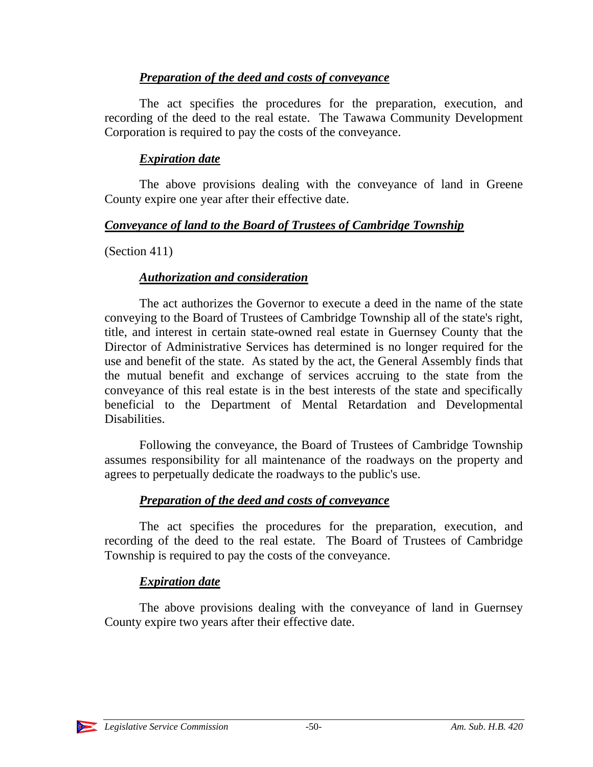#### ***Preparation of the deed and costs of conveyance***

The act specifies the procedures for the preparation, execution, and recording of the deed to the real estate. The Tawawa Community Development Corporation is required to pay the costs of the conveyance.

#### ***Expiration date***

The above provisions dealing with the conveyance of land in Greene County expire one year after their effective date.

### ***Conveyance of land to the Board of Trustees of Cambridge Township***

(Section 411)

#### ***Authorization and consideration***

The act authorizes the Governor to execute a deed in the name of the state conveying to the Board of Trustees of Cambridge Township all of the state's right, title, and interest in certain state-owned real estate in Guernsey County that the Director of Administrative Services has determined is no longer required for the use and benefit of the state. As stated by the act, the General Assembly finds that the mutual benefit and exchange of services accruing to the state from the conveyance of this real estate is in the best interests of the state and specifically beneficial to the Department of Mental Retardation and Developmental Disabilities.

Following the conveyance, the Board of Trustees of Cambridge Township assumes responsibility for all maintenance of the roadways on the property and agrees to perpetually dedicate the roadways to the public's use.

#### ***Preparation of the deed and costs of conveyance***

The act specifies the procedures for the preparation, execution, and recording of the deed to the real estate. The Board of Trustees of Cambridge Township is required to pay the costs of the conveyance.

#### ***Expiration date***

The above provisions dealing with the conveyance of land in Guernsey County expire two years after their effective date.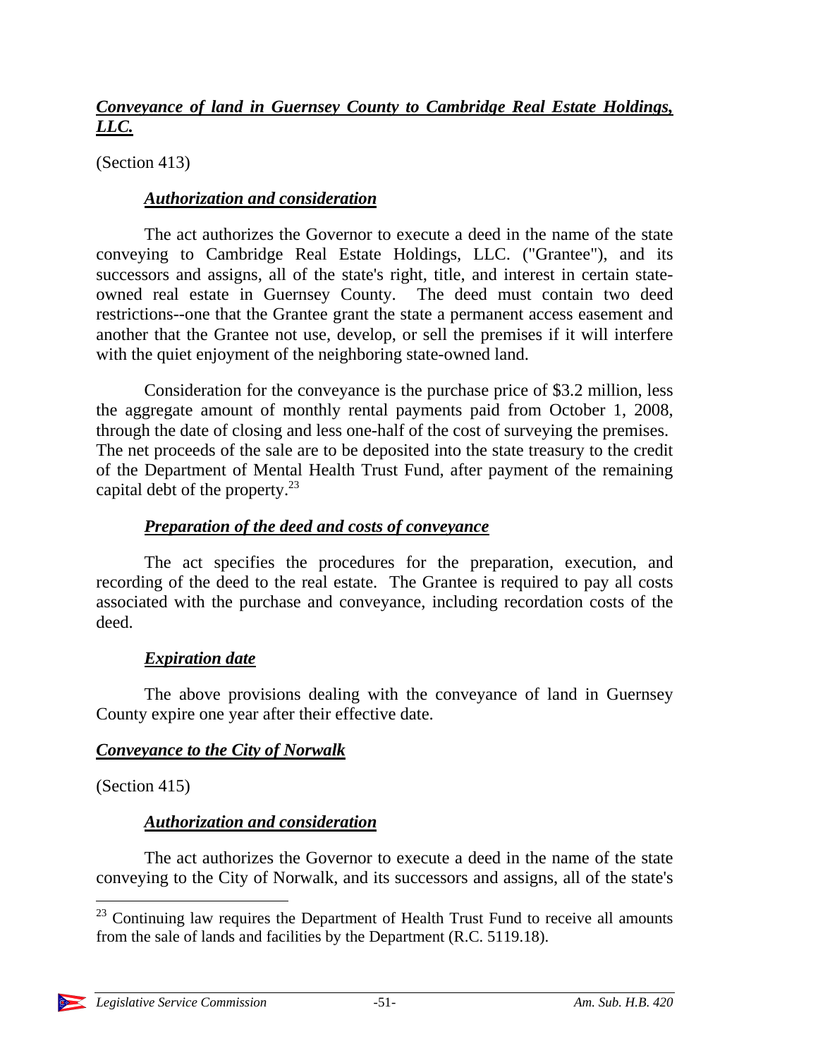***Conveyance of land in Guernsey County to Cambridge Real Estate Holdings, LLC.***

(Section 413)

***Authorization and consideration***

The act authorizes the Governor to execute a deed in the name of the state conveying to Cambridge Real Estate Holdings, LLC. ("Grantee"), and its successors and assigns, all of the state's right, title, and interest in certain state-owned real estate in Guernsey County. The deed must contain two deed restrictions--one that the Grantee grant the state a permanent access easement and another that the Grantee not use, develop, or sell the premises if it will interfere with the quiet enjoyment of the neighboring state-owned land.

Consideration for the conveyance is the purchase price of $3.2 million, less the aggregate amount of monthly rental payments paid from October 1, 2008, through the date of closing and less one-half of the cost of surveying the premises. The net proceeds of the sale are to be deposited into the state treasury to the credit of the Department of Mental Health Trust Fund, after payment of the remaining capital debt of the property.[23]

***Preparation of the deed and costs of conveyance***

The act specifies the procedures for the preparation, execution, and recording of the deed to the real estate. The Grantee is required to pay all costs associated with the purchase and conveyance, including recordation costs of the deed.

***Expiration date***

The above provisions dealing with the conveyance of land in Guernsey County expire one year after their effective date.

***Conveyance to the City of Norwalk***

(Section 415)

***Authorization and consideration***

The act authorizes the Governor to execute a deed in the name of the state conveying to the City of Norwalk, and its successors and assigns, all of the state's

[23] Continuing law requires the Department of Health Trust Fund to receive all amounts from the sale of lands and facilities by the Department (R.C. 5119.18).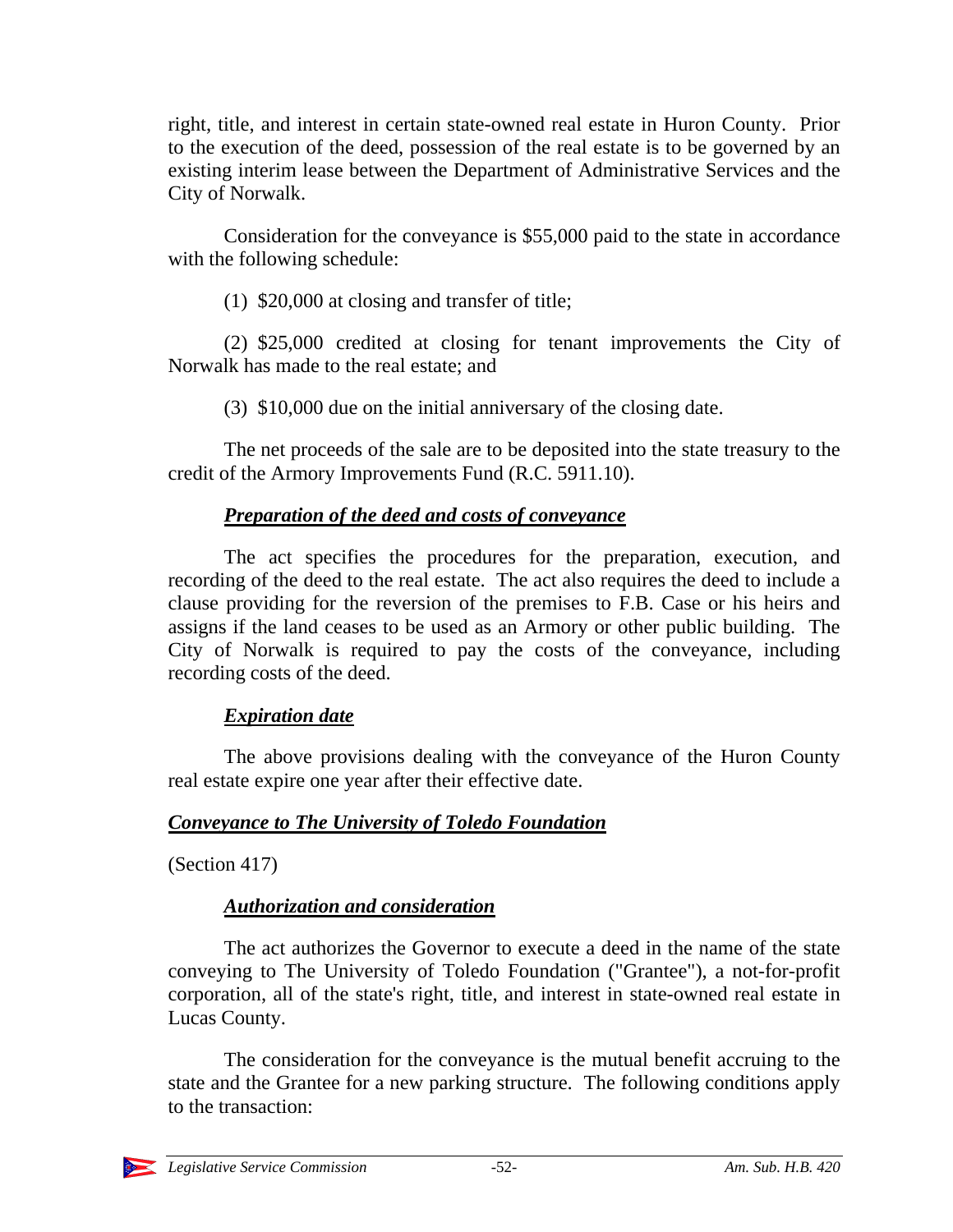right, title, and interest in certain state-owned real estate in Huron County. Prior to the execution of the deed, possession of the real estate is to be governed by an existing interim lease between the Department of Administrative Services and the City of Norwalk.

Consideration for the conveyance is $55,000 paid to the state in accordance with the following schedule:

(1) $20,000 at closing and transfer of title;

(2) $25,000 credited at closing for tenant improvements the City of Norwalk has made to the real estate; and

(3) $10,000 due on the initial anniversary of the closing date.

The net proceeds of the sale are to be deposited into the state treasury to the credit of the Armory Improvements Fund (R.C. 5911.10).

#### ***Preparation of the deed and costs of conveyance***

The act specifies the procedures for the preparation, execution, and recording of the deed to the real estate. The act also requires the deed to include a clause providing for the reversion of the premises to F.B. Case or his heirs and assigns if the land ceases to be used as an Armory or other public building. The City of Norwalk is required to pay the costs of the conveyance, including recording costs of the deed.

#### ***Expiration date***

The above provisions dealing with the conveyance of the Huron County real estate expire one year after their effective date.

### ***Conveyance to The University of Toledo Foundation***

(Section 417)

#### ***Authorization and consideration***

The act authorizes the Governor to execute a deed in the name of the state conveying to The University of Toledo Foundation ("Grantee"), a not-for-profit corporation, all of the state's right, title, and interest in state-owned real estate in Lucas County.

The consideration for the conveyance is the mutual benefit accruing to the state and the Grantee for a new parking structure. The following conditions apply to the transaction: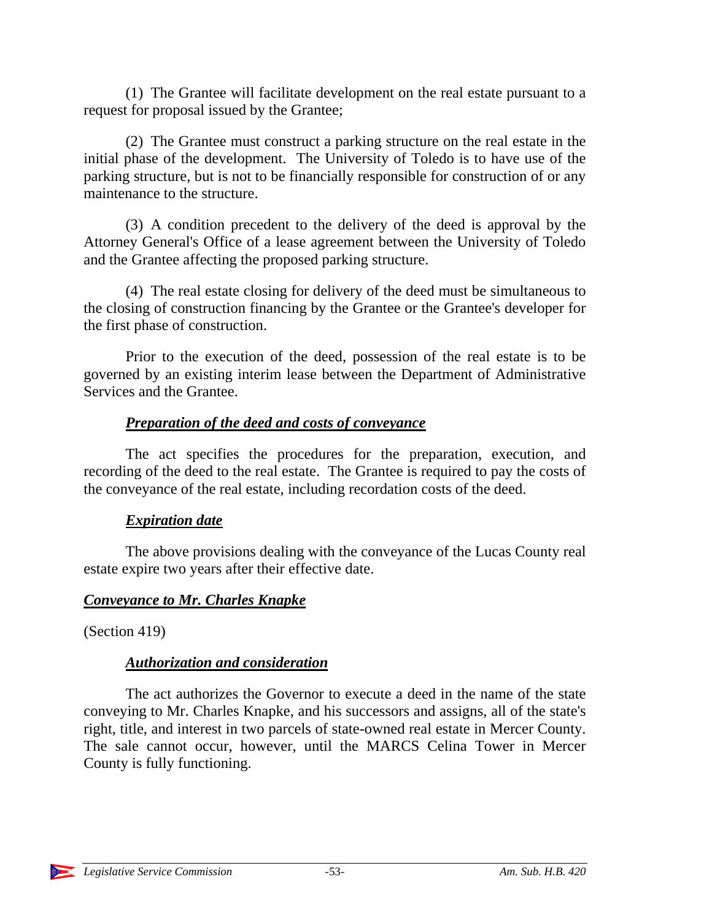(1) The Grantee will facilitate development on the real estate pursuant to a request for proposal issued by the Grantee;

(2) The Grantee must construct a parking structure on the real estate in the initial phase of the development. The University of Toledo is to have use of the parking structure, but is not to be financially responsible for construction of or any maintenance to the structure.

(3) A condition precedent to the delivery of the deed is approval by the Attorney General's Office of a lease agreement between the University of Toledo and the Grantee affecting the proposed parking structure.

(4) The real estate closing for delivery of the deed must be simultaneous to the closing of construction financing by the Grantee or the Grantee's developer for the first phase of construction.

Prior to the execution of the deed, possession of the real estate is to be governed by an existing interim lease between the Department of Administrative Services and the Grantee.

#### ***Preparation of the deed and costs of conveyance***

The act specifies the procedures for the preparation, execution, and recording of the deed to the real estate. The Grantee is required to pay the costs of the conveyance of the real estate, including recordation costs of the deed.

#### ***Expiration date***

The above provisions dealing with the conveyance of the Lucas County real estate expire two years after their effective date.

### ***Conveyance to Mr. Charles Knapke***

(Section 419)

#### ***Authorization and consideration***

The act authorizes the Governor to execute a deed in the name of the state conveying to Mr. Charles Knapke, and his successors and assigns, all of the state's right, title, and interest in two parcels of state-owned real estate in Mercer County. The sale cannot occur, however, until the MARCS Celina Tower in Mercer County is fully functioning.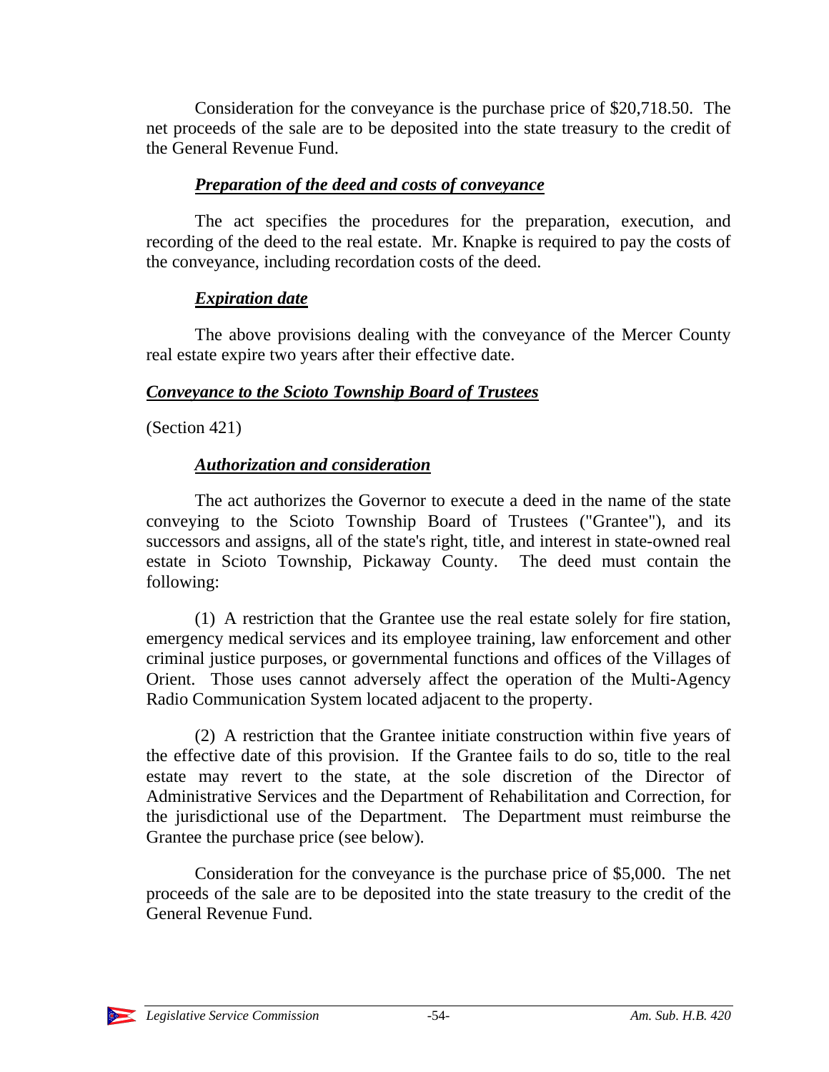Consideration for the conveyance is the purchase price of $20,718.50. The net proceeds of the sale are to be deposited into the state treasury to the credit of the General Revenue Fund.

***Preparation of the deed and costs of conveyance***

The act specifies the procedures for the preparation, execution, and recording of the deed to the real estate. Mr. Knapke is required to pay the costs of the conveyance, including recordation costs of the deed.

***Expiration date***

The above provisions dealing with the conveyance of the Mercer County real estate expire two years after their effective date.

***Conveyance to the Scioto Township Board of Trustees***

(Section 421)

***Authorization and consideration***

The act authorizes the Governor to execute a deed in the name of the state conveying to the Scioto Township Board of Trustees ("Grantee"), and its successors and assigns, all of the state's right, title, and interest in state-owned real estate in Scioto Township, Pickaway County. The deed must contain the following:

(1) A restriction that the Grantee use the real estate solely for fire station, emergency medical services and its employee training, law enforcement and other criminal justice purposes, or governmental functions and offices of the Villages of Orient. Those uses cannot adversely affect the operation of the Multi-Agency Radio Communication System located adjacent to the property.

(2) A restriction that the Grantee initiate construction within five years of the effective date of this provision. If the Grantee fails to do so, title to the real estate may revert to the state, at the sole discretion of the Director of Administrative Services and the Department of Rehabilitation and Correction, for the jurisdictional use of the Department. The Department must reimburse the Grantee the purchase price (see below).

Consideration for the conveyance is the purchase price of $5,000. The net proceeds of the sale are to be deposited into the state treasury to the credit of the General Revenue Fund.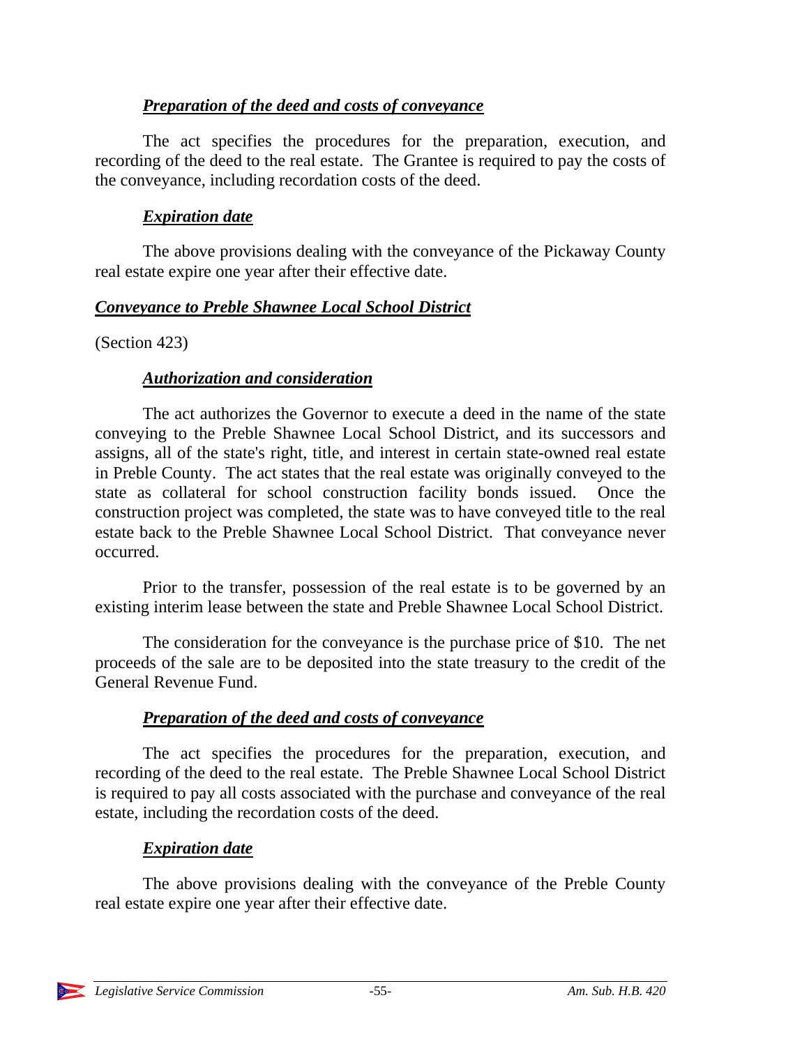### *Preparation of the deed and costs of conveyance*

The act specifies the procedures for the preparation, execution, and recording of the deed to the real estate. The Grantee is required to pay the costs of the conveyance, including recordation costs of the deed.

### *Expiration date*

The above provisions dealing with the conveyance of the Pickaway County real estate expire one year after their effective date.

## *Conveyance to Preble Shawnee Local School District*

(Section 423)

### *Authorization and consideration*

The act authorizes the Governor to execute a deed in the name of the state conveying to the Preble Shawnee Local School District, and its successors and assigns, all of the state's right, title, and interest in certain state-owned real estate in Preble County. The act states that the real estate was originally conveyed to the state as collateral for school construction facility bonds issued. Once the construction project was completed, the state was to have conveyed title to the real estate back to the Preble Shawnee Local School District. That conveyance never occurred.

Prior to the transfer, possession of the real estate is to be governed by an existing interim lease between the state and Preble Shawnee Local School District.

The consideration for the conveyance is the purchase price of $10. The net proceeds of the sale are to be deposited into the state treasury to the credit of the General Revenue Fund.

### *Preparation of the deed and costs of conveyance*

The act specifies the procedures for the preparation, execution, and recording of the deed to the real estate. The Preble Shawnee Local School District is required to pay all costs associated with the purchase and conveyance of the real estate, including the recordation costs of the deed.

### *Expiration date*

The above provisions dealing with the conveyance of the Preble County real estate expire one year after their effective date.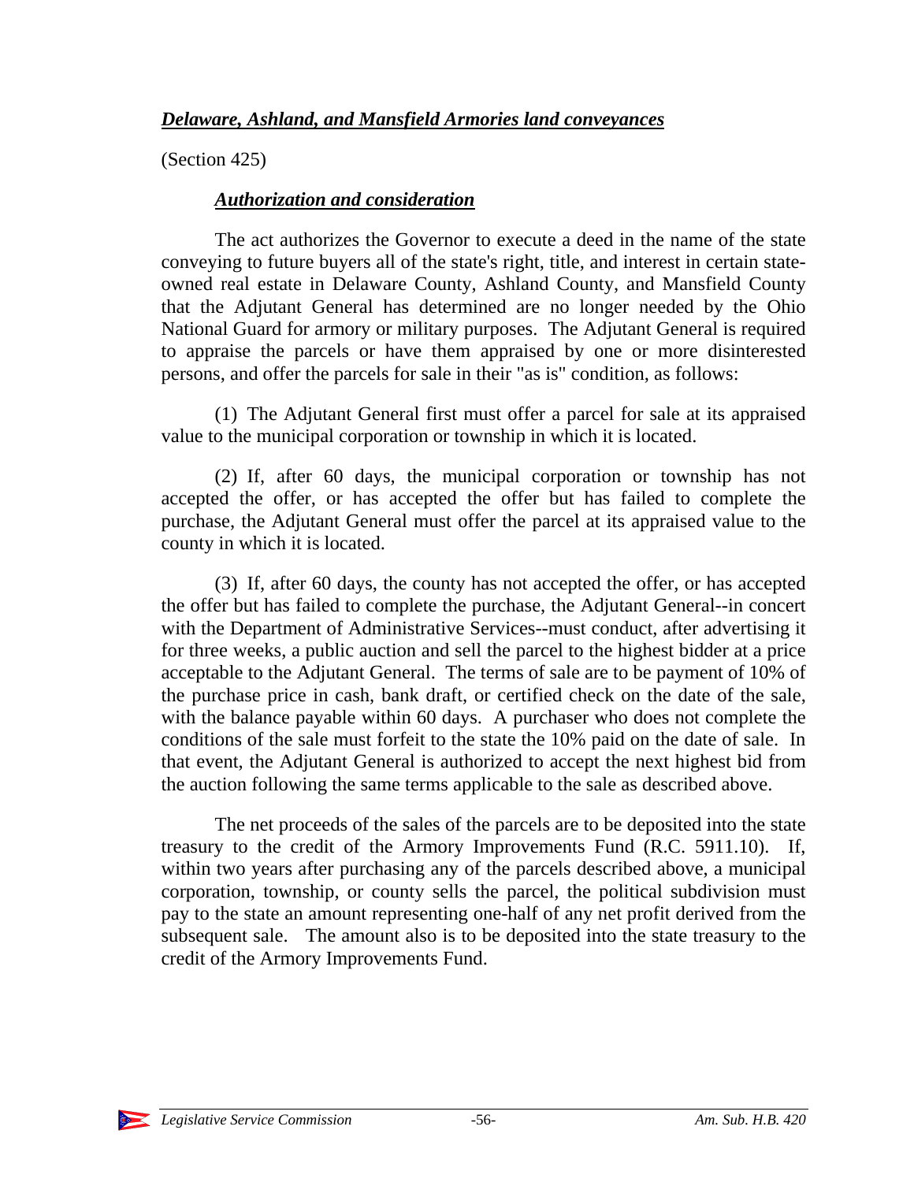### ***Delaware, Ashland, and Mansfield Armories land conveyances***

(Section 425)

#### ***Authorization and consideration***

The act authorizes the Governor to execute a deed in the name of the state conveying to future buyers all of the state's right, title, and interest in certain state-owned real estate in Delaware County, Ashland County, and Mansfield County that the Adjutant General has determined are no longer needed by the Ohio National Guard for armory or military purposes. The Adjutant General is required to appraise the parcels or have them appraised by one or more disinterested persons, and offer the parcels for sale in their "as is" condition, as follows:

(1) The Adjutant General first must offer a parcel for sale at its appraised value to the municipal corporation or township in which it is located.

(2) If, after 60 days, the municipal corporation or township has not accepted the offer, or has accepted the offer but has failed to complete the purchase, the Adjutant General must offer the parcel at its appraised value to the county in which it is located.

(3) If, after 60 days, the county has not accepted the offer, or has accepted the offer but has failed to complete the purchase, the Adjutant General--in concert with the Department of Administrative Services--must conduct, after advertising it for three weeks, a public auction and sell the parcel to the highest bidder at a price acceptable to the Adjutant General. The terms of sale are to be payment of 10% of the purchase price in cash, bank draft, or certified check on the date of the sale, with the balance payable within 60 days. A purchaser who does not complete the conditions of the sale must forfeit to the state the 10% paid on the date of sale. In that event, the Adjutant General is authorized to accept the next highest bid from the auction following the same terms applicable to the sale as described above.

The net proceeds of the sales of the parcels are to be deposited into the state treasury to the credit of the Armory Improvements Fund (R.C. 5911.10). If, within two years after purchasing any of the parcels described above, a municipal corporation, township, or county sells the parcel, the political subdivision must pay to the state an amount representing one-half of any net profit derived from the subsequent sale. The amount also is to be deposited into the state treasury to the credit of the Armory Improvements Fund.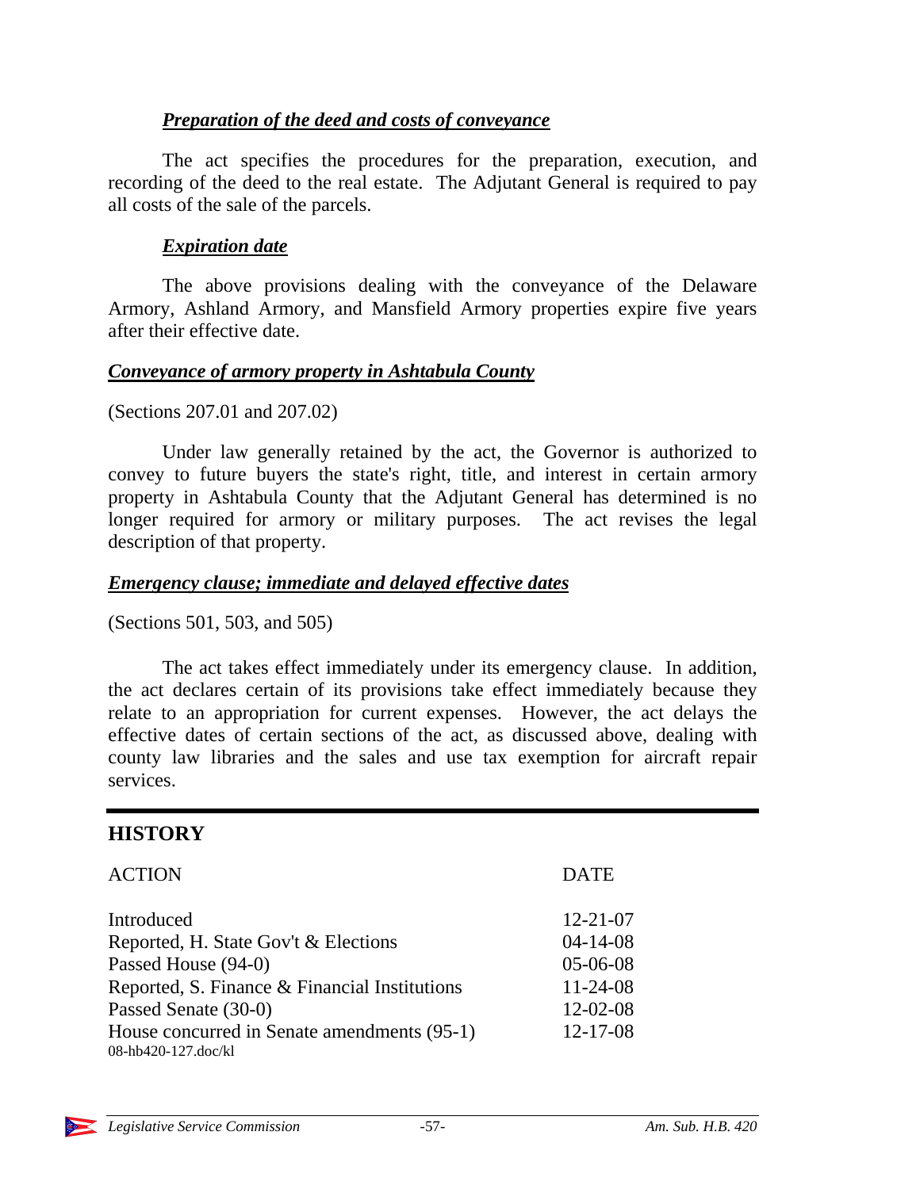### ***Preparation of the deed and costs of conveyance***

The act specifies the procedures for the preparation, execution, and recording of the deed to the real estate. The Adjutant General is required to pay all costs of the sale of the parcels.

### ***Expiration date***

The above provisions dealing with the conveyance of the Delaware Armory, Ashland Armory, and Mansfield Armory properties expire five years after their effective date.

## ***Conveyance of armory property in Ashtabula County***

(Sections 207.01 and 207.02)

Under law generally retained by the act, the Governor is authorized to convey to future buyers the state's right, title, and interest in certain armory property in Ashtabula County that the Adjutant General has determined is no longer required for armory or military purposes. The act revises the legal description of that property.

## ***Emergency clause; immediate and delayed effective dates***

(Sections 501, 503, and 505)

The act takes effect immediately under its emergency clause. In addition, the act declares certain of its provisions take effect immediately because they relate to an appropriation for current expenses. However, the act delays the effective dates of certain sections of the act, as discussed above, dealing with county law libraries and the sales and use tax exemption for aircraft repair services.

## **HISTORY**

| ACTION | DATE |
|---|---|
| Introduced | 12-21-07 |
| Reported, H. State Gov't & Elections | 04-14-08 |
| Passed House (94-0) | 05-06-08 |
| Reported, S. Finance & Financial Institutions | 11-24-08 |
| Passed Senate (30-0) | 12-02-08 |
| House concurred in Senate amendments (95-1) | 12-17-08 |

08-hb420-127.doc/kl